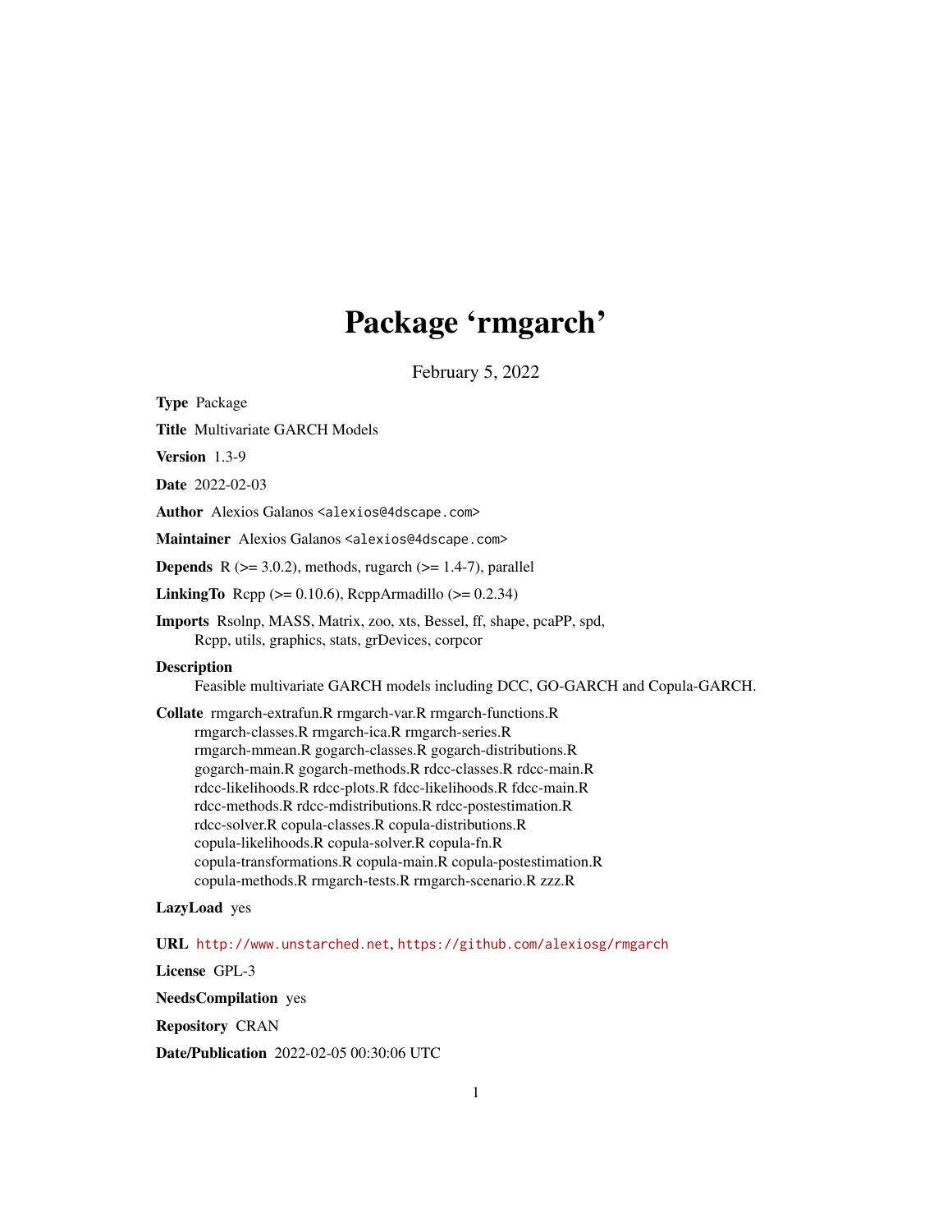# Package 'rmgarch'

February 5, 2022

**Type** Package

**Title** Multivariate GARCH Models

**Version** 1.3-9

**Date** 2022-02-03

**Author** Alexios Galanos <alexios@4dscape.com>

**Maintainer** Alexios Galanos <alexios@4dscape.com>

**Depends** R (>= 3.0.2), methods, rugarch (>= 1.4-7), parallel

**LinkingTo** Rcpp (>= 0.10.6), RcppArmadillo (>= 0.2.34)

**Imports** Rsolnp, MASS, Matrix, zoo, xts, Bessel, ff, shape, pcaPP, spd, Rcpp, utils, graphics, stats, grDevices, corpcor

**Description** Feasible multivariate GARCH models including DCC, GO-GARCH and Copula-GARCH.

**Collate** rmgarch-extrafun.R rmgarch-var.R rmgarch-functions.R rmgarch-classes.R rmgarch-ica.R rmgarch-series.R rmgarch-mmean.R gogarch-classes.R gogarch-distributions.R gogarch-main.R gogarch-methods.R rdcc-classes.R rdcc-main.R rdcc-likelihoods.R rdcc-plots.R fdcc-likelihoods.R fdcc-main.R rdcc-methods.R rdcc-mdistributions.R rdcc-postestimation.R rdcc-solver.R copula-classes.R copula-distributions.R copula-likelihoods.R copula-solver.R copula-fn.R copula-transformations.R copula-main.R copula-postestimation.R copula-methods.R rmgarch-tests.R rmgarch-scenario.R zzz.R

**LazyLoad** yes

**URL** http://www.unstarched.net, https://github.com/alexiosg/rmgarch

**License** GPL-3

**NeedsCompilation** yes

**Repository** CRAN

**Date/Publication** 2022-02-05 00:30:06 UTC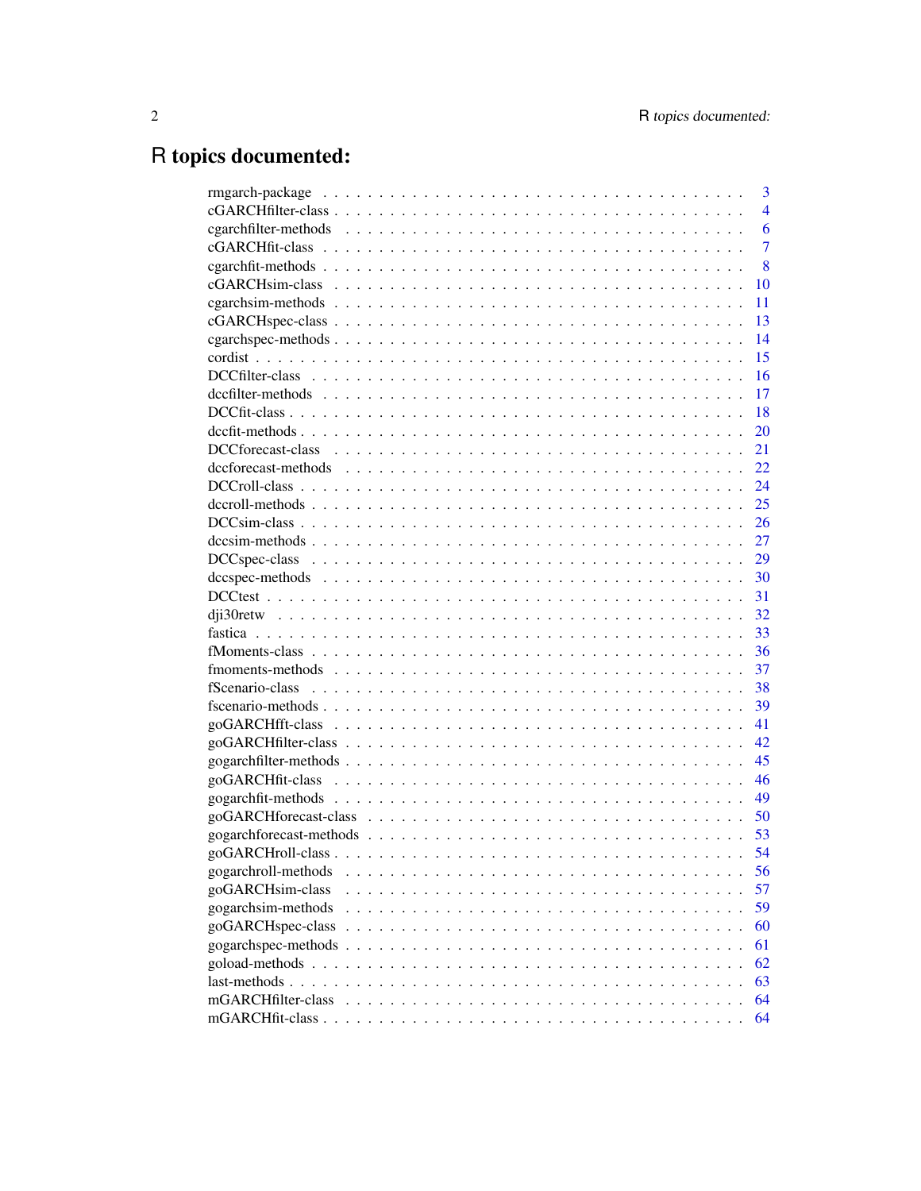# R topics documented:

| | |
|---|---|
| rmgarch-package | 3 |
| cGARCHfilter-class | 4 |
| cgarchfilter-methods | 6 |
| cGARCHfit-class | 7 |
| cgarchfit-methods | 8 |
| cGARCHsim-class | 10 |
| cgarchsim-methods | 11 |
| cGARCHspec-class | 13 |
| cgarchspec-methods | 14 |
| cordist | 15 |
| DCCfilter-class | 16 |
| dccfilter-methods | 17 |
| DCCfit-class | 18 |
| dccfit-methods | 20 |
| DCCforecast-class | 21 |
| dccforecast-methods | 22 |
| DCCroll-class | 24 |
| dccroll-methods | 25 |
| DCCsim-class | 26 |
| dccsim-methods | 27 |
| DCCspec-class | 29 |
| dccspec-methods | 30 |
| DCCtest | 31 |
| dji30retw | 32 |
| fastica | 33 |
| fMoments-class | 36 |
| fmoments-methods | 37 |
| fScenario-class | 38 |
| fscenario-methods | 39 |
| goGARCHfft-class | 41 |
| goGARCHfilter-class | 42 |
| gogarchfilter-methods | 45 |
| goGARCHfit-class | 46 |
| gogarchfit-methods | 49 |
| goGARCHforecast-class | 50 |
| gogarchforecast-methods | 53 |
| goGARCHroll-class | 54 |
| gogarchroll-methods | 56 |
| goGARCHsim-class | 57 |
| gogarchsim-methods | 59 |
| goGARCHspec-class | 60 |
| gogarchspec-methods | 61 |
| goload-methods | 62 |
| last-methods | 63 |
| mGARCHfilter-class | 64 |
| mGARCHfit-class | 64 |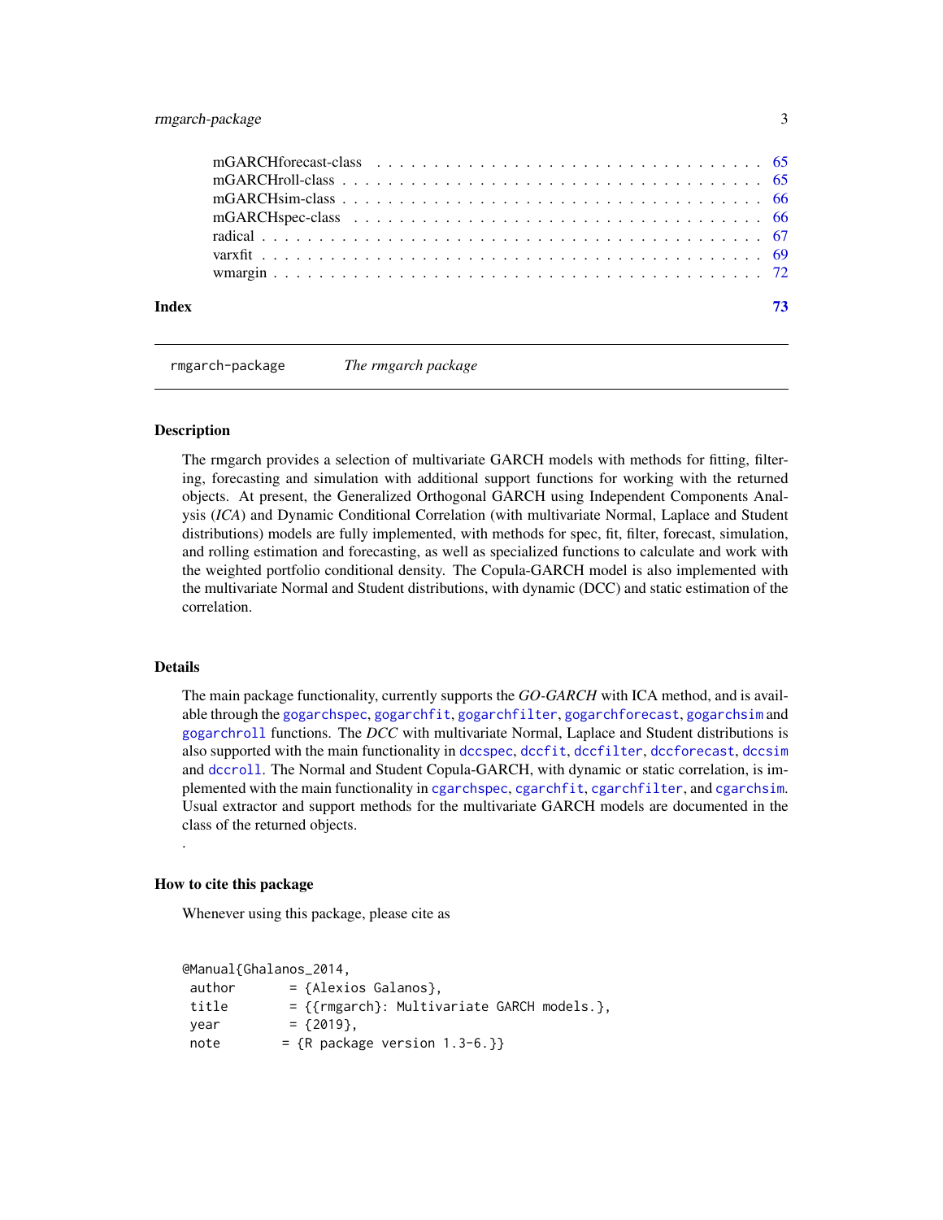mGARCHforecast-class . . . . . . . . . . . . . . . . . . . . . . . . . . . . . . . . 65
mGARCHroll-class . . . . . . . . . . . . . . . . . . . . . . . . . . . . . . . . . . 65
mGARCHsim-class . . . . . . . . . . . . . . . . . . . . . . . . . . . . . . . . . . 66
mGARCHspec-class . . . . . . . . . . . . . . . . . . . . . . . . . . . . . . . . . 66
radical . . . . . . . . . . . . . . . . . . . . . . . . . . . . . . . . . . . . . . . 67
varxfit . . . . . . . . . . . . . . . . . . . . . . . . . . . . . . . . . . . . . . . 69
wmargin . . . . . . . . . . . . . . . . . . . . . . . . . . . . . . . . . . . . . . 72

**Index** **73**

---

`rmgarch-package` *The rmgarch package*

---

### Description

The rmgarch provides a selection of multivariate GARCH models with methods for fitting, filtering, forecasting and simulation with additional support functions for working with the returned objects. At present, the Generalized Orthogonal GARCH using Independent Components Analysis (*ICA*) and Dynamic Conditional Correlation (with multivariate Normal, Laplace and Student distributions) models are fully implemented, with methods for spec, fit, filter, forecast, simulation, and rolling estimation and forecasting, as well as specialized functions to calculate and work with the weighted portfolio conditional density. The Copula-GARCH model is also implemented with the multivariate Normal and Student distributions, with dynamic (DCC) and static estimation of the correlation.

### Details

The main package functionality, currently supports the *GO-GARCH* with ICA method, and is available through the `gogarchspec`, `gogarchfit`, `gogarchfilter`, `gogarchforecast`, `gogarchsim` and `gogarchroll` functions. The *DCC* with multivariate Normal, Laplace and Student distributions is also supported with the main functionality in `dccspec`, `dccfit`, `dccfilter`, `dccforecast`, `dccsim` and `dccroll`. The Normal and Student Copula-GARCH, with dynamic or static correlation, is implemented with the main functionality in `cgarchspec`, `cgarchfit`, `cgarchfilter`, and `cgarchsim`. Usual extractor and support methods for the multivariate GARCH models are documented in the class of the returned objects.

.

### How to cite this package

Whenever using this package, please cite as

```
@Manual{Ghalanos_2014,
 author       = {Alexios Galanos},
 title        = {{rmgarch}: Multivariate GARCH models.},
 year         = {2019},
 note        = {R package version 1.3-6.}}
```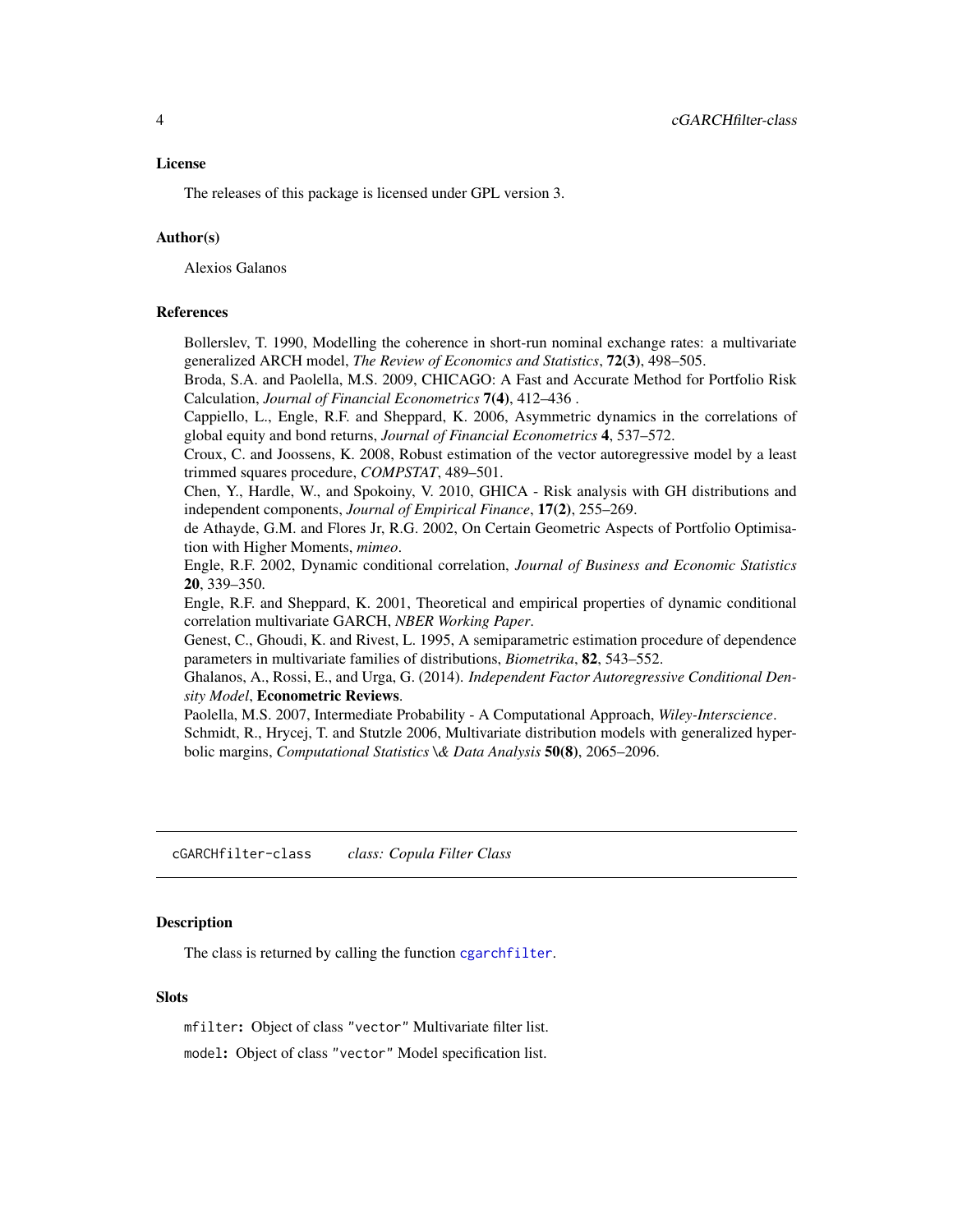### License

The releases of this package is licensed under GPL version 3.

### Author(s)

Alexios Galanos

### References

Bollerslev, T. 1990, Modelling the coherence in short-run nominal exchange rates: a multivariate generalized ARCH model, *The Review of Economics and Statistics*, **72(3)**, 498–505.
Broda, S.A. and Paolella, M.S. 2009, CHICAGO: A Fast and Accurate Method for Portfolio Risk Calculation, *Journal of Financial Econometrics* **7(4)**, 412–436 .
Cappiello, L., Engle, R.F. and Sheppard, K. 2006, Asymmetric dynamics in the correlations of global equity and bond returns, *Journal of Financial Econometrics* **4**, 537–572.
Croux, C. and Joossens, K. 2008, Robust estimation of the vector autoregressive model by a least trimmed squares procedure, *COMPSTAT*, 489–501.
Chen, Y., Hardle, W., and Spokoiny, V. 2010, GHICA - Risk analysis with GH distributions and independent components, *Journal of Empirical Finance*, **17(2)**, 255–269.
de Athayde, G.M. and Flores Jr, R.G. 2002, On Certain Geometric Aspects of Portfolio Optimisation with Higher Moments, *mimeo*.
Engle, R.F. 2002, Dynamic conditional correlation, *Journal of Business and Economic Statistics* **20**, 339–350.
Engle, R.F. and Sheppard, K. 2001, Theoretical and empirical properties of dynamic conditional correlation multivariate GARCH, *NBER Working Paper*.
Genest, C., Ghoudi, K. and Rivest, L. 1995, A semiparametric estimation procedure of dependence parameters in multivariate families of distributions, *Biometrika*, **82**, 543–552.
Ghalanos, A., Rossi, E., and Urga, G. (2014). *Independent Factor Autoregressive Conditional Density Model*, **Econometric Reviews**.
Paolella, M.S. 2007, Intermediate Probability - A Computational Approach, *Wiley-Interscience*.
Schmidt, R., Hrycej, T. and Stutzle 2006, Multivariate distribution models with generalized hyperbolic margins, *Computational Statistics \& Data Analysis* **50(8)**, 2065–2096.

---

## cGARCHfilter-class &nbsp;&nbsp;&nbsp; *class: Copula Filter Class*

### Description

The class is returned by calling the function `cgarchfilter`.

### Slots

`mfilter`: Object of class `"vector"` Multivariate filter list.

`model`: Object of class `"vector"` Model specification list.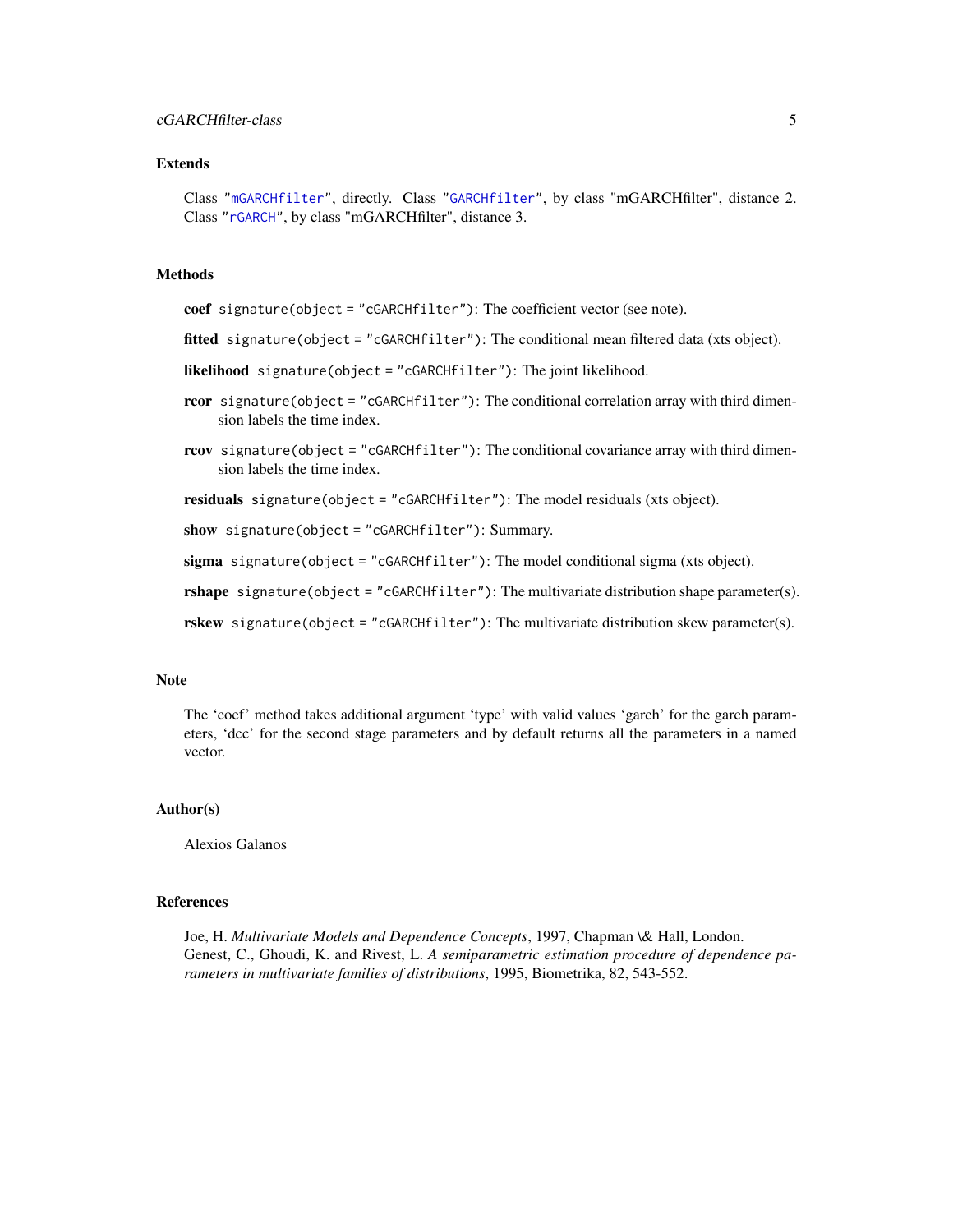## Extends

Class "mGARCHfilter", directly. Class "GARCHfilter", by class "mGARCHfilter", distance 2. Class "rGARCH", by class "mGARCHfilter", distance 3.

## Methods

**coef** `signature(object = "cGARCHfilter")`: The coefficient vector (see note).

**fitted** `signature(object = "cGARCHfilter")`: The conditional mean filtered data (xts object).

**likelihood** `signature(object = "cGARCHfilter")`: The joint likelihood.

**rcor** `signature(object = "cGARCHfilter")`: The conditional correlation array with third dimension labels the time index.

**rcov** `signature(object = "cGARCHfilter")`: The conditional covariance array with third dimension labels the time index.

**residuals** `signature(object = "cGARCHfilter")`: The model residuals (xts object).

**show** `signature(object = "cGARCHfilter")`: Summary.

**sigma** `signature(object = "cGARCHfilter")`: The model conditional sigma (xts object).

**rshape** `signature(object = "cGARCHfilter")`: The multivariate distribution shape parameter(s).

**rskew** `signature(object = "cGARCHfilter")`: The multivariate distribution skew parameter(s).

## Note

The 'coef' method takes additional argument 'type' with valid values 'garch' for the garch parameters, 'dcc' for the second stage parameters and by default returns all the parameters in a named vector.

## Author(s)

Alexios Galanos

## References

Joe, H. *Multivariate Models and Dependence Concepts*, 1997, Chapman \& Hall, London.
Genest, C., Ghoudi, K. and Rivest, L. *A semiparametric estimation procedure of dependence parameters in multivariate families of distributions*, 1995, Biometrika, 82, 543-552.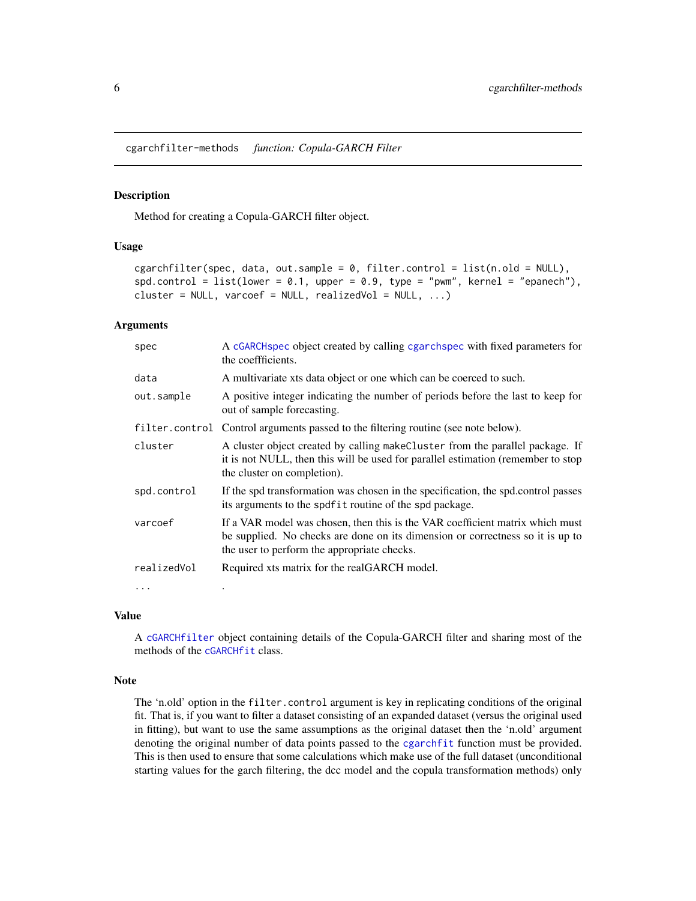cgarchfilter-methods *function: Copula-GARCH Filter*

## Description

Method for creating a Copula-GARCH filter object.

## Usage

```
cgarchfilter(spec, data, out.sample = 0, filter.control = list(n.old = NULL),
spd.control = list(lower = 0.1, upper = 0.9, type = "pwm", kernel = "epanech"),
cluster = NULL, varcoef = NULL, realizedVol = NULL, ...)
```

## Arguments

| | |
|---|---|
| spec | A cGARCHspec object created by calling cgarchspec with fixed parameters for the coeffficients. |
| data | A multivariate xts data object or one which can be coerced to such. |
| out.sample | A positive integer indicating the number of periods before the last to keep for out of sample forecasting. |
| filter.control | Control arguments passed to the filtering routine (see note below). |
| cluster | A cluster object created by calling makeCluster from the parallel package. If it is not NULL, then this will be used for parallel estimation (remember to stop the cluster on completion). |
| spd.control | If the spd transformation was chosen in the specification, the spd.control passes its arguments to the spdfit routine of the spd package. |
| varcoef | If a VAR model was chosen, then this is the VAR coefficient matrix which must be supplied. No checks are done on its dimension or correctness so it is up to the user to perform the appropriate checks. |
| realizedVol | Required xts matrix for the realGARCH model. |
| ... | . |

## Value

A cGARCHfilter object containing details of the Copula-GARCH filter and sharing most of the methods of the cGARCHfit class.

## Note

The 'n.old' option in the filter.control argument is key in replicating conditions of the original fit. That is, if you want to filter a dataset consisting of an expanded dataset (versus the original used in fitting), but want to use the same assumptions as the original dataset then the 'n.old' argument denoting the original number of data points passed to the cgarchfit function must be provided. This is then used to ensure that some calculations which make use of the full dataset (unconditional starting values for the garch filtering, the dcc model and the copula transformation methods) only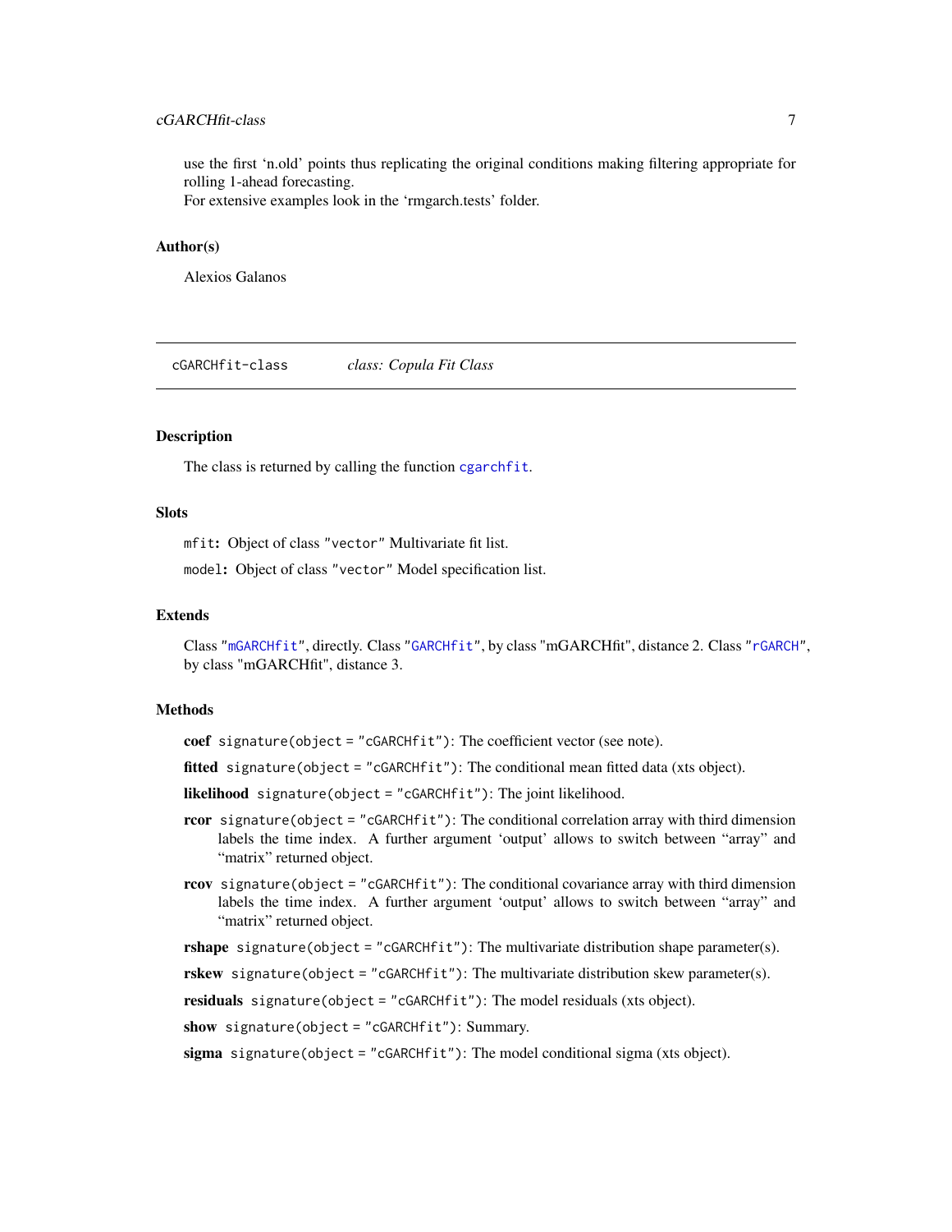use the first 'n.old' points thus replicating the original conditions making filtering appropriate for rolling 1-ahead forecasting.
For extensive examples look in the 'rmgarch.tests' folder.

## Author(s)

Alexios Galanos

---

# cGARCHfit-class *class: Copula Fit Class*

## Description

The class is returned by calling the function `cgarchfit`.

## Slots

`mfit`: Object of class "vector" Multivariate fit list.

`model`: Object of class "vector" Model specification list.

## Extends

Class "`mGARCHfit`", directly. Class "`GARCHfit`", by class "mGARCHfit", distance 2. Class "`rGARCH`", by class "mGARCHfit", distance 3.

## Methods

**coef** `signature(object = "cGARCHfit")`: The coefficient vector (see note).

**fitted** `signature(object = "cGARCHfit")`: The conditional mean fitted data (xts object).

**likelihood** `signature(object = "cGARCHfit")`: The joint likelihood.

**rcor** `signature(object = "cGARCHfit")`: The conditional correlation array with third dimension labels the time index. A further argument 'output' allows to switch between "array" and "matrix" returned object.

**rcov** `signature(object = "cGARCHfit")`: The conditional covariance array with third dimension labels the time index. A further argument 'output' allows to switch between "array" and "matrix" returned object.

**rshape** `signature(object = "cGARCHfit")`: The multivariate distribution shape parameter(s).

**rskew** `signature(object = "cGARCHfit")`: The multivariate distribution skew parameter(s).

**residuals** `signature(object = "cGARCHfit")`: The model residuals (xts object).

**show** `signature(object = "cGARCHfit")`: Summary.

**sigma** `signature(object = "cGARCHfit")`: The model conditional sigma (xts object).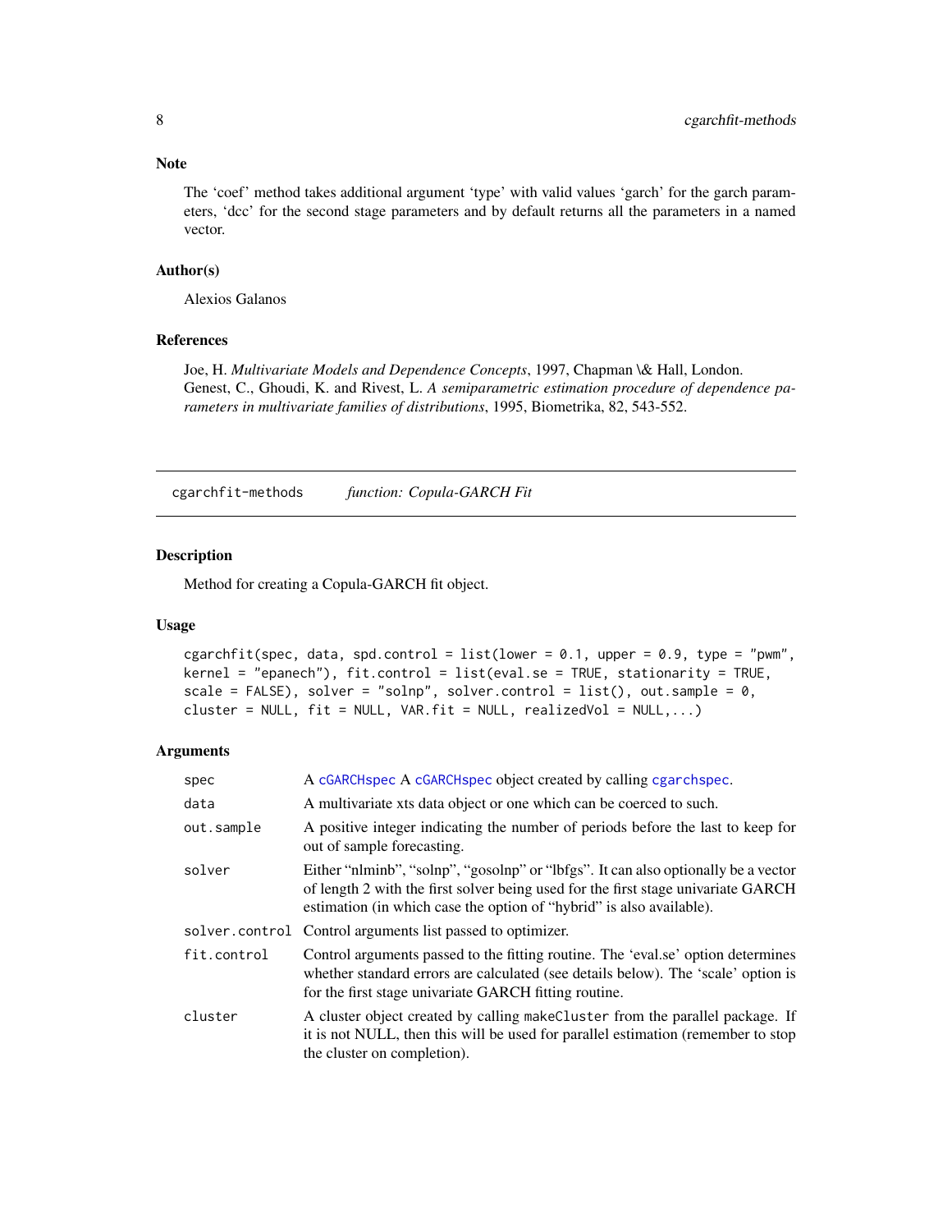## Note

The 'coef' method takes additional argument 'type' with valid values 'garch' for the garch parameters, 'dcc' for the second stage parameters and by default returns all the parameters in a named vector.

## Author(s)

Alexios Galanos

## References

Joe, H. *Multivariate Models and Dependence Concepts*, 1997, Chapman \& Hall, London.
Genest, C., Ghoudi, K. and Rivest, L. *A semiparametric estimation procedure of dependence parameters in multivariate families of distributions*, 1995, Biometrika, 82, 543-552.

---

# cgarchfit-methods *function: Copula-GARCH Fit*

## Description

Method for creating a Copula-GARCH fit object.

## Usage

```
cgarchfit(spec, data, spd.control = list(lower = 0.1, upper = 0.9, type = "pwm",
kernel = "epanech"), fit.control = list(eval.se = TRUE, stationarity = TRUE,
scale = FALSE), solver = "solnp", solver.control = list(), out.sample = 0,
cluster = NULL, fit = NULL, VAR.fit = NULL, realizedVol = NULL,...)
```

## Arguments

| | |
|---|---|
| spec | A cGARCHspec A cGARCHspec object created by calling cgarchspec. |
| data | A multivariate xts data object or one which can be coerced to such. |
| out.sample | A positive integer indicating the number of periods before the last to keep for out of sample forecasting. |
| solver | Either "nlminb", "solnp", "gosolnp" or "lbfgs". It can also optionally be a vector of length 2 with the first solver being used for the first stage univariate GARCH estimation (in which case the option of "hybrid" is also available). |
| solver.control | Control arguments list passed to optimizer. |
| fit.control | Control arguments passed to the fitting routine. The 'eval.se' option determines whether standard errors are calculated (see details below). The 'scale' option is for the first stage univariate GARCH fitting routine. |
| cluster | A cluster object created by calling makeCluster from the parallel package. If it is not NULL, then this will be used for parallel estimation (remember to stop the cluster on completion). |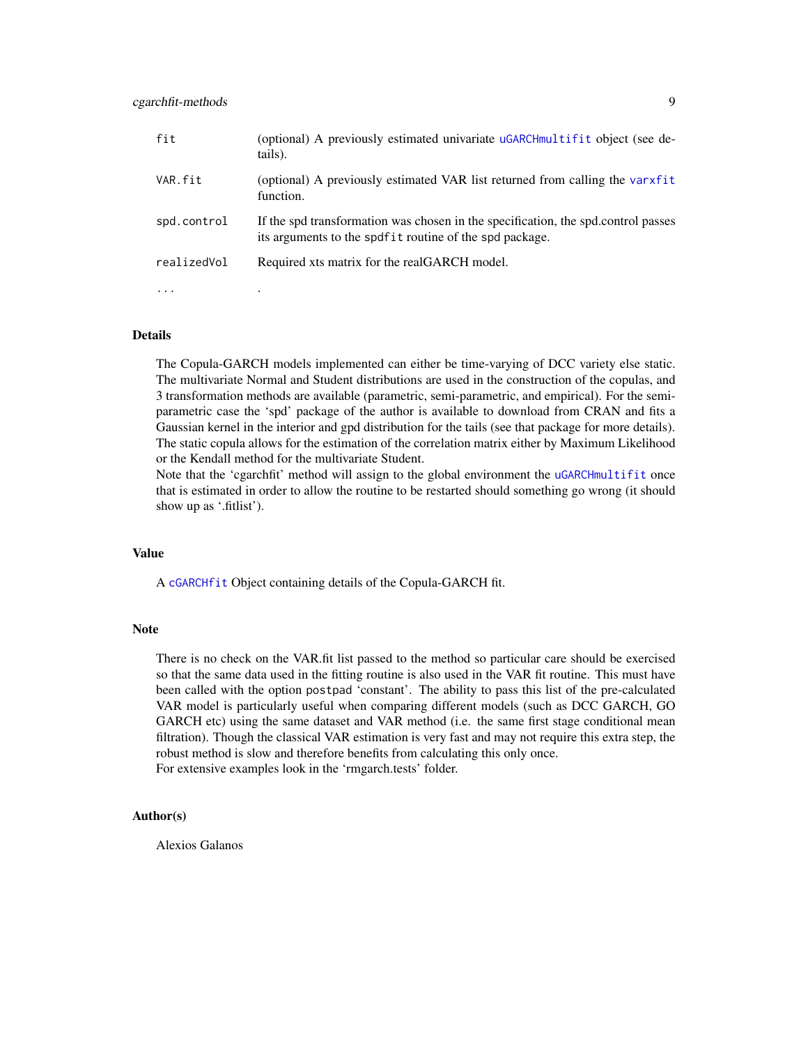| | |
|---|---|
| `fit` | (optional) A previously estimated univariate `uGARCHmultifit` object (see details). |
| `VAR.fit` | (optional) A previously estimated VAR list returned from calling the `varxfit` function. |
| `spd.control` | If the spd transformation was chosen in the specification, the spd.control passes its arguments to the `spdfit` routine of the spd package. |
| `realizedVol` | Required xts matrix for the realGARCH model. |
| `...` | . |

### Details

The Copula-GARCH models implemented can either be time-varying of DCC variety else static. The multivariate Normal and Student distributions are used in the construction of the copulas, and 3 transformation methods are available (parametric, semi-parametric, and empirical). For the semi-parametric case the 'spd' package of the author is available to download from CRAN and fits a Gaussian kernel in the interior and gpd distribution for the tails (see that package for more details). The static copula allows for the estimation of the correlation matrix either by Maximum Likelihood or the Kendall method for the multivariate Student.
Note that the 'cgarchfit' method will assign to the global environment the `uGARCHmultifit` once that is estimated in order to allow the routine to be restarted should something go wrong (it should show up as '.fitlist').

### Value

A `cGARCHfit` Object containing details of the Copula-GARCH fit.

### Note

There is no check on the VAR.fit list passed to the method so particular care should be exercised so that the same data used in the fitting routine is also used in the VAR fit routine. This must have been called with the option `postpad` 'constant'. The ability to pass this list of the pre-calculated VAR model is particularly useful when comparing different models (such as DCC GARCH, GO GARCH etc) using the same dataset and VAR method (i.e. the same first stage conditional mean filtration). Though the classical VAR estimation is very fast and may not require this extra step, the robust method is slow and therefore benefits from calculating this only once.
For extensive examples look in the 'rmgarch.tests' folder.

### Author(s)

Alexios Galanos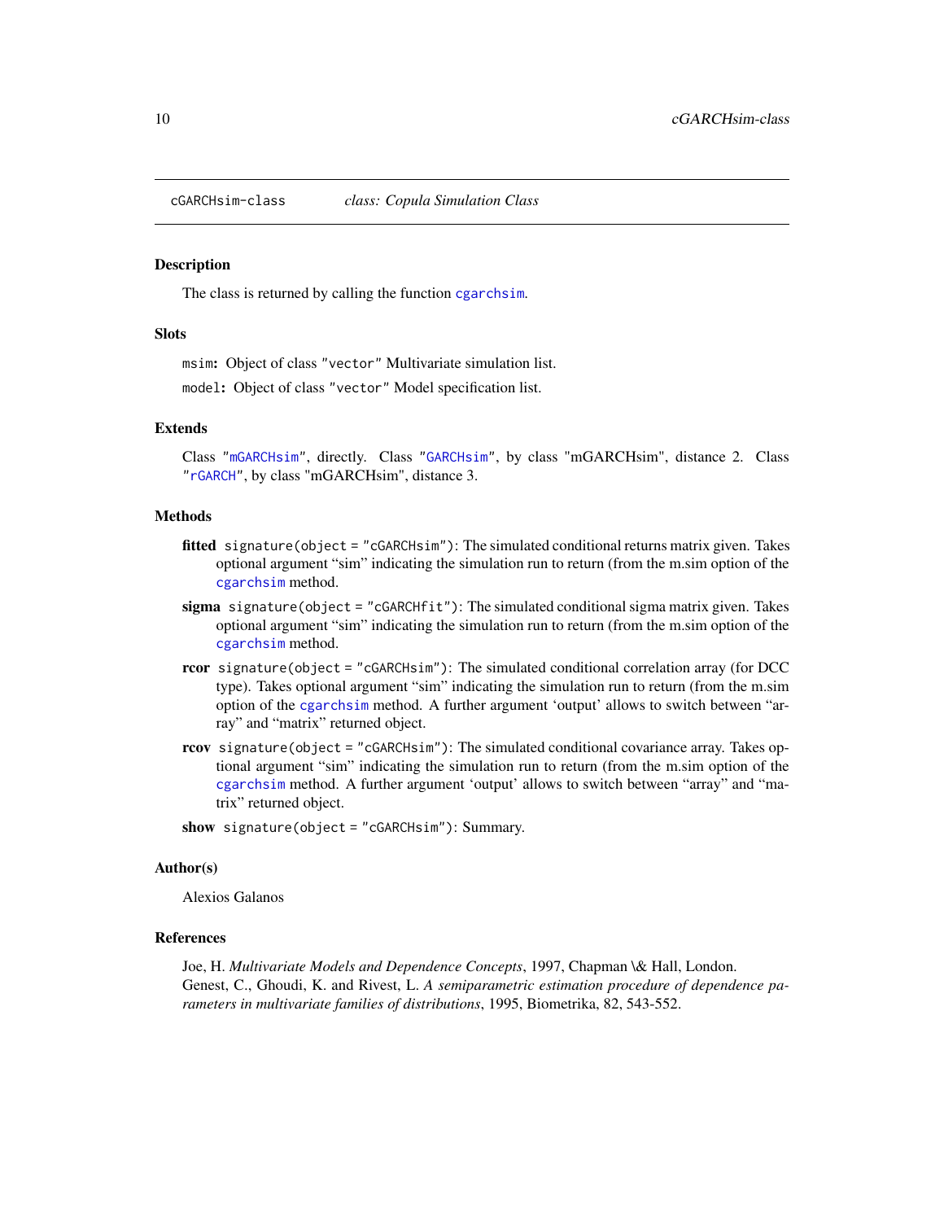cGARCHsim-class *class: Copula Simulation Class*

## Description

The class is returned by calling the function `cgarchsim`.

## Slots

`msim`**:** Object of class `"vector"` Multivariate simulation list.

`model`**:** Object of class `"vector"` Model specification list.

## Extends

Class `"mGARCHsim"`, directly. Class `"GARCHsim"`, by class "mGARCHsim", distance 2. Class `"rGARCH"`, by class "mGARCHsim", distance 3.

## Methods

**fitted** `signature(object = "cGARCHsim")`: The simulated conditional returns matrix given. Takes optional argument "sim" indicating the simulation run to return (from the m.sim option of the `cgarchsim` method.

**sigma** `signature(object = "cGARCHfit")`: The simulated conditional sigma matrix given. Takes optional argument "sim" indicating the simulation run to return (from the m.sim option of the `cgarchsim` method.

**rcor** `signature(object = "cGARCHsim")`: The simulated conditional correlation array (for DCC type). Takes optional argument "sim" indicating the simulation run to return (from the m.sim option of the `cgarchsim` method. A further argument 'output' allows to switch between "array" and "matrix" returned object.

**rcov** `signature(object = "cGARCHsim")`: The simulated conditional covariance array. Takes optional argument "sim" indicating the simulation run to return (from the m.sim option of the `cgarchsim` method. A further argument 'output' allows to switch between "array" and "matrix" returned object.

**show** `signature(object = "cGARCHsim")`: Summary.

## Author(s)

Alexios Galanos

## References

Joe, H. *Multivariate Models and Dependence Concepts*, 1997, Chapman \& Hall, London.
Genest, C., Ghoudi, K. and Rivest, L. *A semiparametric estimation procedure of dependence parameters in multivariate families of distributions*, 1995, Biometrika, 82, 543-552.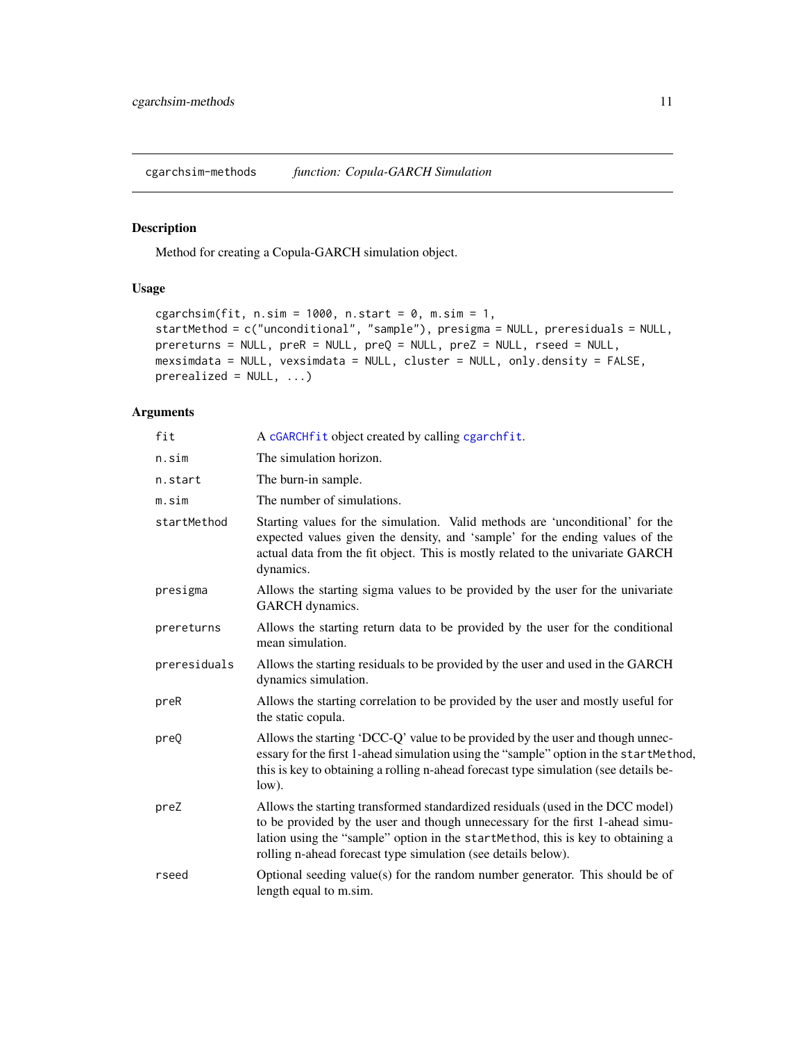## cgarchsim-methods *function: Copula-GARCH Simulation*

### Description

Method for creating a Copula-GARCH simulation object.

### Usage

```
cgarchsim(fit, n.sim = 1000, n.start = 0, m.sim = 1,
startMethod = c("unconditional", "sample"), presigma = NULL, preresiduals = NULL,
prereturns = NULL, preR = NULL, preQ = NULL, preZ = NULL, rseed = NULL,
mexsimdata = NULL, vexsimdata = NULL, cluster = NULL, only.density = FALSE,
prerealized = NULL, ...)
```

### Arguments

| | |
|---|---|
| fit | A cGARCHfit object created by calling cgarchfit. |
| n.sim | The simulation horizon. |
| n.start | The burn-in sample. |
| m.sim | The number of simulations. |
| startMethod | Starting values for the simulation. Valid methods are 'unconditional' for the expected values given the density, and 'sample' for the ending values of the actual data from the fit object. This is mostly related to the univariate GARCH dynamics. |
| presigma | Allows the starting sigma values to be provided by the user for the univariate GARCH dynamics. |
| prereturns | Allows the starting return data to be provided by the user for the conditional mean simulation. |
| preresiduals | Allows the starting residuals to be provided by the user and used in the GARCH dynamics simulation. |
| preR | Allows the starting correlation to be provided by the user and mostly useful for the static copula. |
| preQ | Allows the starting 'DCC-Q' value to be provided by the user and though unnecessary for the first 1-ahead simulation using the "sample" option in the startMethod, this is key to obtaining a rolling n-ahead forecast type simulation (see details below). |
| preZ | Allows the starting transformed standardized residuals (used in the DCC model) to be provided by the user and though unnecessary for the first 1-ahead simulation using the "sample" option in the startMethod, this is key to obtaining a rolling n-ahead forecast type simulation (see details below). |
| rseed | Optional seeding value(s) for the random number generator. This should be of length equal to m.sim. |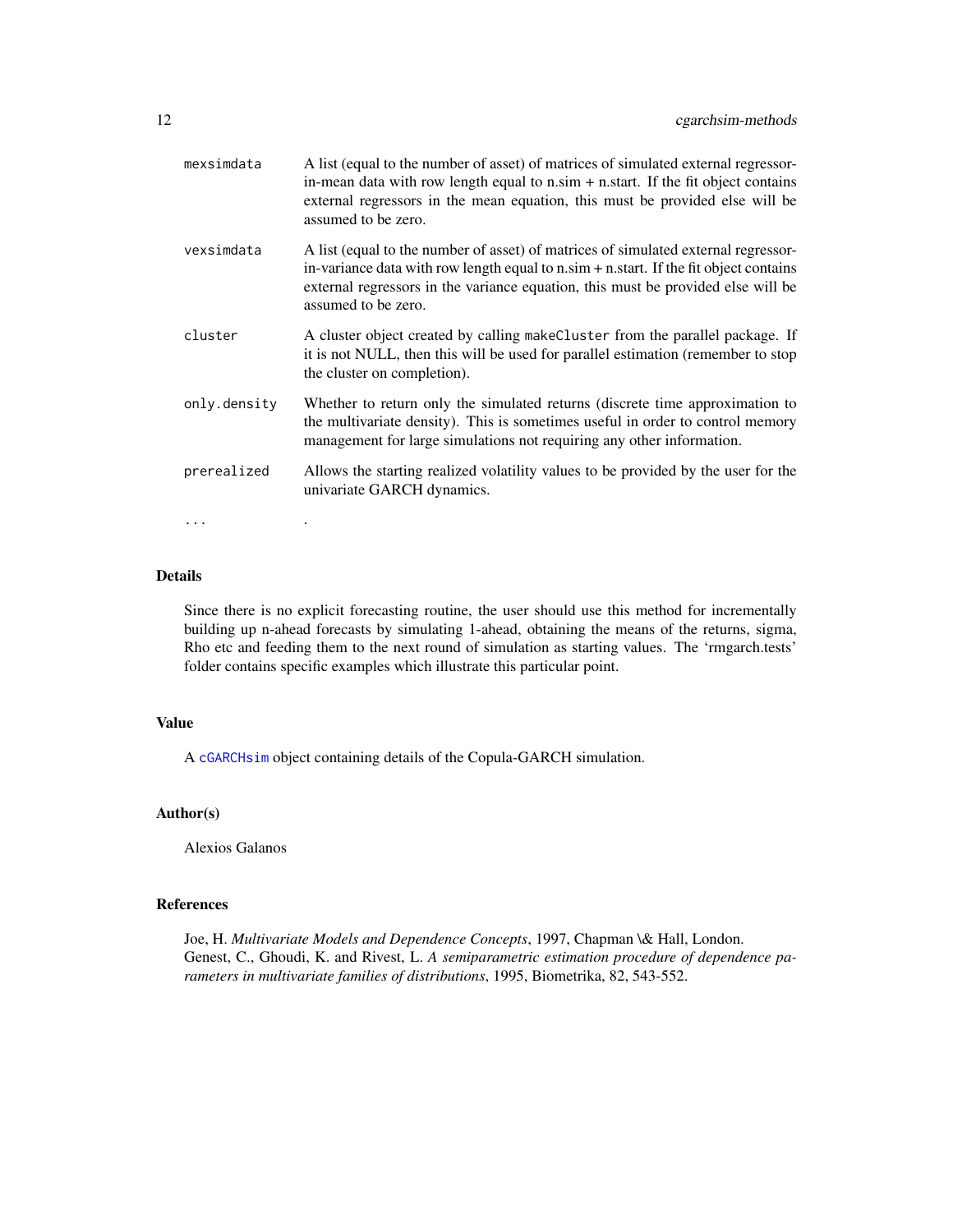| | |
|---|---|
| mexsimdata | A list (equal to the number of asset) of matrices of simulated external regressor-in-mean data with row length equal to n.sim + n.start. If the fit object contains external regressors in the mean equation, this must be provided else will be assumed to be zero. |
| vexsimdata | A list (equal to the number of asset) of matrices of simulated external regressor-in-variance data with row length equal to n.sim + n.start. If the fit object contains external regressors in the variance equation, this must be provided else will be assumed to be zero. |
| cluster | A cluster object created by calling makeCluster from the parallel package. If it is not NULL, then this will be used for parallel estimation (remember to stop the cluster on completion). |
| only.density | Whether to return only the simulated returns (discrete time approximation to the multivariate density). This is sometimes useful in order to control memory management for large simulations not requiring any other information. |
| prerealized | Allows the starting realized volatility values to be provided by the user for the univariate GARCH dynamics. |
| ... | . |

## Details

Since there is no explicit forecasting routine, the user should use this method for incrementally building up n-ahead forecasts by simulating 1-ahead, obtaining the means of the returns, sigma, Rho etc and feeding them to the next round of simulation as starting values. The 'rmgarch.tests' folder contains specific examples which illustrate this particular point.

## Value

A cGARCHsim object containing details of the Copula-GARCH simulation.

## Author(s)

Alexios Galanos

## References

Joe, H. *Multivariate Models and Dependence Concepts*, 1997, Chapman \& Hall, London.
Genest, C., Ghoudi, K. and Rivest, L. *A semiparametric estimation procedure of dependence parameters in multivariate families of distributions*, 1995, Biometrika, 82, 543-552.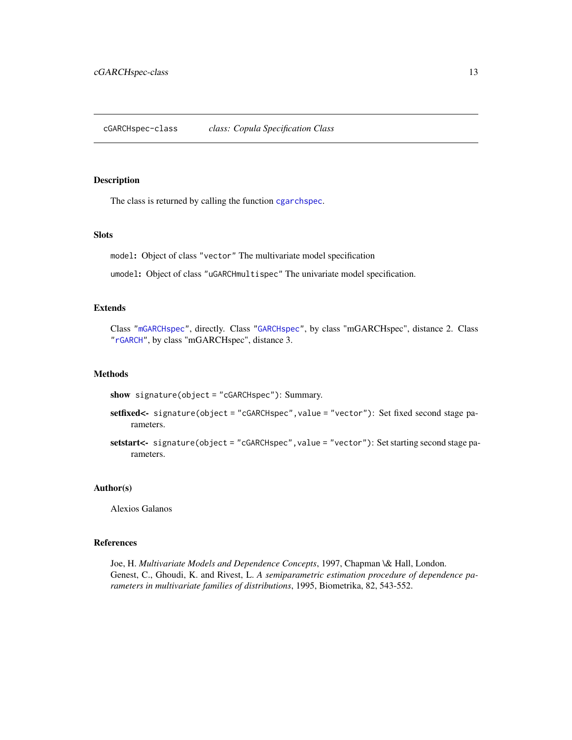## cGARCHspec-class — *class: Copula Specification Class*

### Description

The class is returned by calling the function `cgarchspec`.

### Slots

`model`**:** Object of class `"vector"` The multivariate model specification

`umodel`**:** Object of class `"uGARCHmultispec"` The univariate model specification.

### Extends

Class `"mGARCHspec"`, directly. Class `"GARCHspec"`, by class "mGARCHspec", distance 2. Class `"rGARCH"`, by class "mGARCHspec", distance 3.

### Methods

**show** `signature(object = "cGARCHspec")`: Summary.

**setfixed<-** `signature(object = "cGARCHspec",value = "vector")`: Set fixed second stage parameters.

**setstart<-** `signature(object = "cGARCHspec",value = "vector")`: Set starting second stage parameters.

### Author(s)

Alexios Galanos

### References

Joe, H. *Multivariate Models and Dependence Concepts*, 1997, Chapman \& Hall, London.
Genest, C., Ghoudi, K. and Rivest, L. *A semiparametric estimation procedure of dependence parameters in multivariate families of distributions*, 1995, Biometrika, 82, 543-552.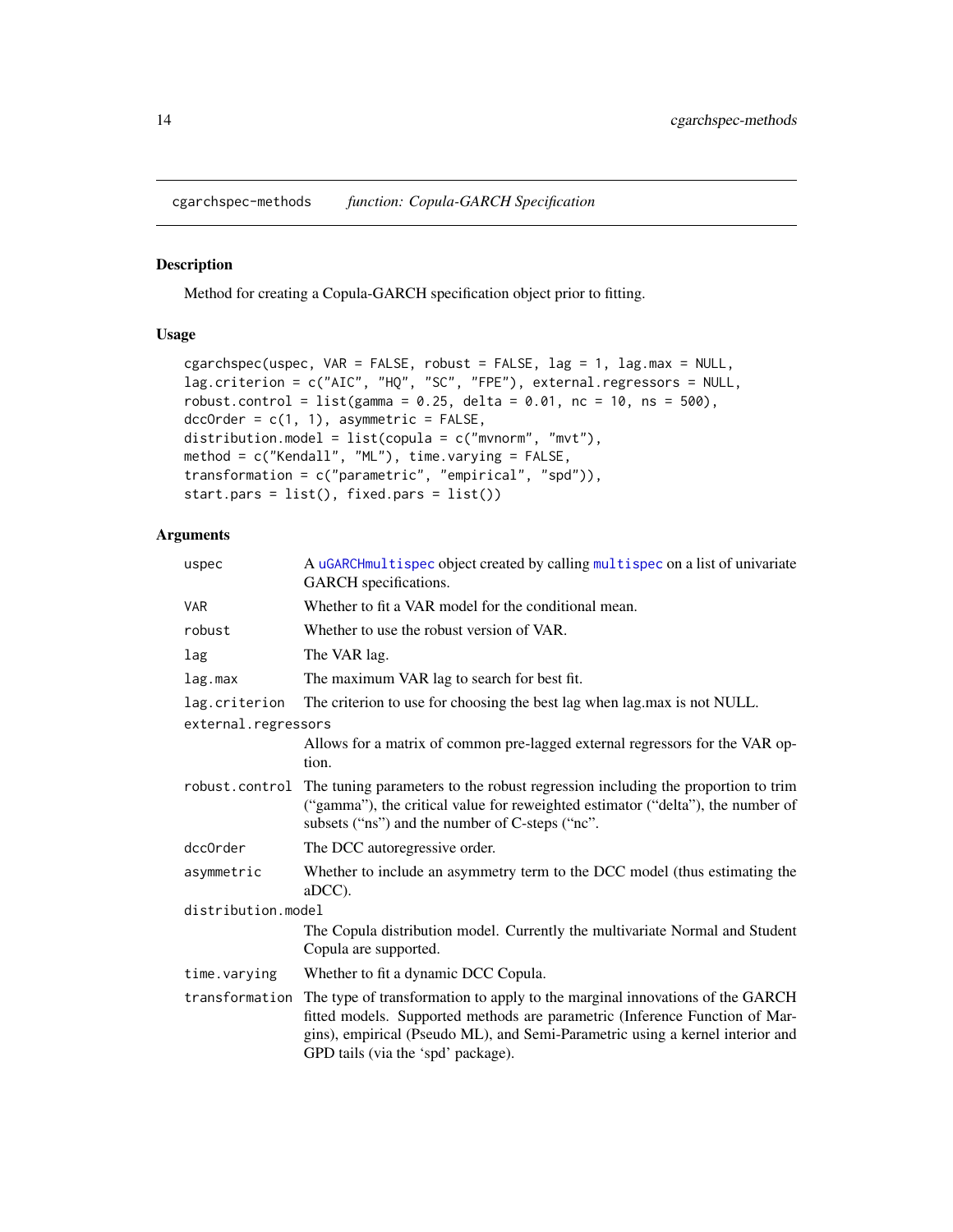## cgarchspec-methods *function: Copula-GARCH Specification*

### Description

Method for creating a Copula-GARCH specification object prior to fitting.

### Usage

```
cgarchspec(uspec, VAR = FALSE, robust = FALSE, lag = 1, lag.max = NULL,
lag.criterion = c("AIC", "HQ", "SC", "FPE"), external.regressors = NULL,
robust.control = list(gamma = 0.25, delta = 0.01, nc = 10, ns = 500),
dccOrder = c(1, 1), asymmetric = FALSE,
distribution.model = list(copula = c("mvnorm", "mvt"),
method = c("Kendall", "ML"), time.varying = FALSE,
transformation = c("parametric", "empirical", "spd")),
start.pars = list(), fixed.pars = list())
```

### Arguments

| | |
|---|---|
| `uspec` | A `uGARCHmultispec` object created by calling `multispec` on a list of univariate GARCH specifications. |
| `VAR` | Whether to fit a VAR model for the conditional mean. |
| `robust` | Whether to use the robust version of VAR. |
| `lag` | The VAR lag. |
| `lag.max` | The maximum VAR lag to search for best fit. |
| `lag.criterion` | The criterion to use for choosing the best lag when lag.max is not NULL. |
| `external.regressors` | Allows for a matrix of common pre-lagged external regressors for the VAR option. |
| `robust.control` | The tuning parameters to the robust regression including the proportion to trim ("gamma"), the critical value for reweighted estimator ("delta"), the number of subsets ("ns") and the number of C-steps ("nc". |
| `dccOrder` | The DCC autoregressive order. |
| `asymmetric` | Whether to include an asymmetry term to the DCC model (thus estimating the aDCC). |
| `distribution.model` | The Copula distribution model. Currently the multivariate Normal and Student Copula are supported. |
| `time.varying` | Whether to fit a dynamic DCC Copula. |
| `transformation` | The type of transformation to apply to the marginal innovations of the GARCH fitted models. Supported methods are parametric (Inference Function of Margins), empirical (Pseudo ML), and Semi-Parametric using a kernel interior and GPD tails (via the 'spd' package). |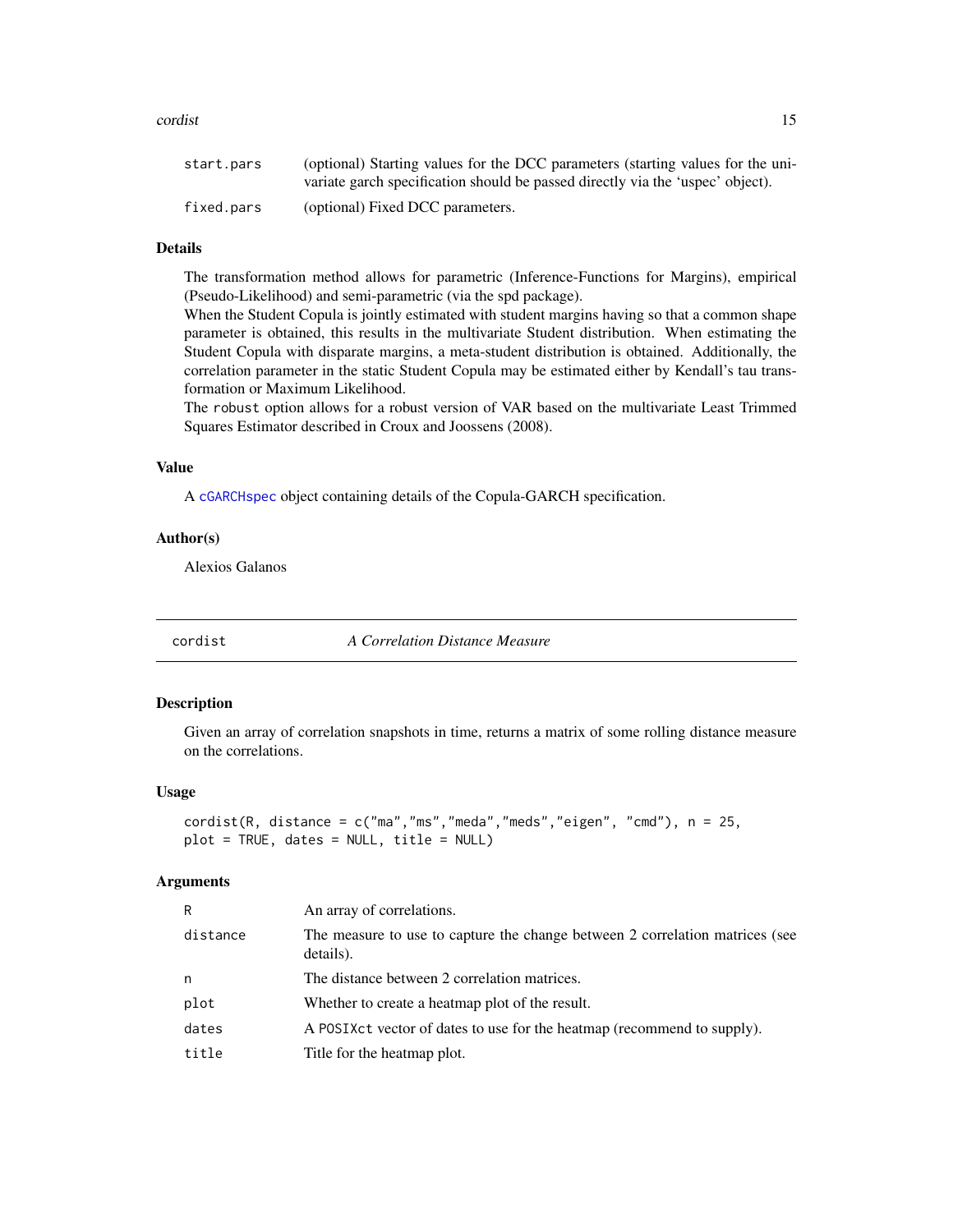| | |
|---|---|
| start.pars | (optional) Starting values for the DCC parameters (starting values for the univariate garch specification should be passed directly via the 'uspec' object). |
| fixed.pars | (optional) Fixed DCC parameters. |

### Details

The transformation method allows for parametric (Inference-Functions for Margins), empirical (Pseudo-Likelihood) and semi-parametric (via the spd package).
When the Student Copula is jointly estimated with student margins having so that a common shape parameter is obtained, this results in the multivariate Student distribution. When estimating the Student Copula with disparate margins, a meta-student distribution is obtained. Additionally, the correlation parameter in the static Student Copula may be estimated either by Kendall's tau transformation or Maximum Likelihood.
The `robust` option allows for a robust version of VAR based on the multivariate Least Trimmed Squares Estimator described in Croux and Joossens (2008).

### Value

A `cGARCHspec` object containing details of the Copula-GARCH specification.

### Author(s)

Alexios Galanos

---

## cordist *A Correlation Distance Measure*

### Description

Given an array of correlation snapshots in time, returns a matrix of some rolling distance measure on the correlations.

### Usage

```
cordist(R, distance = c("ma","ms","meda","meds","eigen", "cmd"), n = 25,
plot = TRUE, dates = NULL, title = NULL)
```

### Arguments

| | |
|---|---|
| R | An array of correlations. |
| distance | The measure to use to capture the change between 2 correlation matrices (see details). |
| n | The distance between 2 correlation matrices. |
| plot | Whether to create a heatmap plot of the result. |
| dates | A POSIXct vector of dates to use for the heatmap (recommend to supply). |
| title | Title for the heatmap plot. |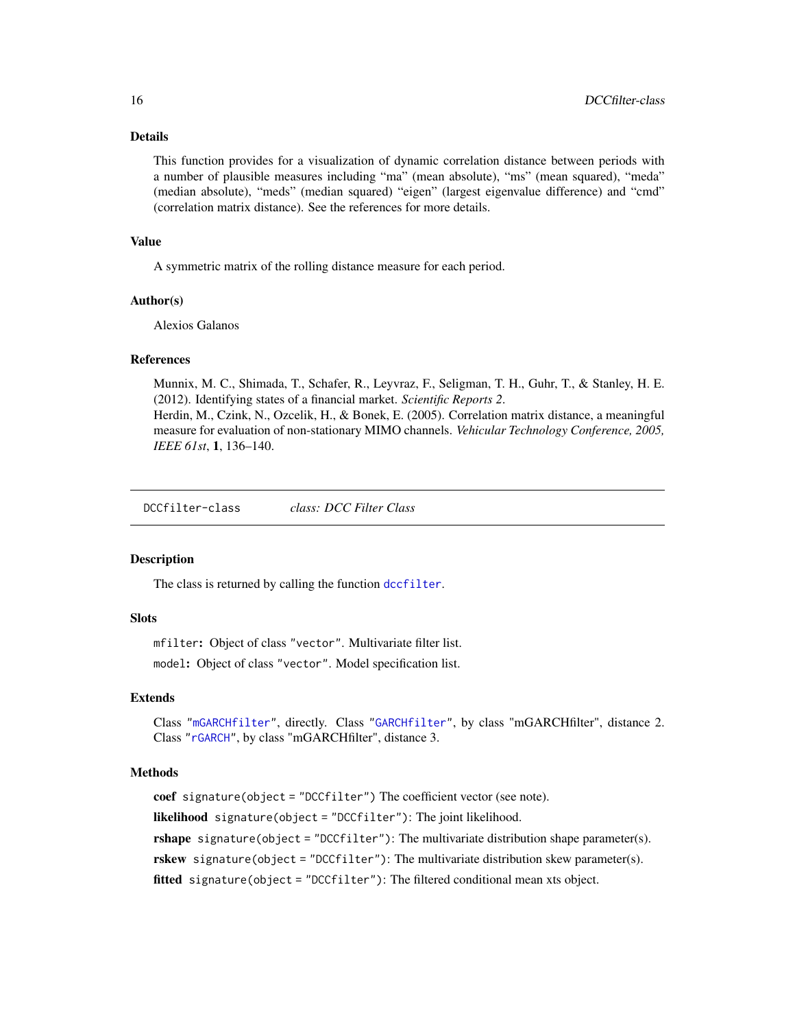## Details

This function provides for a visualization of dynamic correlation distance between periods with a number of plausible measures including "ma" (mean absolute), "ms" (mean squared), "meda" (median absolute), "meds" (median squared) "eigen" (largest eigenvalue difference) and "cmd" (correlation matrix distance). See the references for more details.

## Value

A symmetric matrix of the rolling distance measure for each period.

## Author(s)

Alexios Galanos

## References

Munnix, M. C., Shimada, T., Schafer, R., Leyvraz, F., Seligman, T. H., Guhr, T., & Stanley, H. E. (2012). Identifying states of a financial market. *Scientific Reports 2*.
Herdin, M., Czink, N., Ozcelik, H., & Bonek, E. (2005). Correlation matrix distance, a meaningful measure for evaluation of non-stationary MIMO channels. *Vehicular Technology Conference, 2005, IEEE 61st*, **1**, 136–140.

---

# DCCfilter-class — *class: DCC Filter Class*

## Description

The class is returned by calling the function `dccfilter`.

## Slots

`mfilter`: Object of class `"vector"`. Multivariate filter list.

`model`: Object of class `"vector"`. Model specification list.

## Extends

Class `"mGARCHfilter"`, directly. Class `"GARCHfilter"`, by class "mGARCHfilter", distance 2. Class `"rGARCH"`, by class "mGARCHfilter", distance 3.

## Methods

**coef** `signature(object = "DCCfilter")` The coefficient vector (see note).

**likelihood** `signature(object = "DCCfilter")`: The joint likelihood.

**rshape** `signature(object = "DCCfilter")`: The multivariate distribution shape parameter(s).

**rskew** `signature(object = "DCCfilter")`: The multivariate distribution skew parameter(s).

**fitted** `signature(object = "DCCfilter")`: The filtered conditional mean xts object.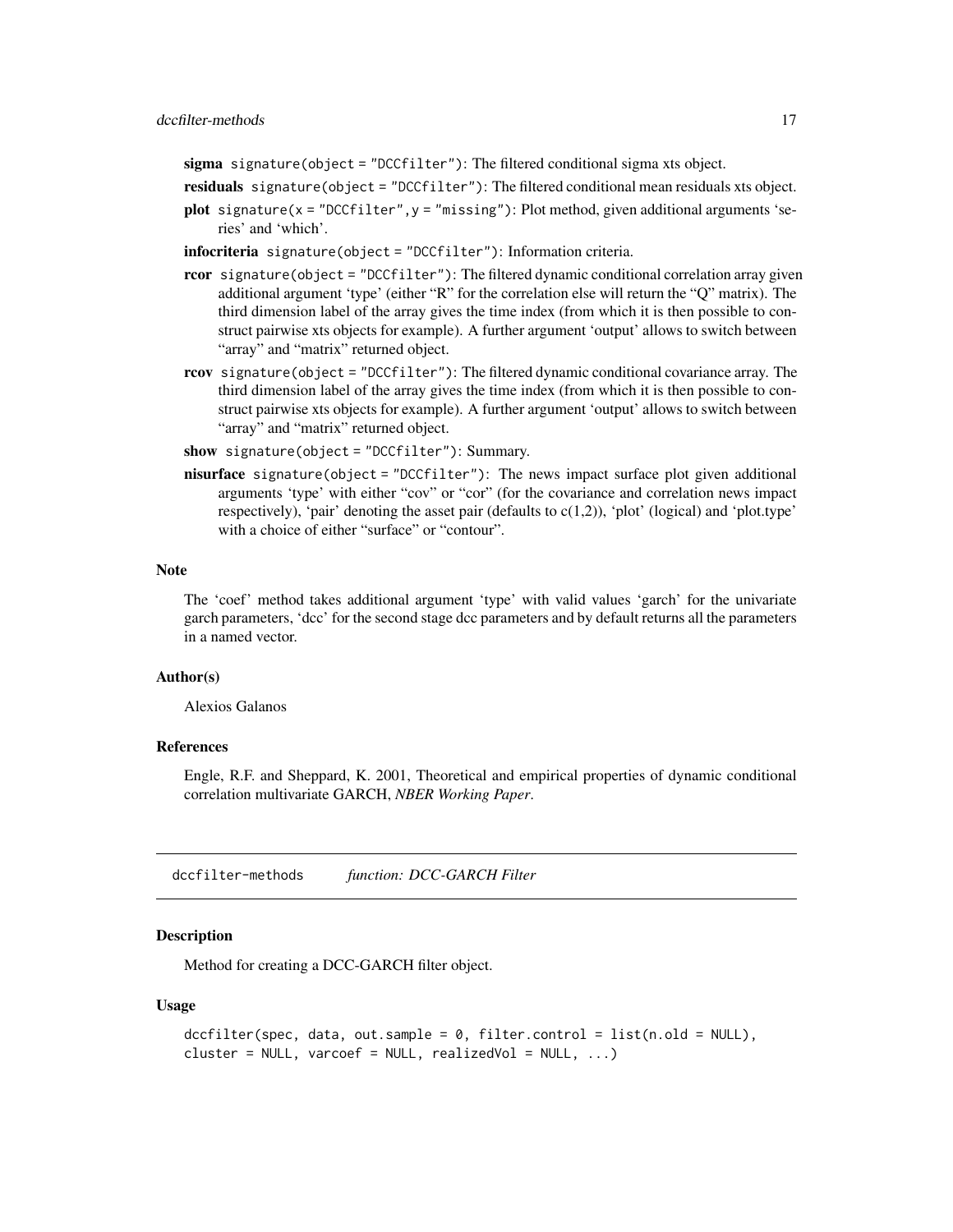**sigma** `signature(object = "DCCfilter")`: The filtered conditional sigma xts object.

**residuals** `signature(object = "DCCfilter")`: The filtered conditional mean residuals xts object.

**plot** `signature(x = "DCCfilter", y = "missing")`: Plot method, given additional arguments 'series' and 'which'.

**infocriteria** `signature(object = "DCCfilter")`: Information criteria.

**rcor** `signature(object = "DCCfilter")`: The filtered dynamic conditional correlation array given additional argument 'type' (either "R" for the correlation else will return the "Q" matrix). The third dimension label of the array gives the time index (from which it is then possible to construct pairwise xts objects for example). A further argument 'output' allows to switch between "array" and "matrix" returned object.

**rcov** `signature(object = "DCCfilter")`: The filtered dynamic conditional covariance array. The third dimension label of the array gives the time index (from which it is then possible to construct pairwise xts objects for example). A further argument 'output' allows to switch between "array" and "matrix" returned object.

**show** `signature(object = "DCCfilter")`: Summary.

**nisurface** `signature(object = "DCCfilter")`: The news impact surface plot given additional arguments 'type' with either "cov" or "cor" (for the covariance and correlation news impact respectively), 'pair' denoting the asset pair (defaults to c(1,2)), 'plot' (logical) and 'plot.type' with a choice of either "surface" or "contour".

### Note

The 'coef' method takes additional argument 'type' with valid values 'garch' for the univariate garch parameters, 'dcc' for the second stage dcc parameters and by default returns all the parameters in a named vector.

### Author(s)

Alexios Galanos

### References

Engle, R.F. and Sheppard, K. 2001, Theoretical and empirical properties of dynamic conditional correlation multivariate GARCH, *NBER Working Paper*.

---

## dccfilter-methods *function: DCC-GARCH Filter*

### Description

Method for creating a DCC-GARCH filter object.

### Usage

```
dccfilter(spec, data, out.sample = 0, filter.control = list(n.old = NULL),
cluster = NULL, varcoef = NULL, realizedVol = NULL, ...)
```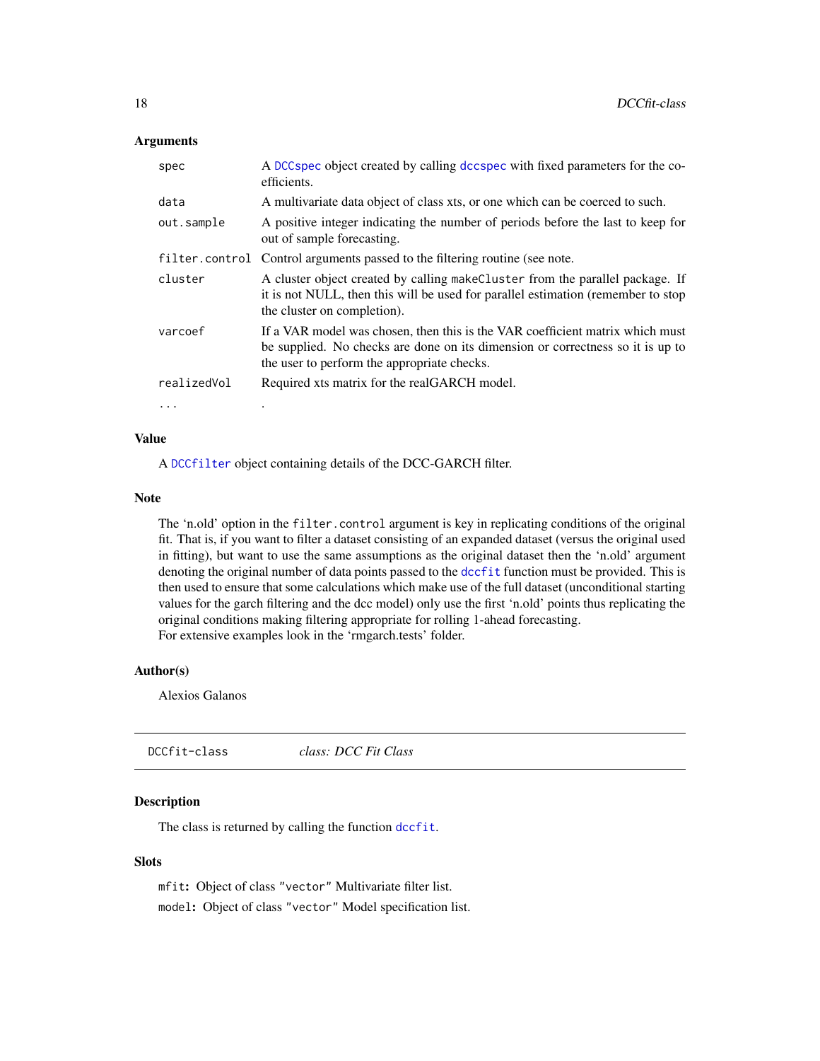### Arguments

| | |
|---|---|
| `spec` | A `DCCspec` object created by calling `dccspec` with fixed parameters for the coefficients. |
| `data` | A multivariate data object of class xts, or one which can be coerced to such. |
| `out.sample` | A positive integer indicating the number of periods before the last to keep for out of sample forecasting. |
| `filter.control` | Control arguments passed to the filtering routine (see note. |
| `cluster` | A cluster object created by calling `makeCluster` from the parallel package. If it is not NULL, then this will be used for parallel estimation (remember to stop the cluster on completion). |
| `varcoef` | If a VAR model was chosen, then this is the VAR coefficient matrix which must be supplied. No checks are done on its dimension or correctness so it is up to the user to perform the appropriate checks. |
| `realizedVol` | Required xts matrix for the realGARCH model. |
| `...` | . |

### Value

A `DCCfilter` object containing details of the DCC-GARCH filter.

### Note

The 'n.old' option in the `filter.control` argument is key in replicating conditions of the original fit. That is, if you want to filter a dataset consisting of an expanded dataset (versus the original used in fitting), but want to use the same assumptions as the original dataset then the 'n.old' argument denoting the original number of data points passed to the `dccfit` function must be provided. This is then used to ensure that some calculations which make use of the full dataset (unconditional starting values for the garch filtering and the dcc model) only use the first 'n.old' points thus replicating the original conditions making filtering appropriate for rolling 1-ahead forecasting.
For extensive examples look in the 'rmgarch.tests' folder.

### Author(s)

Alexios Galanos

---

## DCCfit-class *class: DCC Fit Class*

### Description

The class is returned by calling the function `dccfit`.

### Slots

`mfit`: Object of class `"vector"` Multivariate filter list.

`model`: Object of class `"vector"` Model specification list.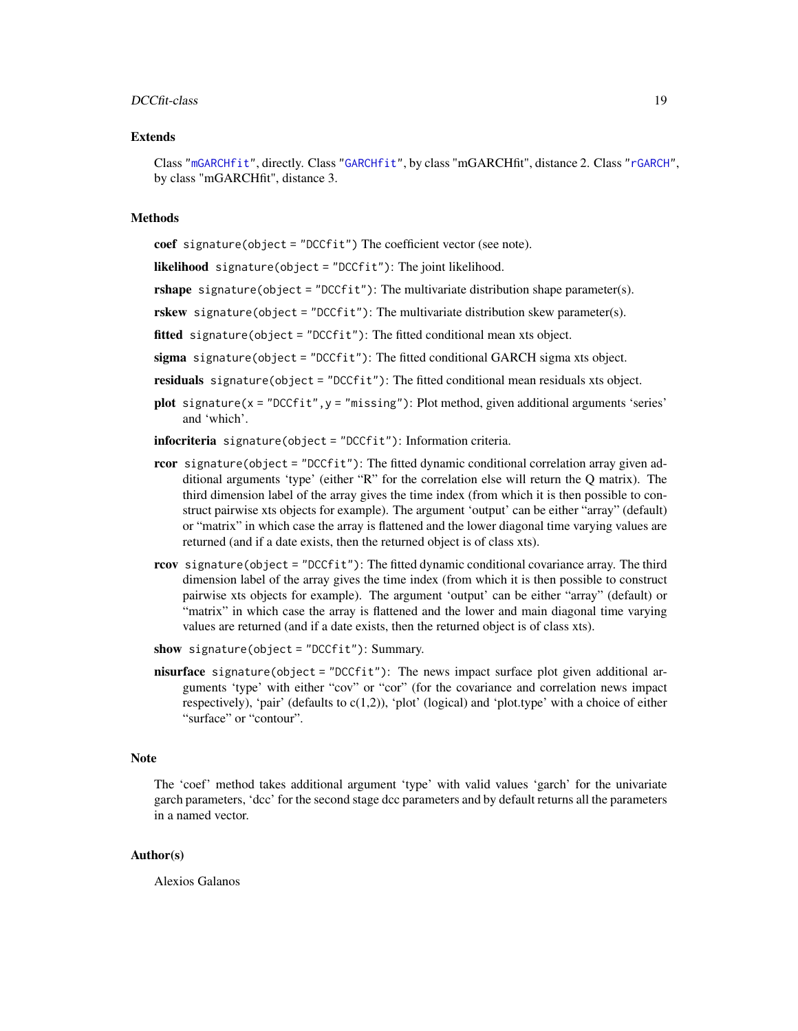## Extends

Class "mGARCHfit", directly. Class "GARCHfit", by class "mGARCHfit", distance 2. Class "rGARCH", by class "mGARCHfit", distance 3.

## Methods

**coef** `signature(object = "DCCfit")` The coefficient vector (see note).

**likelihood** `signature(object = "DCCfit")`: The joint likelihood.

**rshape** `signature(object = "DCCfit")`: The multivariate distribution shape parameter(s).

**rskew** `signature(object = "DCCfit")`: The multivariate distribution skew parameter(s).

**fitted** `signature(object = "DCCfit")`: The fitted conditional mean xts object.

**sigma** `signature(object = "DCCfit")`: The fitted conditional GARCH sigma xts object.

**residuals** `signature(object = "DCCfit")`: The fitted conditional mean residuals xts object.

**plot** `signature(x = "DCCfit", y = "missing")`: Plot method, given additional arguments 'series' and 'which'.

**infocriteria** `signature(object = "DCCfit")`: Information criteria.

**rcor** `signature(object = "DCCfit")`: The fitted dynamic conditional correlation array given additional arguments 'type' (either "R" for the correlation else will return the Q matrix). The third dimension label of the array gives the time index (from which it is then possible to construct pairwise xts objects for example). The argument 'output' can be either "array" (default) or "matrix" in which case the array is flattened and the lower diagonal time varying values are returned (and if a date exists, then the returned object is of class xts).

**rcov** `signature(object = "DCCfit")`: The fitted dynamic conditional covariance array. The third dimension label of the array gives the time index (from which it is then possible to construct pairwise xts objects for example). The argument 'output' can be either "array" (default) or "matrix" in which case the array is flattened and the lower and main diagonal time varying values are returned (and if a date exists, then the returned object is of class xts).

**show** `signature(object = "DCCfit")`: Summary.

**nisurface** `signature(object = "DCCfit")`: The news impact surface plot given additional arguments 'type' with either "cov" or "cor" (for the covariance and correlation news impact respectively), 'pair' (defaults to c(1,2)), 'plot' (logical) and 'plot.type' with a choice of either "surface" or "contour".

## Note

The 'coef' method takes additional argument 'type' with valid values 'garch' for the univariate garch parameters, 'dcc' for the second stage dcc parameters and by default returns all the parameters in a named vector.

## Author(s)

Alexios Galanos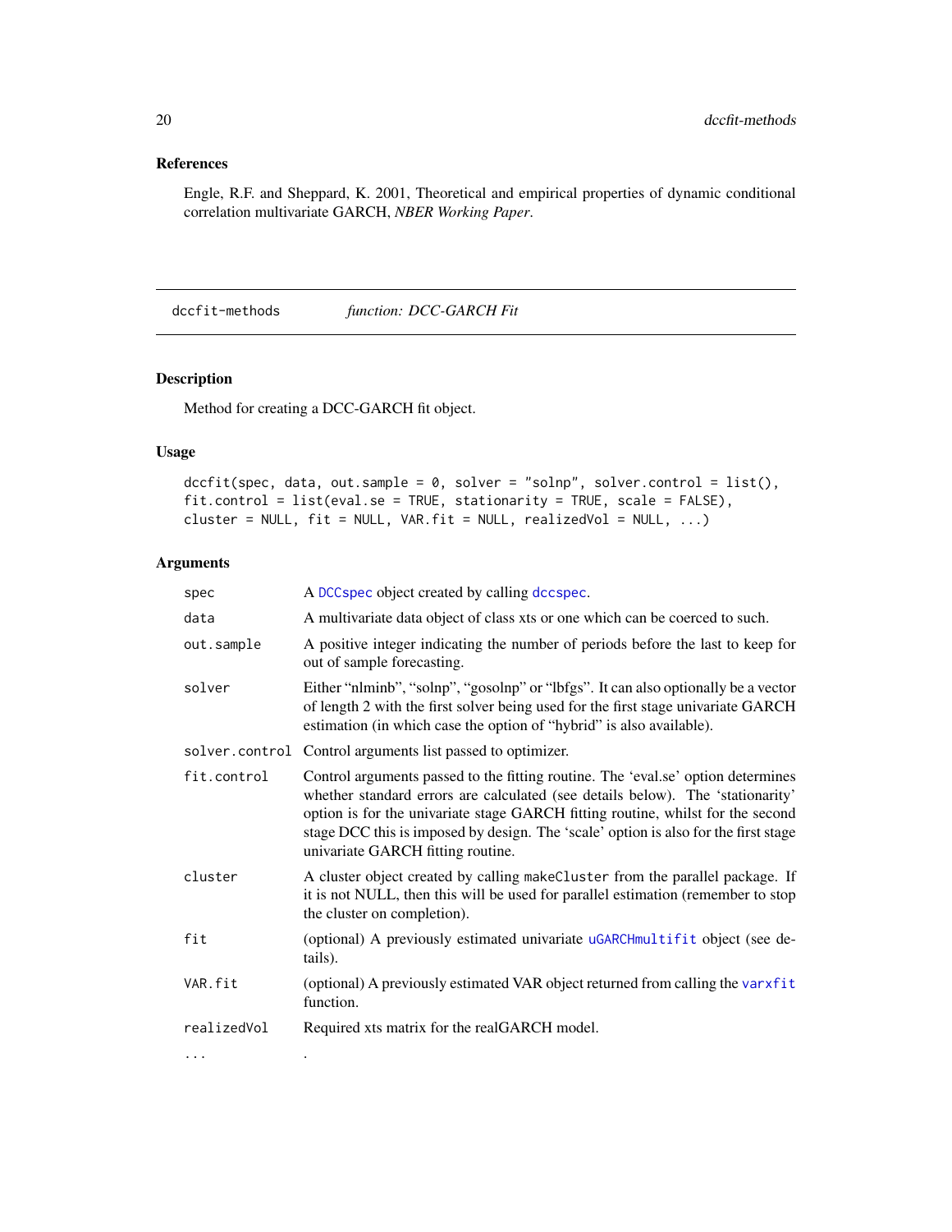### References

Engle, R.F. and Sheppard, K. 2001, Theoretical and empirical properties of dynamic conditional correlation multivariate GARCH, *NBER Working Paper*.

---

## dccfit-methods *function: DCC-GARCH Fit*

---

### Description

Method for creating a DCC-GARCH fit object.

### Usage

```
dccfit(spec, data, out.sample = 0, solver = "solnp", solver.control = list(),
fit.control = list(eval.se = TRUE, stationarity = TRUE, scale = FALSE),
cluster = NULL, fit = NULL, VAR.fit = NULL, realizedVol = NULL, ...)
```

### Arguments

| | |
|---|---|
| `spec` | A `DCCspec` object created by calling `dccspec`. |
| `data` | A multivariate data object of class xts or one which can be coerced to such. |
| `out.sample` | A positive integer indicating the number of periods before the last to keep for out of sample forecasting. |
| `solver` | Either "nlminb", "solnp", "gosolnp" or "lbfgs". It can also optionally be a vector of length 2 with the first solver being used for the first stage univariate GARCH estimation (in which case the option of "hybrid" is also available). |
| `solver.control` | Control arguments list passed to optimizer. |
| `fit.control` | Control arguments passed to the fitting routine. The 'eval.se' option determines whether standard errors are calculated (see details below). The 'stationarity' option is for the univariate stage GARCH fitting routine, whilst for the second stage DCC this is imposed by design. The 'scale' option is also for the first stage univariate GARCH fitting routine. |
| `cluster` | A cluster object created by calling `makeCluster` from the parallel package. If it is not NULL, then this will be used for parallel estimation (remember to stop the cluster on completion). |
| `fit` | (optional) A previously estimated univariate `uGARCHmultifit` object (see details). |
| `VAR.fit` | (optional) A previously estimated VAR object returned from calling the `varxfit` function. |
| `realizedVol` | Required xts matrix for the realGARCH model. |
| `...` | . |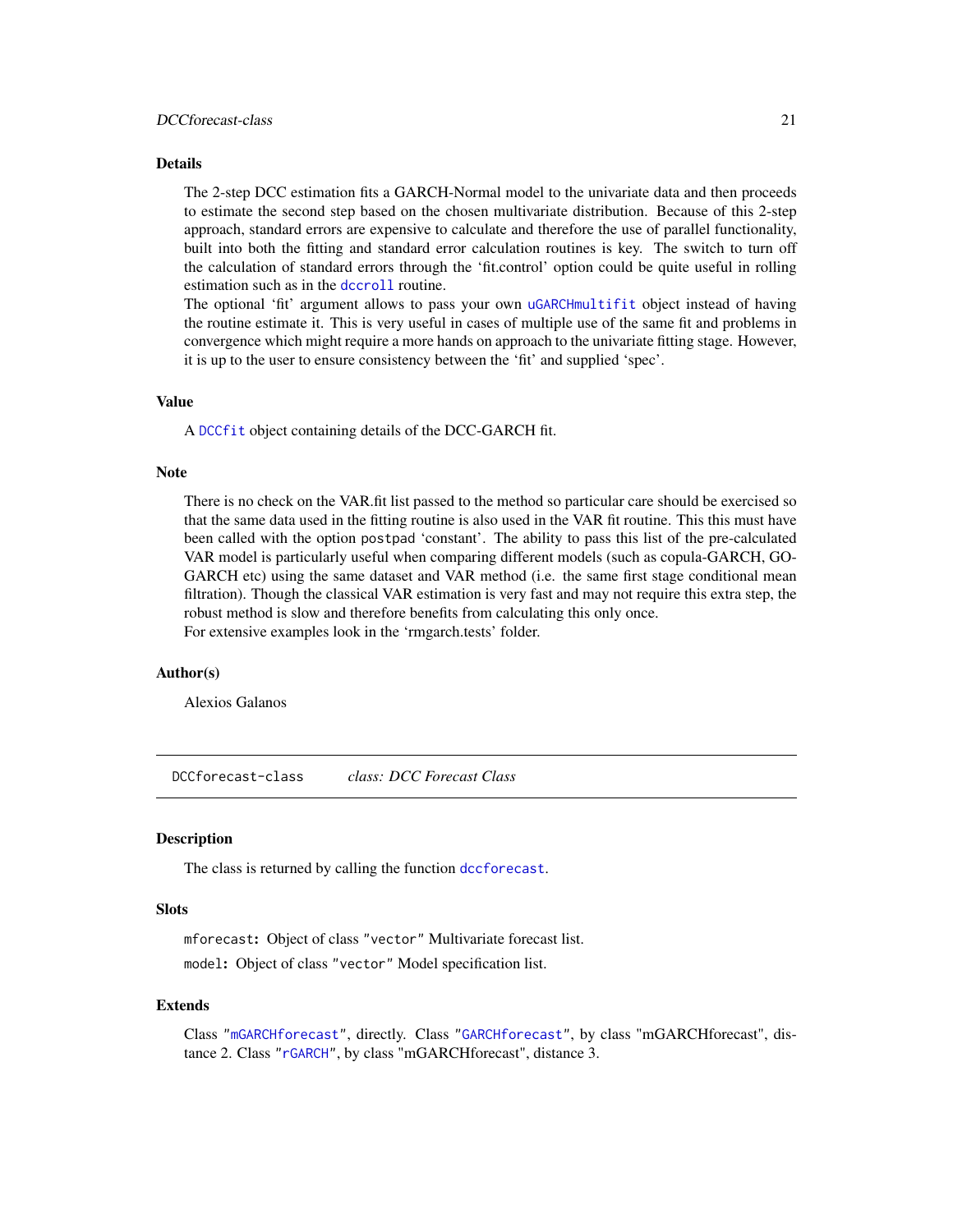## Details

The 2-step DCC estimation fits a GARCH-Normal model to the univariate data and then proceeds to estimate the second step based on the chosen multivariate distribution. Because of this 2-step approach, standard errors are expensive to calculate and therefore the use of parallel functionality, built into both the fitting and standard error calculation routines is key. The switch to turn off the calculation of standard errors through the 'fit.control' option could be quite useful in rolling estimation such as in the `dccroll` routine.
The optional 'fit' argument allows to pass your own `uGARCHmultifit` object instead of having the routine estimate it. This is very useful in cases of multiple use of the same fit and problems in convergence which might require a more hands on approach to the univariate fitting stage. However, it is up to the user to ensure consistency between the 'fit' and supplied 'spec'.

## Value

A `DCCfit` object containing details of the DCC-GARCH fit.

## Note

There is no check on the VAR.fit list passed to the method so particular care should be exercised so that the same data used in the fitting routine is also used in the VAR fit routine. This this must have been called with the option `postpad` 'constant'. The ability to pass this list of the pre-calculated VAR model is particularly useful when comparing different models (such as copula-GARCH, GO-GARCH etc) using the same dataset and VAR method (i.e. the same first stage conditional mean filtration). Though the classical VAR estimation is very fast and may not require this extra step, the robust method is slow and therefore benefits from calculating this only once.
For extensive examples look in the 'rmgarch.tests' folder.

## Author(s)

Alexios Galanos

---

# DCCforecast-class    *class: DCC Forecast Class*

## Description

The class is returned by calling the function `dccforecast`.

## Slots

`mforecast`: Object of class `"vector"` Multivariate forecast list.

`model`: Object of class `"vector"` Model specification list.

## Extends

Class `"mGARCHforecast"`, directly. Class `"GARCHforecast"`, by class "mGARCHforecast", distance 2. Class `"rGARCH"`, by class "mGARCHforecast", distance 3.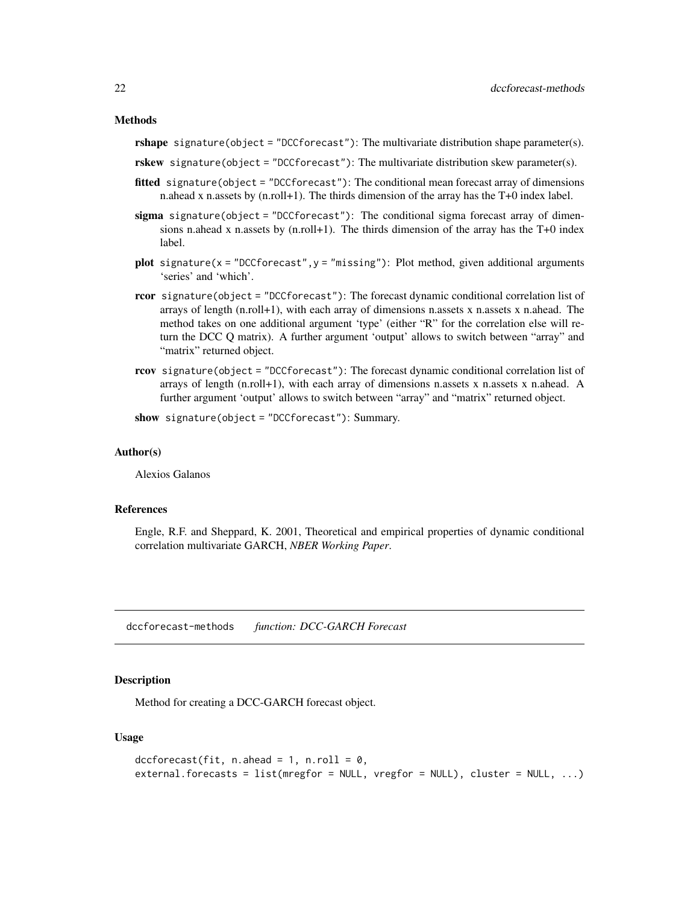### Methods

**rshape** `signature(object = "DCCforecast")`: The multivariate distribution shape parameter(s).

**rskew** `signature(object = "DCCforecast")`: The multivariate distribution skew parameter(s).

**fitted** `signature(object = "DCCforecast")`: The conditional mean forecast array of dimensions n.ahead x n.assets by (n.roll+1). The thirds dimension of the array has the T+0 index label.

**sigma** `signature(object = "DCCforecast")`: The conditional sigma forecast array of dimensions n.ahead x n.assets by (n.roll+1). The thirds dimension of the array has the T+0 index label.

**plot** `signature(x = "DCCforecast", y = "missing")`: Plot method, given additional arguments 'series' and 'which'.

**rcor** `signature(object = "DCCforecast")`: The forecast dynamic conditional correlation list of arrays of length (n.roll+1), with each array of dimensions n.assets x n.assets x n.ahead. The method takes on one additional argument 'type' (either "R" for the correlation else will return the DCC Q matrix). A further argument 'output' allows to switch between "array" and "matrix" returned object.

**rcov** `signature(object = "DCCforecast")`: The forecast dynamic conditional correlation list of arrays of length (n.roll+1), with each array of dimensions n.assets x n.assets x n.ahead. A further argument 'output' allows to switch between "array" and "matrix" returned object.

**show** `signature(object = "DCCforecast")`: Summary.

### Author(s)

Alexios Galanos

### References

Engle, R.F. and Sheppard, K. 2001, Theoretical and empirical properties of dynamic conditional correlation multivariate GARCH, *NBER Working Paper*.

---

## dccforecast-methods *function: DCC-GARCH Forecast*

---

### Description

Method for creating a DCC-GARCH forecast object.

### Usage

```
dccforecast(fit, n.ahead = 1, n.roll = 0,
external.forecasts = list(mregfor = NULL, vregfor = NULL), cluster = NULL, ...)
```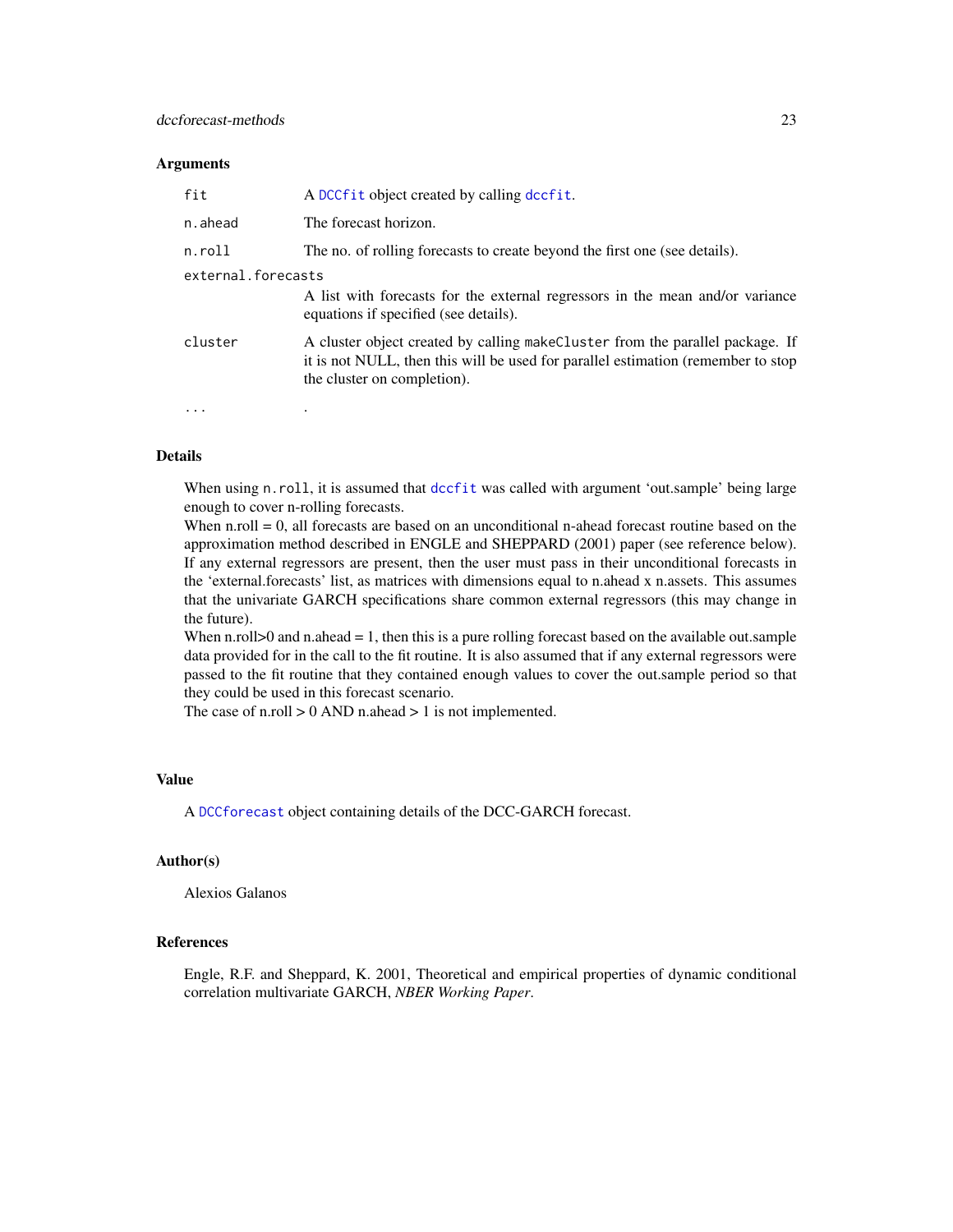### Arguments

| | |
|---|---|
| fit | A `DCCfit` object created by calling `dccfit`. |
| n.ahead | The forecast horizon. |
| n.roll | The no. of rolling forecasts to create beyond the first one (see details). |
| external.forecasts | A list with forecasts for the external regressors in the mean and/or variance equations if specified (see details). |
| cluster | A cluster object created by calling `makeCluster` from the parallel package. If it is not NULL, then this will be used for parallel estimation (remember to stop the cluster on completion). |
| ... | . |

### Details

When using `n.roll`, it is assumed that `dccfit` was called with argument 'out.sample' being large enough to cover n-rolling forecasts.
When n.roll = 0, all forecasts are based on an unconditional n-ahead forecast routine based on the approximation method described in ENGLE and SHEPPARD (2001) paper (see reference below). If any external regressors are present, then the user must pass in their unconditional forecasts in the 'external.forecasts' list, as matrices with dimensions equal to n.ahead x n.assets. This assumes that the univariate GARCH specifications share common external regressors (this may change in the future).
When n.roll>0 and n.ahead = 1, then this is a pure rolling forecast based on the available out.sample data provided for in the call to the fit routine. It is also assumed that if any external regressors were passed to the fit routine that they contained enough values to cover the out.sample period so that they could be used in this forecast scenario.
The case of n.roll > 0 AND n.ahead > 1 is not implemented.

### Value

A `DCCforecast` object containing details of the DCC-GARCH forecast.

### Author(s)

Alexios Galanos

### References

Engle, R.F. and Sheppard, K. 2001, Theoretical and empirical properties of dynamic conditional correlation multivariate GARCH, *NBER Working Paper*.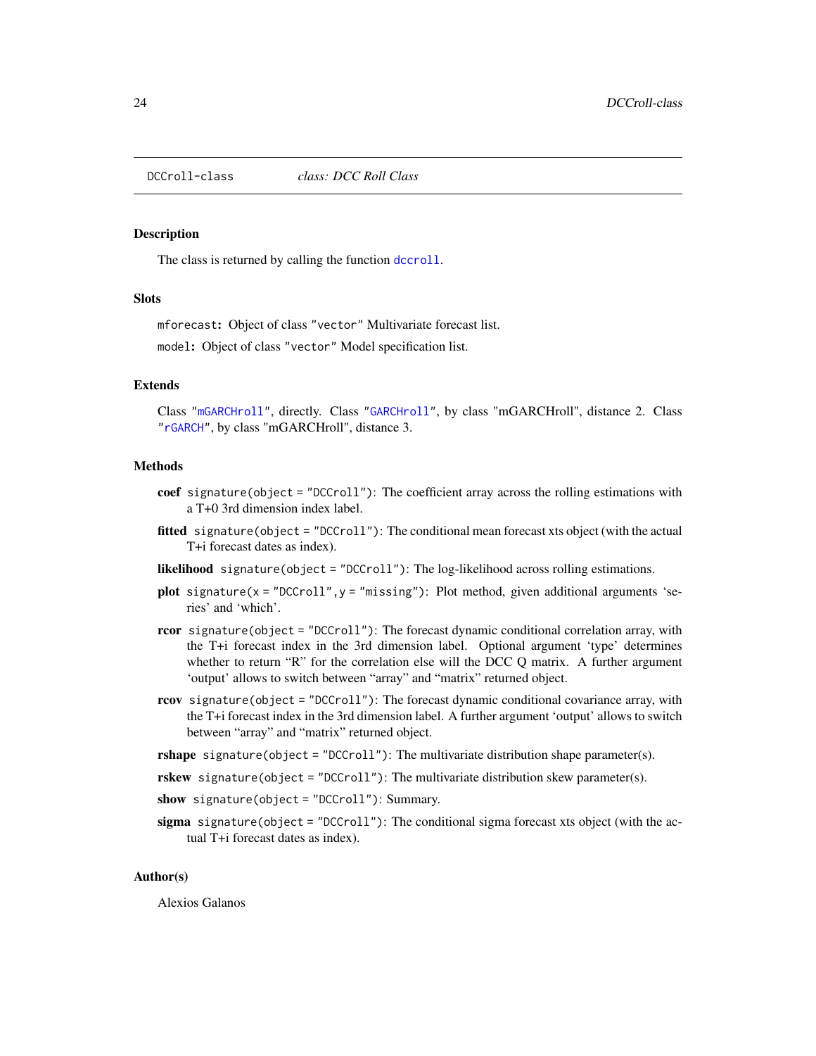DCCroll-class &nbsp;&nbsp;&nbsp;&nbsp;&nbsp;&nbsp;&nbsp; *class: DCC Roll Class*

## Description

The class is returned by calling the function `dccroll`.

## Slots

`mforecast`: Object of class `"vector"` Multivariate forecast list.

`model`: Object of class `"vector"` Model specification list.

## Extends

Class `"mGARCHroll"`, directly. Class `"GARCHroll"`, by class "mGARCHroll", distance 2. Class `"rGARCH"`, by class "mGARCHroll", distance 3.

## Methods

**coef** `signature(object = "DCCroll")`: The coefficient array across the rolling estimations with a T+0 3rd dimension index label.

**fitted** `signature(object = "DCCroll")`: The conditional mean forecast xts object (with the actual T+i forecast dates as index).

**likelihood** `signature(object = "DCCroll")`: The log-likelihood across rolling estimations.

**plot** `signature(x = "DCCroll", y = "missing")`: Plot method, given additional arguments 'series' and 'which'.

**rcor** `signature(object = "DCCroll")`: The forecast dynamic conditional correlation array, with the T+i forecast index in the 3rd dimension label. Optional argument 'type' determines whether to return "R" for the correlation else will the DCC Q matrix. A further argument 'output' allows to switch between "array" and "matrix" returned object.

**rcov** `signature(object = "DCCroll")`: The forecast dynamic conditional covariance array, with the T+i forecast index in the 3rd dimension label. A further argument 'output' allows to switch between "array" and "matrix" returned object.

**rshape** `signature(object = "DCCroll")`: The multivariate distribution shape parameter(s).

**rskew** `signature(object = "DCCroll")`: The multivariate distribution skew parameter(s).

**show** `signature(object = "DCCroll")`: Summary.

**sigma** `signature(object = "DCCroll")`: The conditional sigma forecast xts object (with the actual T+i forecast dates as index).

## Author(s)

Alexios Galanos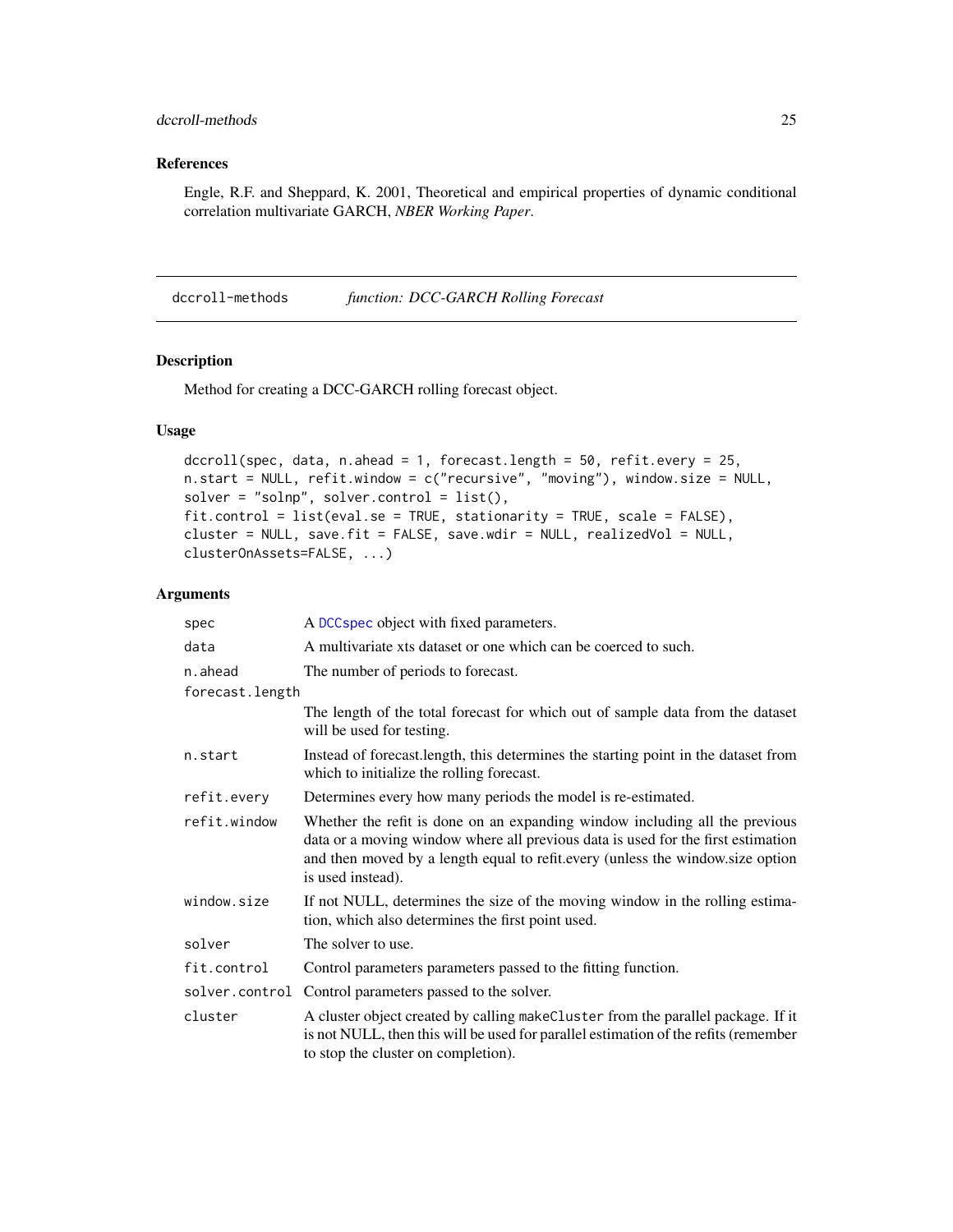### References

Engle, R.F. and Sheppard, K. 2001, Theoretical and empirical properties of dynamic conditional correlation multivariate GARCH, *NBER Working Paper*.

## dccroll-methods *function: DCC-GARCH Rolling Forecast*

### Description

Method for creating a DCC-GARCH rolling forecast object.

### Usage

```
dccroll(spec, data, n.ahead = 1, forecast.length = 50, refit.every = 25,
n.start = NULL, refit.window = c("recursive", "moving"), window.size = NULL,
solver = "solnp", solver.control = list(),
fit.control = list(eval.se = TRUE, stationarity = TRUE, scale = FALSE),
cluster = NULL, save.fit = FALSE, save.wdir = NULL, realizedVol = NULL,
clusterOnAssets=FALSE, ...)
```

### Arguments

| | |
|---|---|
| `spec` | A `DCCspec` object with fixed parameters. |
| `data` | A multivariate xts dataset or one which can be coerced to such. |
| `n.ahead` | The number of periods to forecast. |
| `forecast.length` | The length of the total forecast for which out of sample data from the dataset will be used for testing. |
| `n.start` | Instead of forecast.length, this determines the starting point in the dataset from which to initialize the rolling forecast. |
| `refit.every` | Determines every how many periods the model is re-estimated. |
| `refit.window` | Whether the refit is done on an expanding window including all the previous data or a moving window where all previous data is used for the first estimation and then moved by a length equal to refit.every (unless the window.size option is used instead). |
| `window.size` | If not NULL, determines the size of the moving window in the rolling estimation, which also determines the first point used. |
| `solver` | The solver to use. |
| `fit.control` | Control parameters parameters passed to the fitting function. |
| `solver.control` | Control parameters passed to the solver. |
| `cluster` | A cluster object created by calling `makeCluster` from the parallel package. If it is not NULL, then this will be used for parallel estimation of the refits (remember to stop the cluster on completion). |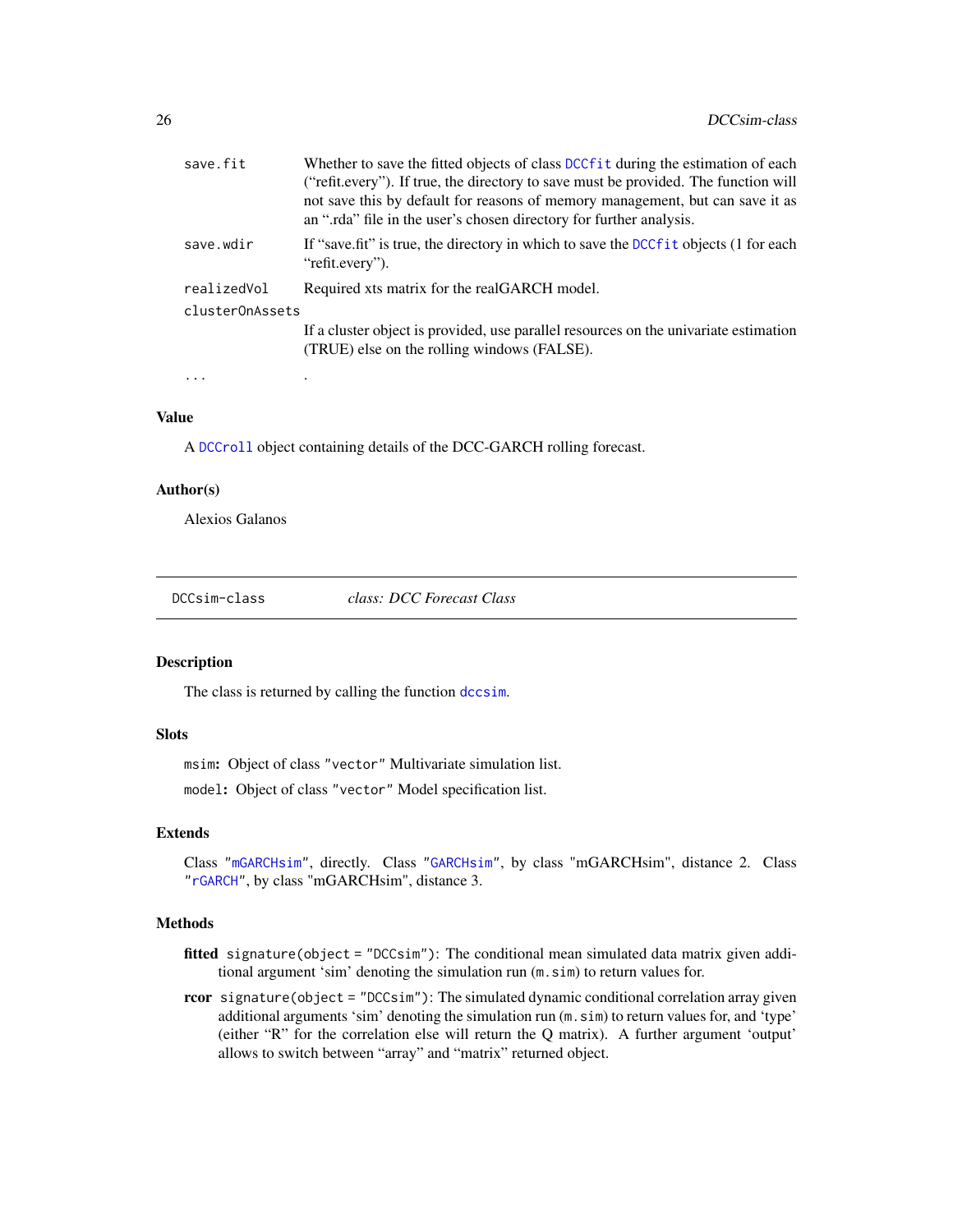| | |
|---|---|
| `save.fit` | Whether to save the fitted objects of class `DCCfit` during the estimation of each ("refit.every"). If true, the directory to save must be provided. The function will not save this by default for reasons of memory management, but can save it as an ".rda" file in the user's chosen directory for further analysis. |
| `save.wdir` | If "save.fit" is true, the directory in which to save the `DCCfit` objects (1 for each "refit.every"). |
| `realizedVol` | Required xts matrix for the realGARCH model. |
| `clusterOnAssets` | If a cluster object is provided, use parallel resources on the univariate estimation (TRUE) else on the rolling windows (FALSE). |
| `...` | . |

## Value

A `DCCroll` object containing details of the DCC-GARCH rolling forecast.

## Author(s)

Alexios Galanos

---

# DCCsim-class    *class: DCC Forecast Class*

## Description

The class is returned by calling the function `dccsim`.

## Slots

`msim`**:** Object of class "vector" Multivariate simulation list.

`model`**:** Object of class "vector" Model specification list.

## Extends

Class "`mGARCHsim`", directly. Class "`GARCHsim`", by class "mGARCHsim", distance 2. Class "`rGARCH`", by class "mGARCHsim", distance 3.

## Methods

**fitted** `signature(object = "DCCsim")`: The conditional mean simulated data matrix given additional argument 'sim' denoting the simulation run (`m.sim`) to return values for.

**rcor** `signature(object = "DCCsim")`: The simulated dynamic conditional correlation array given additional arguments 'sim' denoting the simulation run (`m.sim`) to return values for, and 'type' (either "R" for the correlation else will return the Q matrix). A further argument 'output' allows to switch between "array" and "matrix" returned object.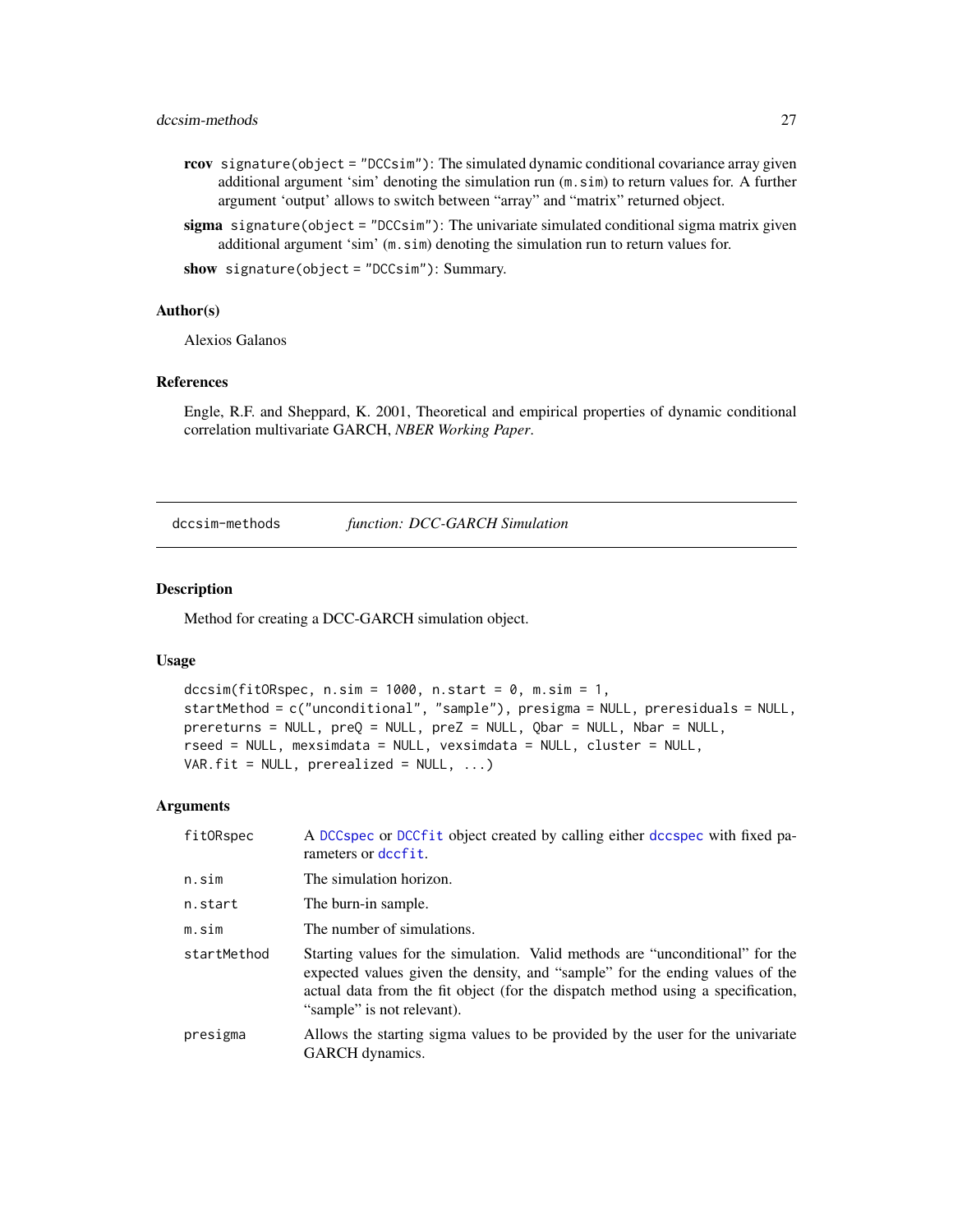**rcov** `signature(object = "DCCsim")`: The simulated dynamic conditional covariance array given additional argument 'sim' denoting the simulation run (`m.sim`) to return values for. A further argument 'output' allows to switch between "array" and "matrix" returned object.

**sigma** `signature(object = "DCCsim")`: The univariate simulated conditional sigma matrix given additional argument 'sim' (`m.sim`) denoting the simulation run to return values for.

**show** `signature(object = "DCCsim")`: Summary.

### Author(s)

Alexios Galanos

### References

Engle, R.F. and Sheppard, K. 2001, Theoretical and empirical properties of dynamic conditional correlation multivariate GARCH, *NBER Working Paper*.

---

## dccsim-methods — *function: DCC-GARCH Simulation*

### Description

Method for creating a DCC-GARCH simulation object.

### Usage

```
dccsim(fitORspec, n.sim = 1000, n.start = 0, m.sim = 1,
startMethod = c("unconditional", "sample"), presigma = NULL, preresiduals = NULL,
prereturns = NULL, preQ = NULL, preZ = NULL, Qbar = NULL, Nbar = NULL,
rseed = NULL, mexsimdata = NULL, vexsimdata = NULL, cluster = NULL,
VAR.fit = NULL, prerealized = NULL, ...)
```

### Arguments

| | |
|---|---|
| `fitORspec` | A `DCCspec` or `DCCfit` object created by calling either `dccspec` with fixed parameters or `dccfit`. |
| `n.sim` | The simulation horizon. |
| `n.start` | The burn-in sample. |
| `m.sim` | The number of simulations. |
| `startMethod` | Starting values for the simulation. Valid methods are "unconditional" for the expected values given the density, and "sample" for the ending values of the actual data from the fit object (for the dispatch method using a specification, "sample" is not relevant). |
| `presigma` | Allows the starting sigma values to be provided by the user for the univariate GARCH dynamics. |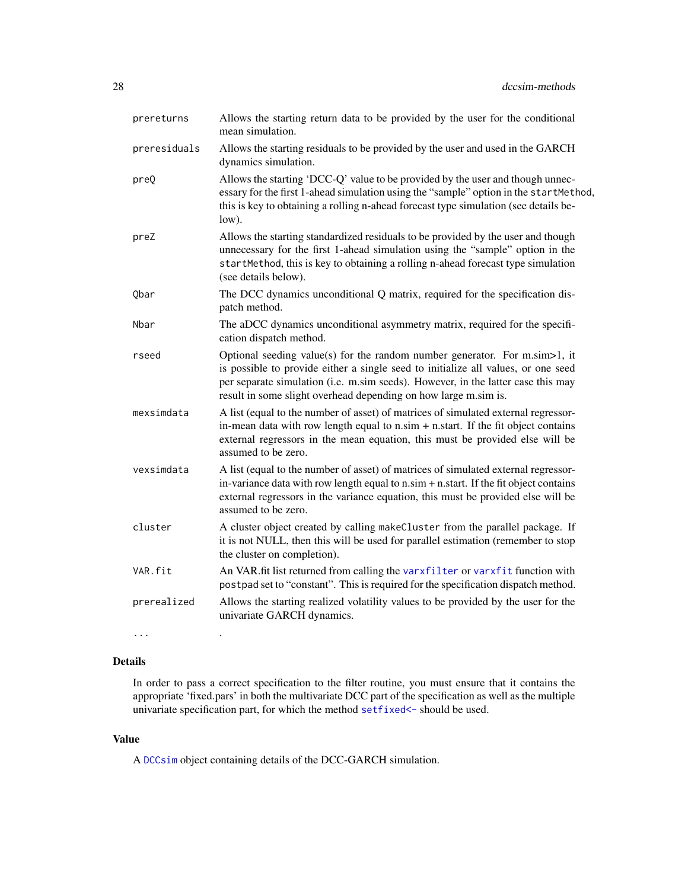| | |
|---|---|
| `prereturns` | Allows the starting return data to be provided by the user for the conditional mean simulation. |
| `preresiduals` | Allows the starting residuals to be provided by the user and used in the GARCH dynamics simulation. |
| `preQ` | Allows the starting 'DCC-Q' value to be provided by the user and though unnecessary for the first 1-ahead simulation using the "sample" option in the `startMethod`, this is key to obtaining a rolling n-ahead forecast type simulation (see details below). |
| `preZ` | Allows the starting standardized residuals to be provided by the user and though unnecessary for the first 1-ahead simulation using the "sample" option in the `startMethod`, this is key to obtaining a rolling n-ahead forecast type simulation (see details below). |
| `Qbar` | The DCC dynamics unconditional Q matrix, required for the specification dispatch method. |
| `Nbar` | The aDCC dynamics unconditional asymmetry matrix, required for the specification dispatch method. |
| `rseed` | Optional seeding value(s) for the random number generator. For m.sim>1, it is possible to provide either a single seed to initialize all values, or one seed per separate simulation (i.e. m.sim seeds). However, in the latter case this may result in some slight overhead depending on how large m.sim is. |
| `mexsimdata` | A list (equal to the number of asset) of matrices of simulated external regressor-in-mean data with row length equal to n.sim + n.start. If the fit object contains external regressors in the mean equation, this must be provided else will be assumed to be zero. |
| `vexsimdata` | A list (equal to the number of asset) of matrices of simulated external regressor-in-variance data with row length equal to n.sim + n.start. If the fit object contains external regressors in the variance equation, this must be provided else will be assumed to be zero. |
| `cluster` | A cluster object created by calling `makeCluster` from the parallel package. If it is not NULL, then this will be used for parallel estimation (remember to stop the cluster on completion). |
| `VAR.fit` | An VAR.fit list returned from calling the `varxfilter` or `varxfit` function with `postpad` set to "constant". This is required for the specification dispatch method. |
| `prerealized` | Allows the starting realized volatility values to be provided by the user for the univariate GARCH dynamics. |
| `...` | . |

## Details

In order to pass a correct specification to the filter routine, you must ensure that it contains the appropriate 'fixed.pars' in both the multivariate DCC part of the specification as well as the multiple univariate specification part, for which the method `setfixed<-` should be used.

## Value

A `DCCsim` object containing details of the DCC-GARCH simulation.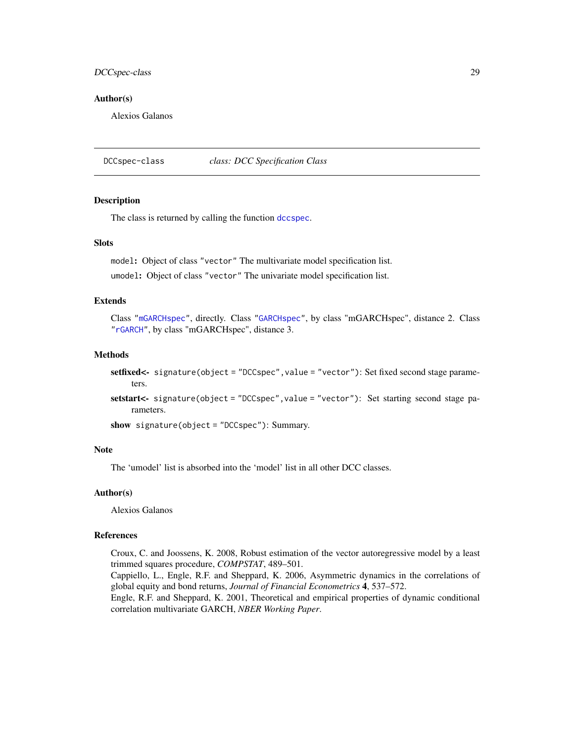## Author(s)

Alexios Galanos

---

# DCCspec-class *class: DCC Specification Class*

## Description

The class is returned by calling the function `dccspec`.

## Slots

`model`**:** Object of class `"vector"` The multivariate model specification list.

`umodel`**:** Object of class `"vector"` The univariate model specification list.

## Extends

Class `"mGARCHspec"`, directly. Class `"GARCHspec"`, by class "mGARCHspec", distance 2. Class `"rGARCH"`, by class "mGARCHspec", distance 3.

## Methods

**setfixed<-** `signature(object = "DCCspec", value = "vector")`: Set fixed second stage parameters.

**setstart<-** `signature(object = "DCCspec", value = "vector")`: Set starting second stage parameters.

**show** `signature(object = "DCCspec")`: Summary.

## Note

The 'umodel' list is absorbed into the 'model' list in all other DCC classes.

## Author(s)

Alexios Galanos

## References

Croux, C. and Joossens, K. 2008, Robust estimation of the vector autoregressive model by a least trimmed squares procedure, *COMPSTAT*, 489–501.
Cappiello, L., Engle, R.F. and Sheppard, K. 2006, Asymmetric dynamics in the correlations of global equity and bond returns, *Journal of Financial Econometrics* **4**, 537–572.
Engle, R.F. and Sheppard, K. 2001, Theoretical and empirical properties of dynamic conditional correlation multivariate GARCH, *NBER Working Paper*.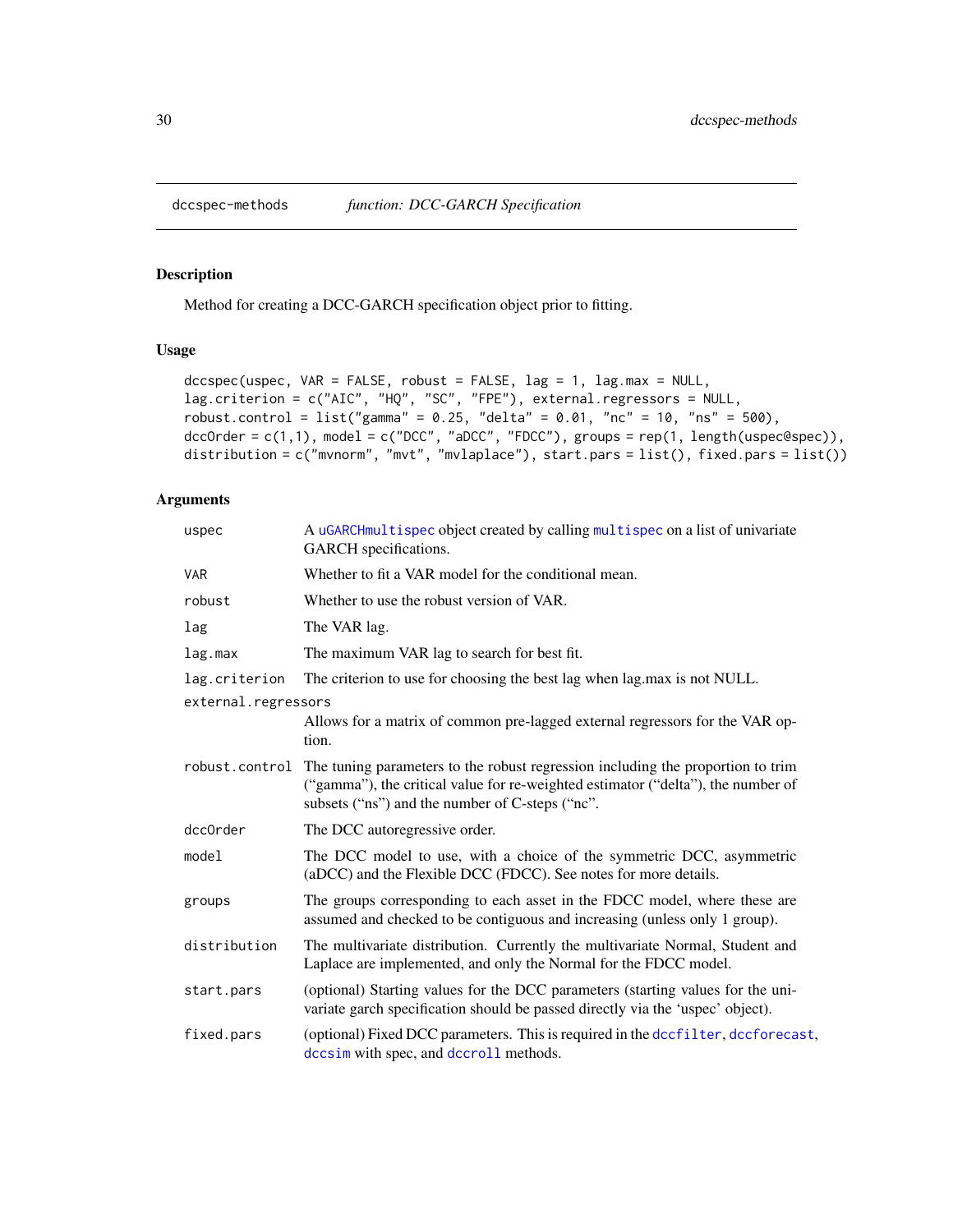# dccspec-methods *function: DCC-GARCH Specification*

## Description

Method for creating a DCC-GARCH specification object prior to fitting.

## Usage

```
dccspec(uspec, VAR = FALSE, robust = FALSE, lag = 1, lag.max = NULL,
lag.criterion = c("AIC", "HQ", "SC", "FPE"), external.regressors = NULL,
robust.control = list("gamma" = 0.25, "delta" = 0.01, "nc" = 10, "ns" = 500),
dccOrder = c(1,1), model = c("DCC", "aDCC", "FDCC"), groups = rep(1, length(uspec@spec)),
distribution = c("mvnorm", "mvt", "mvlaplace"), start.pars = list(), fixed.pars = list())
```

## Arguments

| | |
|---|---|
| `uspec` | A `uGARCHmultispec` object created by calling `multispec` on a list of univariate GARCH specifications. |
| `VAR` | Whether to fit a VAR model for the conditional mean. |
| `robust` | Whether to use the robust version of VAR. |
| `lag` | The VAR lag. |
| `lag.max` | The maximum VAR lag to search for best fit. |
| `lag.criterion` | The criterion to use for choosing the best lag when lag.max is not NULL. |
| `external.regressors` | Allows for a matrix of common pre-lagged external regressors for the VAR option. |
| `robust.control` | The tuning parameters to the robust regression including the proportion to trim ("gamma"), the critical value for re-weighted estimator ("delta"), the number of subsets ("ns") and the number of C-steps ("nc". |
| `dccOrder` | The DCC autoregressive order. |
| `model` | The DCC model to use, with a choice of the symmetric DCC, asymmetric (aDCC) and the Flexible DCC (FDCC). See notes for more details. |
| `groups` | The groups corresponding to each asset in the FDCC model, where these are assumed and checked to be contiguous and increasing (unless only 1 group). |
| `distribution` | The multivariate distribution. Currently the multivariate Normal, Student and Laplace are implemented, and only the Normal for the FDCC model. |
| `start.pars` | (optional) Starting values for the DCC parameters (starting values for the univariate garch specification should be passed directly via the 'uspec' object). |
| `fixed.pars` | (optional) Fixed DCC parameters. This is required in the `dccfilter`, `dccforecast`, `dccsim` with spec, and `dccroll` methods. |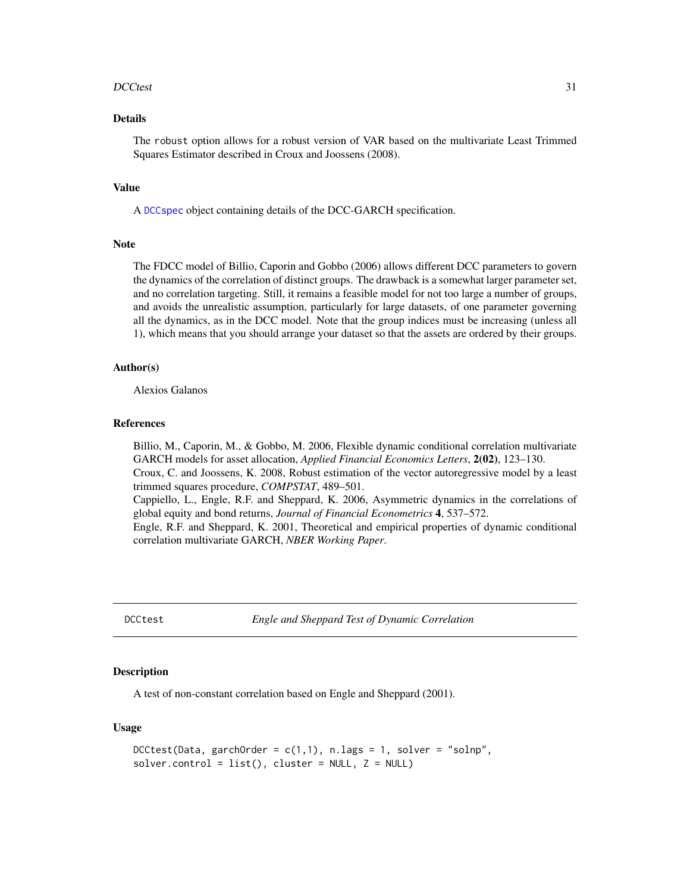### Details

The `robust` option allows for a robust version of VAR based on the multivariate Least Trimmed Squares Estimator described in Croux and Joossens (2008).

### Value

A `DCCspec` object containing details of the DCC-GARCH specification.

### Note

The FDCC model of Billio, Caporin and Gobbo (2006) allows different DCC parameters to govern the dynamics of the correlation of distinct groups. The drawback is a somewhat larger parameter set, and no correlation targeting. Still, it remains a feasible model for not too large a number of groups, and avoids the unrealistic assumption, particularly for large datasets, of one parameter governing all the dynamics, as in the DCC model. Note that the group indices must be increasing (unless all 1), which means that you should arrange your dataset so that the assets are ordered by their groups.

### Author(s)

Alexios Galanos

### References

Billio, M., Caporin, M., & Gobbo, M. 2006, Flexible dynamic conditional correlation multivariate GARCH models for asset allocation, *Applied Financial Economics Letters*, **2(02)**, 123–130.
Croux, C. and Joossens, K. 2008, Robust estimation of the vector autoregressive model by a least trimmed squares procedure, *COMPSTAT*, 489–501.
Cappiello, L., Engle, R.F. and Sheppard, K. 2006, Asymmetric dynamics in the correlations of global equity and bond returns, *Journal of Financial Econometrics* **4**, 537–572.
Engle, R.F. and Sheppard, K. 2001, Theoretical and empirical properties of dynamic conditional correlation multivariate GARCH, *NBER Working Paper*.

---

## DCCtest — *Engle and Sheppard Test of Dynamic Correlation*

### Description

A test of non-constant correlation based on Engle and Sheppard (2001).

### Usage

```
DCCtest(Data, garchOrder = c(1,1), n.lags = 1, solver = "solnp",
solver.control = list(), cluster = NULL, Z = NULL)
```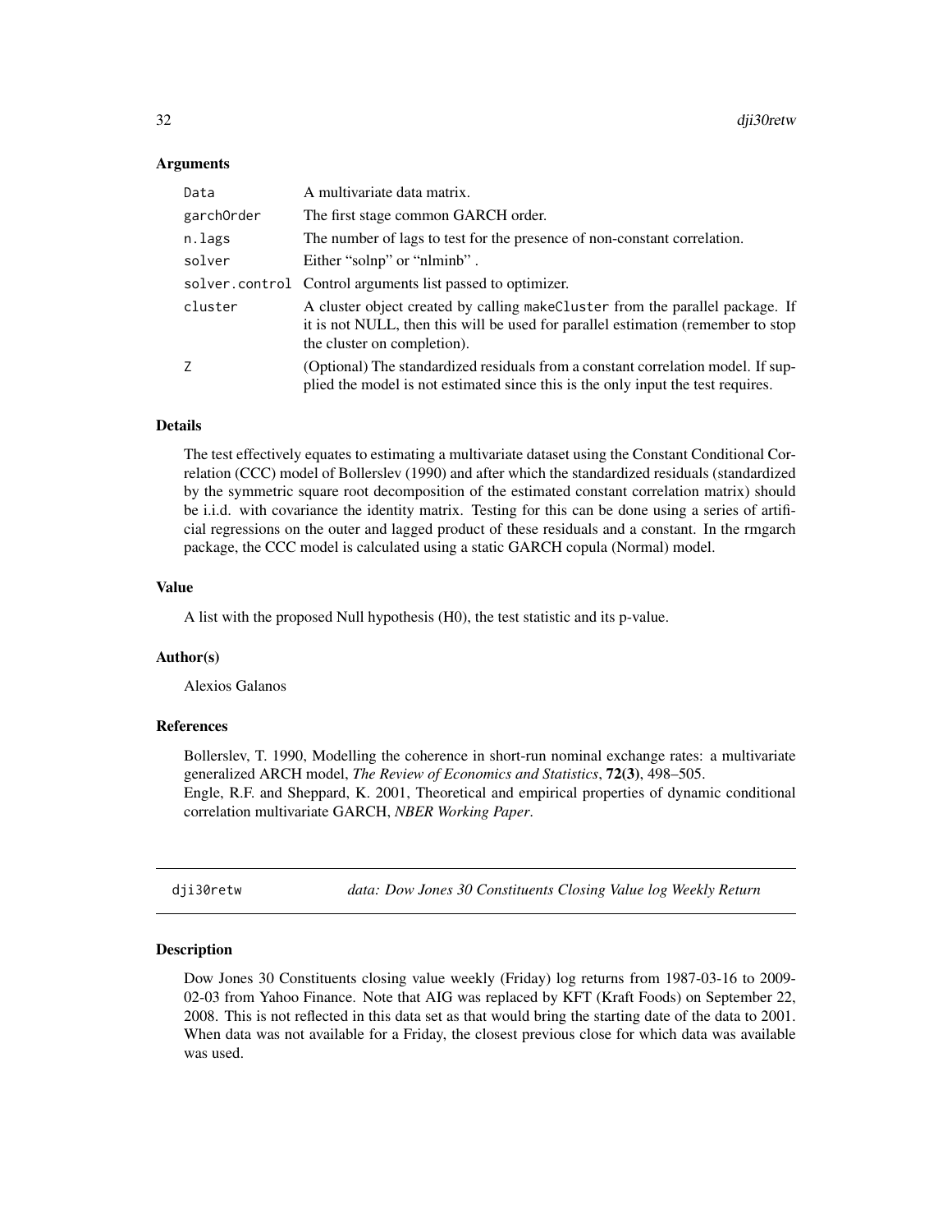### Arguments

| | |
|---|---|
| Data | A multivariate data matrix. |
| garchOrder | The first stage common GARCH order. |
| n.lags | The number of lags to test for the presence of non-constant correlation. |
| solver | Either "solnp" or "nlminb" . |
| solver.control | Control arguments list passed to optimizer. |
| cluster | A cluster object created by calling makeCluster from the parallel package. If it is not NULL, then this will be used for parallel estimation (remember to stop the cluster on completion). |
| Z | (Optional) The standardized residuals from a constant correlation model. If supplied the model is not estimated since this is the only input the test requires. |

### Details

The test effectively equates to estimating a multivariate dataset using the Constant Conditional Correlation (CCC) model of Bollerslev (1990) and after which the standardized residuals (standardized by the symmetric square root decomposition of the estimated constant correlation matrix) should be i.i.d. with covariance the identity matrix. Testing for this can be done using a series of artificial regressions on the outer and lagged product of these residuals and a constant. In the rmgarch package, the CCC model is calculated using a static GARCH copula (Normal) model.

### Value

A list with the proposed Null hypothesis (H0), the test statistic and its p-value.

### Author(s)

Alexios Galanos

### References

Bollerslev, T. 1990, Modelling the coherence in short-run nominal exchange rates: a multivariate generalized ARCH model, *The Review of Economics and Statistics*, **72(3)**, 498–505.
Engle, R.F. and Sheppard, K. 2001, Theoretical and empirical properties of dynamic conditional correlation multivariate GARCH, *NBER Working Paper*.

---

## dji30retw — *data: Dow Jones 30 Constituents Closing Value log Weekly Return*

### Description

Dow Jones 30 Constituents closing value weekly (Friday) log returns from 1987-03-16 to 2009-02-03 from Yahoo Finance. Note that AIG was replaced by KFT (Kraft Foods) on September 22, 2008. This is not reflected in this data set as that would bring the starting date of the data to 2001. When data was not available for a Friday, the closest previous close for which data was available was used.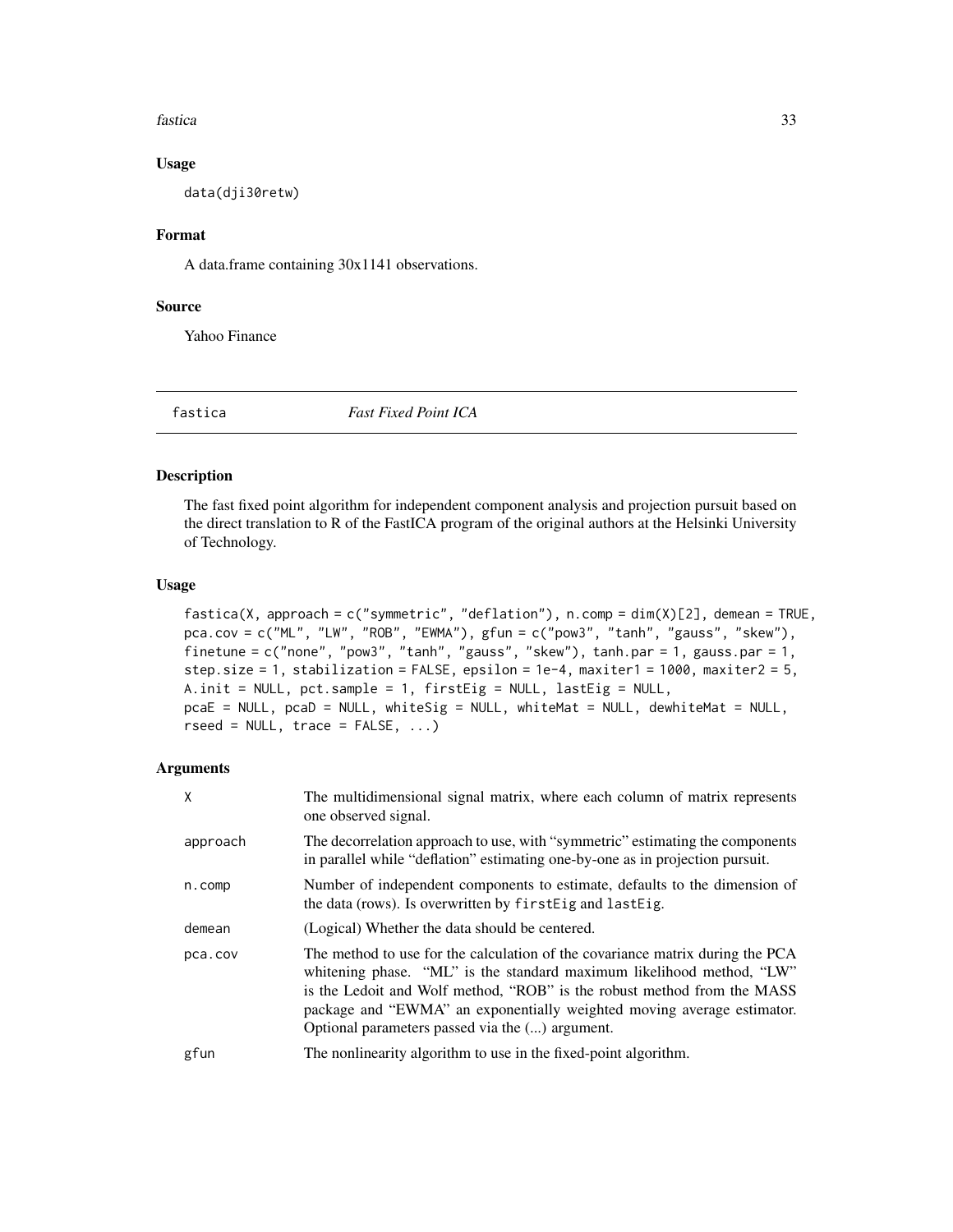### Usage

```
data(dji30retw)
```

### Format

A data.frame containing 30x1141 observations.

### Source

Yahoo Finance

## fastica *Fast Fixed Point ICA*

### Description

The fast fixed point algorithm for independent component analysis and projection pursuit based on the direct translation to R of the FastICA program of the original authors at the Helsinki University of Technology.

### Usage

```
fastica(X, approach = c("symmetric", "deflation"), n.comp = dim(X)[2], demean = TRUE,
pca.cov = c("ML", "LW", "ROB", "EWMA"), gfun = c("pow3", "tanh", "gauss", "skew"),
finetune = c("none", "pow3", "tanh", "gauss", "skew"), tanh.par = 1, gauss.par = 1,
step.size = 1, stabilization = FALSE, epsilon = 1e-4, maxiter1 = 1000, maxiter2 = 5,
A.init = NULL, pct.sample = 1, firstEig = NULL, lastEig = NULL,
pcaE = NULL, pcaD = NULL, whiteSig = NULL, whiteMat = NULL, dewhiteMat = NULL,
rseed = NULL, trace = FALSE, ...)
```

### Arguments

| | |
|---|---|
| X | The multidimensional signal matrix, where each column of matrix represents one observed signal. |
| approach | The decorrelation approach to use, with "symmetric" estimating the components in parallel while "deflation" estimating one-by-one as in projection pursuit. |
| n.comp | Number of independent components to estimate, defaults to the dimension of the data (rows). Is overwritten by `firstEig` and `lastEig`. |
| demean | (Logical) Whether the data should be centered. |
| pca.cov | The method to use for the calculation of the covariance matrix during the PCA whitening phase. "ML" is the standard maximum likelihood method, "LW" is the Ledoit and Wolf method, "ROB" is the robust method from the MASS package and "EWMA" an exponentially weighted moving average estimator. Optional parameters passed via the (...) argument. |
| gfun | The nonlinearity algorithm to use in the fixed-point algorithm. |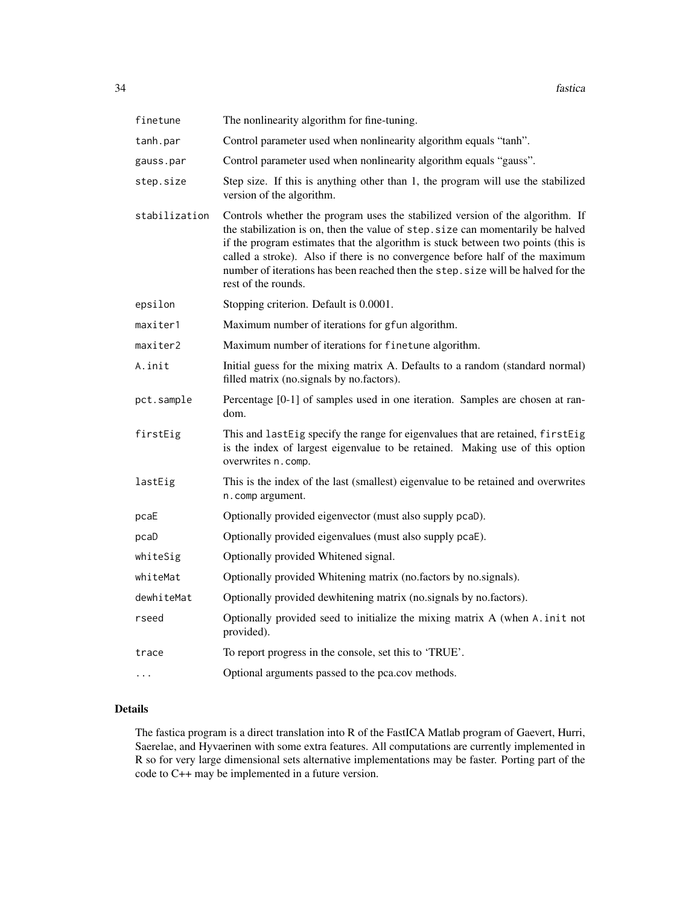| | |
|---|---|
| `finetune` | The nonlinearity algorithm for fine-tuning. |
| `tanh.par` | Control parameter used when nonlinearity algorithm equals "tanh". |
| `gauss.par` | Control parameter used when nonlinearity algorithm equals "gauss". |
| `step.size` | Step size. If this is anything other than 1, the program will use the stabilized version of the algorithm. |
| `stabilization` | Controls whether the program uses the stabilized version of the algorithm. If the stabilization is on, then the value of `step.size` can momentarily be halved if the program estimates that the algorithm is stuck between two points (this is called a stroke). Also if there is no convergence before half of the maximum number of iterations has been reached then the `step.size` will be halved for the rest of the rounds. |
| `epsilon` | Stopping criterion. Default is 0.0001. |
| `maxiter1` | Maximum number of iterations for `gfun` algorithm. |
| `maxiter2` | Maximum number of iterations for `finetune` algorithm. |
| `A.init` | Initial guess for the mixing matrix A. Defaults to a random (standard normal) filled matrix (no.signals by no.factors). |
| `pct.sample` | Percentage [0-1] of samples used in one iteration. Samples are chosen at random. |
| `firstEig` | This and `lastEig` specify the range for eigenvalues that are retained, `firstEig` is the index of largest eigenvalue to be retained. Making use of this option overwrites `n.comp`. |
| `lastEig` | This is the index of the last (smallest) eigenvalue to be retained and overwrites `n.comp` argument. |
| `pcaE` | Optionally provided eigenvector (must also supply `pcaD`). |
| `pcaD` | Optionally provided eigenvalues (must also supply `pcaE`). |
| `whiteSig` | Optionally provided Whitened signal. |
| `whiteMat` | Optionally provided Whitening matrix (no.factors by no.signals). |
| `dewhiteMat` | Optionally provided dewhitening matrix (no.signals by no.factors). |
| `rseed` | Optionally provided seed to initialize the mixing matrix A (when `A.init` not provided). |
| `trace` | To report progress in the console, set this to 'TRUE'. |
| `...` | Optional arguments passed to the pca.cov methods. |

## Details

The fastica program is a direct translation into R of the FastICA Matlab program of Gaevert, Hurri, Saerelae, and Hyvaerinen with some extra features. All computations are currently implemented in R so for very large dimensional sets alternative implementations may be faster. Porting part of the code to C++ may be implemented in a future version.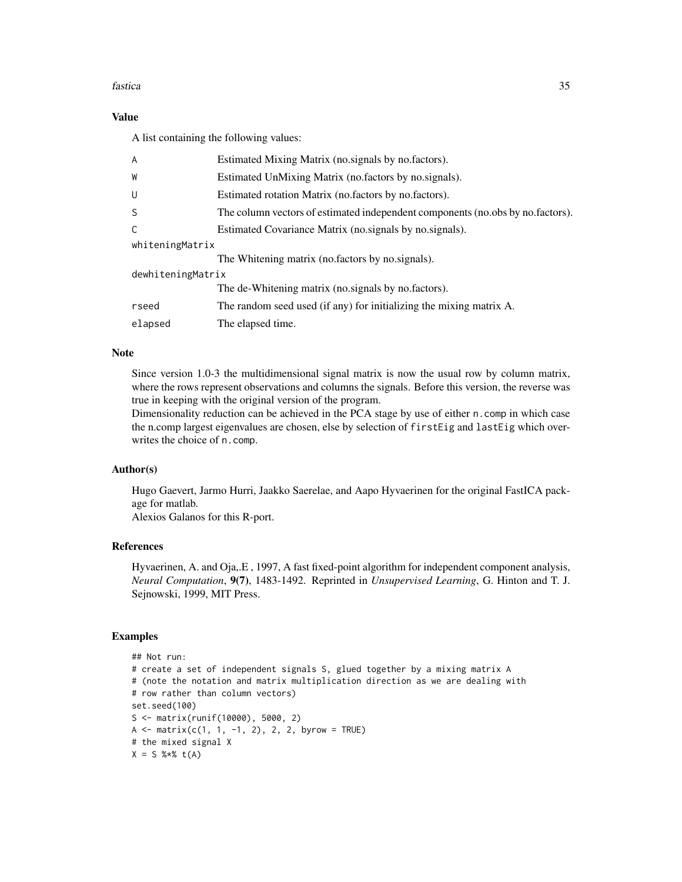### Value

A list containing the following values:

| | |
|---|---|
| A | Estimated Mixing Matrix (no.signals by no.factors). |
| W | Estimated UnMixing Matrix (no.factors by no.signals). |
| U | Estimated rotation Matrix (no.factors by no.factors). |
| S | The column vectors of estimated independent components (no.obs by no.factors). |
| C | Estimated Covariance Matrix (no.signals by no.signals). |
| whiteningMatrix | The Whitening matrix (no.factors by no.signals). |
| dewhiteningMatrix | The de-Whitening matrix (no.signals by no.factors). |
| rseed | The random seed used (if any) for initializing the mixing matrix A. |
| elapsed | The elapsed time. |

### Note

Since version 1.0-3 the multidimensional signal matrix is now the usual row by column matrix, where the rows represent observations and columns the signals. Before this version, the reverse was true in keeping with the original version of the program.
Dimensionality reduction can be achieved in the PCA stage by use of either `n.comp` in which case the n.comp largest eigenvalues are chosen, else by selection of `firstEig` and `lastEig` which overwrites the choice of `n.comp`.

### Author(s)

Hugo Gaevert, Jarmo Hurri, Jaakko Saerelae, and Aapo Hyvaerinen for the original FastICA package for matlab.
Alexios Galanos for this R-port.

### References

Hyvaerinen, A. and Oja,.E , 1997, A fast fixed-point algorithm for independent component analysis, *Neural Computation*, **9(7)**, 1483-1492. Reprinted in *Unsupervised Learning*, G. Hinton and T. J. Sejnowski, 1999, MIT Press.

### Examples

```
## Not run:
# create a set of independent signals S, glued together by a mixing matrix A
# (note the notation and matrix multiplication direction as we are dealing with
# row rather than column vectors)
set.seed(100)
S <- matrix(runif(10000), 5000, 2)
A <- matrix(c(1, 1, -1, 2), 2, 2, byrow = TRUE)
# the mixed signal X
X = S %*% t(A)
```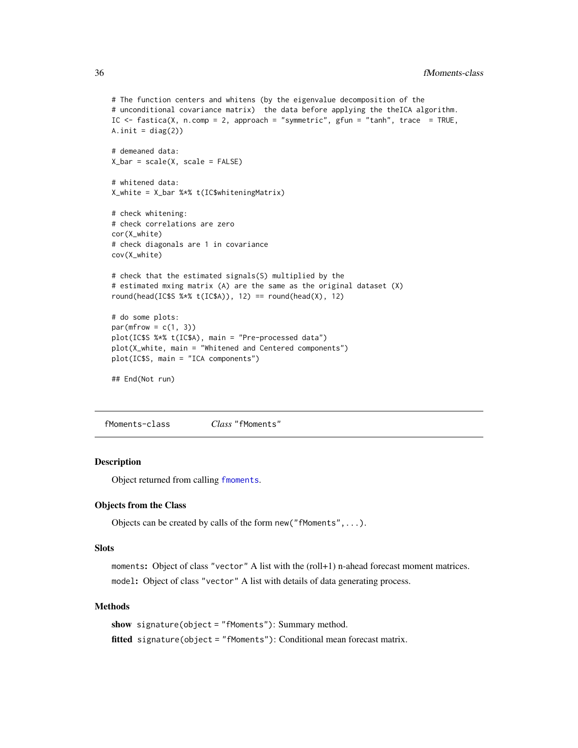```
# The function centers and whitens (by the eigenvalue decomposition of the
# unconditional covariance matrix)  the data before applying the theICA algorithm.
IC <- fastica(X, n.comp = 2, approach = "symmetric", gfun = "tanh", trace  = TRUE,
A.init = diag(2))

# demeaned data:
X_bar = scale(X, scale = FALSE)

# whitened data:
X_white = X_bar %*% t(IC$whiteningMatrix)

# check whitening:
# check correlations are zero
cor(X_white)
# check diagonals are 1 in covariance
cov(X_white)

# check that the estimated signals(S) multiplied by the
# estimated mxing matrix (A) are the same as the original dataset (X)
round(head(IC$S %*% t(IC$A)), 12) == round(head(X), 12)

# do some plots:
par(mfrow = c(1, 3))
plot(IC$S %*% t(IC$A), main = "Pre-processed data")
plot(X_white, main = "Whitened and Centered components")
plot(IC$S, main = "ICA components")

## End(Not run)
```

## fMoments-class — *Class* "fMoments"

### Description

Object returned from calling `fmoments`.

### Objects from the Class

Objects can be created by calls of the form `new("fMoments",...)`.

### Slots

`moments`: Object of class "vector" A list with the (roll+1) n-ahead forecast moment matrices.

`model`: Object of class "vector" A list with details of data generating process.

### Methods

**show** `signature(object = "fMoments")`: Summary method.

**fitted** `signature(object = "fMoments")`: Conditional mean forecast matrix.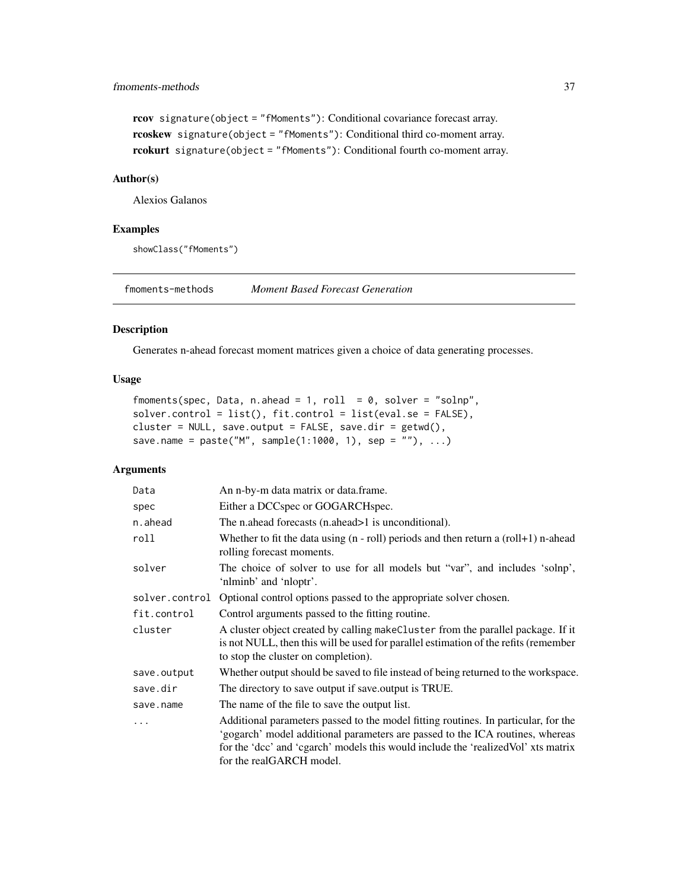**rcov** `signature(object = "fMoments")`: Conditional covariance forecast array.

**rcoskew** `signature(object = "fMoments")`: Conditional third co-moment array.

**rcokurt** `signature(object = "fMoments")`: Conditional fourth co-moment array.

### Author(s)

Alexios Galanos

### Examples

```
showClass("fMoments")
```

---

## fmoments-methods *Moment Based Forecast Generation*

### Description

Generates n-ahead forecast moment matrices given a choice of data generating processes.

### Usage

```
fmoments(spec, Data, n.ahead = 1, roll  = 0, solver = "solnp",
solver.control = list(), fit.control = list(eval.se = FALSE),
cluster = NULL, save.output = FALSE, save.dir = getwd(),
save.name = paste("M", sample(1:1000, 1), sep = ""), ...)
```

### Arguments

| | |
|---|---|
| `Data` | An n-by-m data matrix or data.frame. |
| `spec` | Either a DCCspec or GOGARCHspec. |
| `n.ahead` | The n.ahead forecasts (n.ahead>1 is unconditional). |
| `roll` | Whether to fit the data using (n - roll) periods and then return a (roll+1) n-ahead rolling forecast moments. |
| `solver` | The choice of solver to use for all models but "var", and includes 'solnp', 'nlminb' and 'nloptr'. |
| `solver.control` | Optional control options passed to the appropriate solver chosen. |
| `fit.control` | Control arguments passed to the fitting routine. |
| `cluster` | A cluster object created by calling `makeCluster` from the parallel package. If it is not NULL, then this will be used for parallel estimation of the refits (remember to stop the cluster on completion). |
| `save.output` | Whether output should be saved to file instead of being returned to the workspace. |
| `save.dir` | The directory to save output if save.output is TRUE. |
| `save.name` | The name of the file to save the output list. |
| `...` | Additional parameters passed to the model fitting routines. In particular, for the 'gogarch' model additional parameters are passed to the ICA routines, whereas for the 'dcc' and 'cgarch' models this would include the 'realizedVol' xts matrix for the realGARCH model. |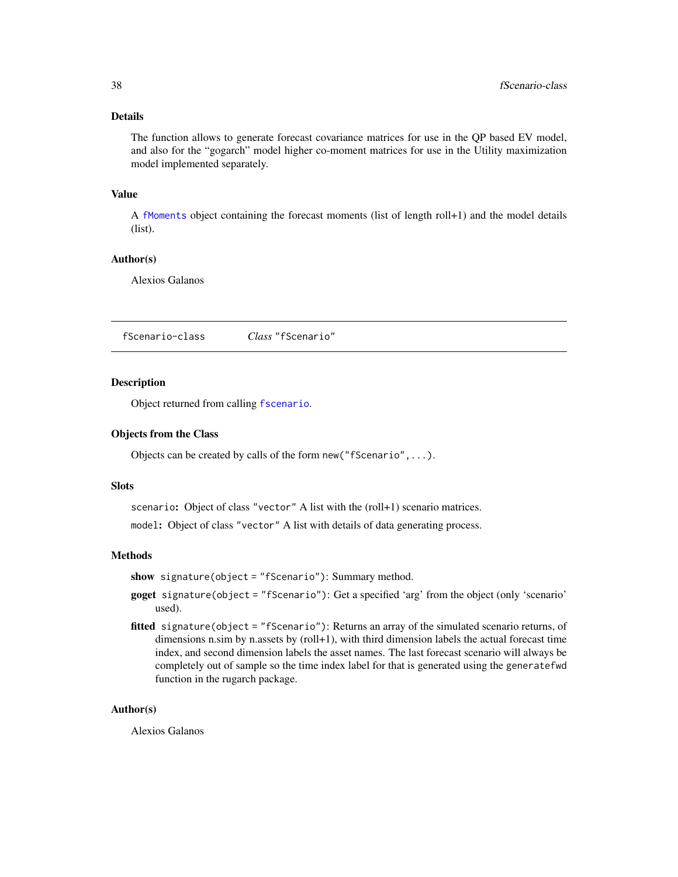### Details

The function allows to generate forecast covariance matrices for use in the QP based EV model, and also for the "gogarch" model higher co-moment matrices for use in the Utility maximization model implemented separately.

### Value

A `fMoments` object containing the forecast moments (list of length roll+1) and the model details (list).

### Author(s)

Alexios Galanos

---

## fScenario-class — *Class* "fScenario"

### Description

Object returned from calling `fscenario`.

### Objects from the Class

Objects can be created by calls of the form `new("fScenario",...)`.

### Slots

`scenario`: Object of class "vector" A list with the (roll+1) scenario matrices.

`model`: Object of class "vector" A list with details of data generating process.

### Methods

**show** `signature(object = "fScenario")`: Summary method.

**goget** `signature(object = "fScenario")`: Get a specified 'arg' from the object (only 'scenario' used).

**fitted** `signature(object = "fScenario")`: Returns an array of the simulated scenario returns, of dimensions n.sim by n.assets by (roll+1), with third dimension labels the actual forecast time index, and second dimension labels the asset names. The last forecast scenario will always be completely out of sample so the time index label for that is generated using the `generatefwd` function in the rugarch package.

### Author(s)

Alexios Galanos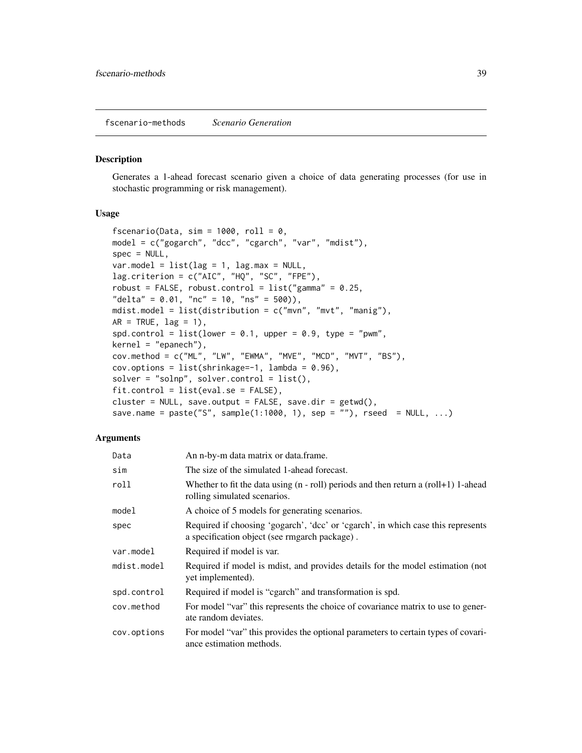## fscenario-methods *Scenario Generation*

### Description

Generates a 1-ahead forecast scenario given a choice of data generating processes (for use in stochastic programming or risk management).

### Usage

```
fscenario(Data, sim = 1000, roll = 0,
model = c("gogarch", "dcc", "cgarch", "var", "mdist"),
spec = NULL,
var.model = list(lag = 1, lag.max = NULL,
lag.criterion = c("AIC", "HQ", "SC", "FPE"),
robust = FALSE, robust.control = list("gamma" = 0.25,
"delta" = 0.01, "nc" = 10, "ns" = 500)),
mdist.model = list(distribution = c("mvn", "mvt", "manig"),
AR = TRUE, lag = 1),
spd.control = list(lower = 0.1, upper = 0.9, type = "pwm",
kernel = "epanech"),
cov.method = c("ML", "LW", "EWMA", "MVE", "MCD", "MVT", "BS"),
cov.options = list(shrinkage=-1, lambda = 0.96),
solver = "solnp", solver.control = list(),
fit.control = list(eval.se = FALSE),
cluster = NULL, save.output = FALSE, save.dir = getwd(),
save.name = paste("S", sample(1:1000, 1), sep = ""), rseed  = NULL, ...)
```

### Arguments

| | |
|---|---|
| Data | An n-by-m data matrix or data.frame. |
| sim | The size of the simulated 1-ahead forecast. |
| roll | Whether to fit the data using (n - roll) periods and then return a (roll+1) 1-ahead rolling simulated scenarios. |
| model | A choice of 5 models for generating scenarios. |
| spec | Required if choosing 'gogarch', 'dcc' or 'cgarch', in which case this represents a specification object (see rmgarch package) . |
| var.model | Required if model is var. |
| mdist.model | Required if model is mdist, and provides details for the model estimation (not yet implemented). |
| spd.control | Required if model is "cgarch" and transformation is spd. |
| cov.method | For model "var" this represents the choice of covariance matrix to use to generate random deviates. |
| cov.options | For model "var" this provides the optional parameters to certain types of covariance estimation methods. |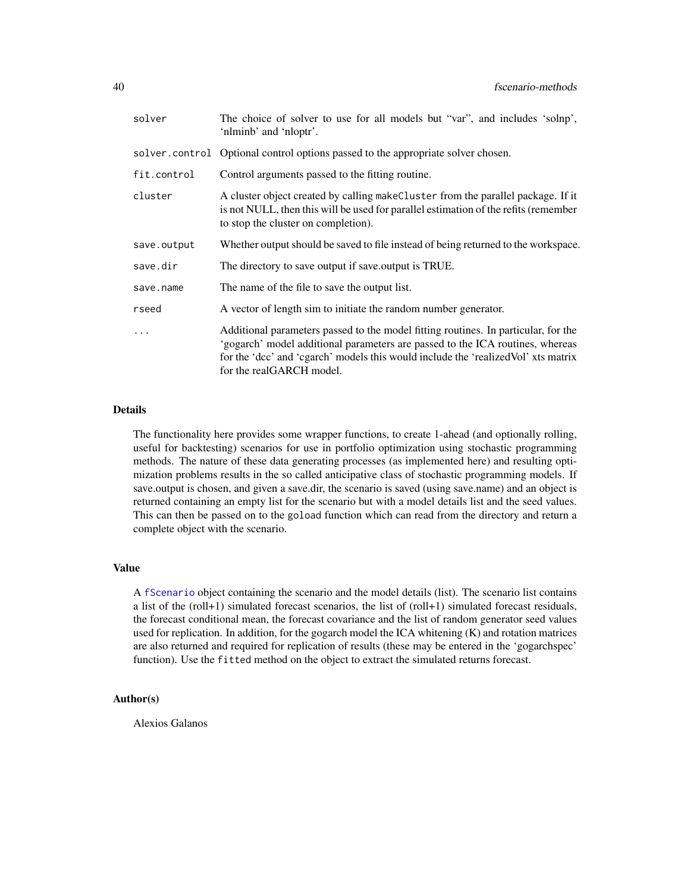| | |
|---|---|
| solver | The choice of solver to use for all models but "var", and includes 'solnp', 'nlminb' and 'nloptr'. |
| solver.control | Optional control options passed to the appropriate solver chosen. |
| fit.control | Control arguments passed to the fitting routine. |
| cluster | A cluster object created by calling `makeCluster` from the parallel package. If it is not NULL, then this will be used for parallel estimation of the refits (remember to stop the cluster on completion). |
| save.output | Whether output should be saved to file instead of being returned to the workspace. |
| save.dir | The directory to save output if save.output is TRUE. |
| save.name | The name of the file to save the output list. |
| rseed | A vector of length sim to initiate the random number generator. |
| ... | Additional parameters passed to the model fitting routines. In particular, for the 'gogarch' model additional parameters are passed to the ICA routines, whereas for the 'dcc' and 'cgarch' models this would include the 'realizedVol' xts matrix for the realGARCH model. |

## Details

The functionality here provides some wrapper functions, to create 1-ahead (and optionally rolling, useful for backtesting) scenarios for use in portfolio optimization using stochastic programming methods. The nature of these data generating processes (as implemented here) and resulting optimization problems results in the so called anticipative class of stochastic programming models. If save.output is chosen, and given a save.dir, the scenario is saved (using save.name) and an object is returned containing an empty list for the scenario but with a model details list and the seed values. This can then be passed on to the `goload` function which can read from the directory and return a complete object with the scenario.

## Value

A `fScenario` object containing the scenario and the model details (list). The scenario list contains a list of the (roll+1) simulated forecast scenarios, the list of (roll+1) simulated forecast residuals, the forecast conditional mean, the forecast covariance and the list of random generator seed values used for replication. In addition, for the gogarch model the ICA whitening (K) and rotation matrices are also returned and required for replication of results (these may be entered in the 'gogarchspec' function). Use the `fitted` method on the object to extract the simulated returns forecast.

## Author(s)

Alexios Galanos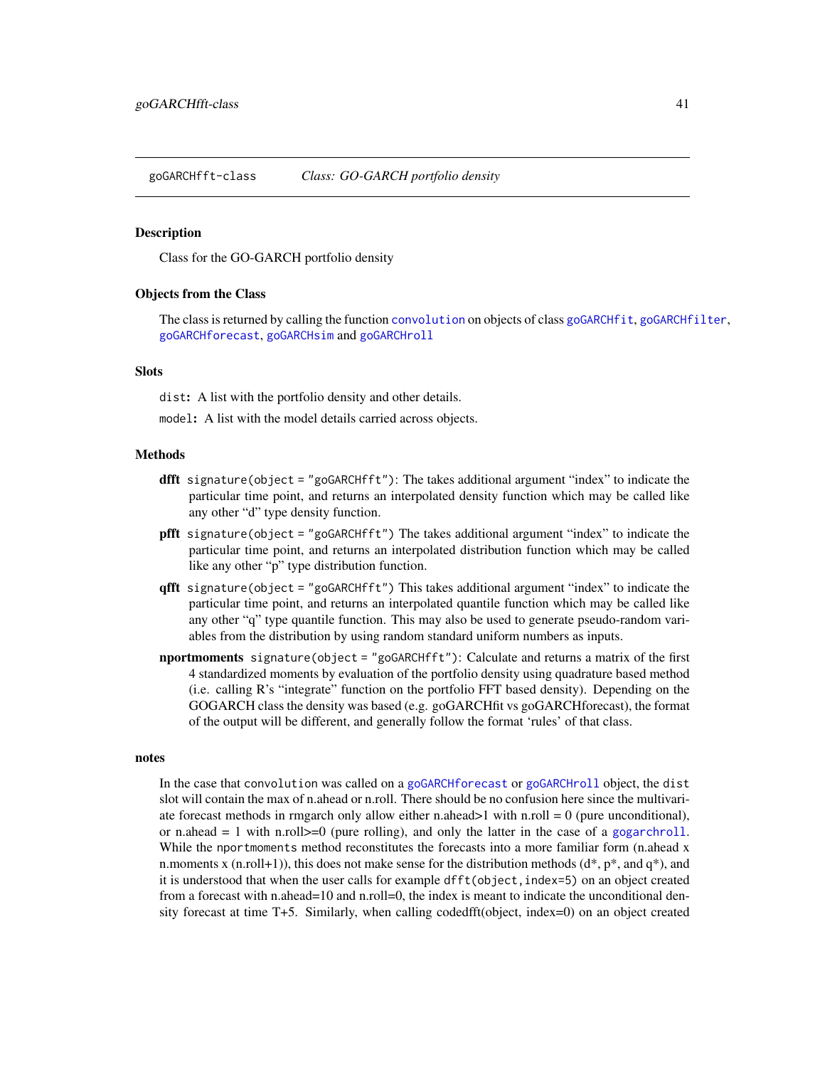## goGARCHfft-class *Class: GO-GARCH portfolio density*

### Description

Class for the GO-GARCH portfolio density

### Objects from the Class

The class is returned by calling the function `convolution` on objects of class `goGARCHfit`, `goGARCHfilter`, `goGARCHforecast`, `goGARCHsim` and `goGARCHroll`

### Slots

`dist`**:** A list with the portfolio density and other details.

`model`**:** A list with the model details carried across objects.

### Methods

**dfft** `signature(object = "goGARCHfft")`: The takes additional argument “index” to indicate the particular time point, and returns an interpolated density function which may be called like any other “d” type density function.

**pfft** `signature(object = "goGARCHfft")` The takes additional argument “index” to indicate the particular time point, and returns an interpolated distribution function which may be called like any other “p” type distribution function.

**qfft** `signature(object = "goGARCHfft")` This takes additional argument “index” to indicate the particular time point, and returns an interpolated quantile function which may be called like any other “q” type quantile function. This may also be used to generate pseudo-random variables from the distribution by using random standard uniform numbers as inputs.

**nportmoments** `signature(object = "goGARCHfft")`: Calculate and returns a matrix of the first 4 standardized moments by evaluation of the portfolio density using quadrature based method (i.e. calling R’s “integrate” function on the portfolio FFT based density). Depending on the GOGARCH class the density was based (e.g. goGARCHfit vs goGARCHforecast), the format of the output will be different, and generally follow the format ‘rules’ of that class.

### notes

In the case that `convolution` was called on a `goGARCHforecast` or `goGARCHroll` object, the `dist` slot will contain the max of n.ahead or n.roll. There should be no confusion here since the multivariate forecast methods in rmgarch only allow either n.ahead>1 with n.roll = 0 (pure unconditional), or n.ahead = 1 with n.roll>=0 (pure rolling), and only the latter in the case of a `gogarchroll`. While the `nportmoments` method reconstitutes the forecasts into a more familiar form (n.ahead x n.moments x (n.roll+1)), this does not make sense for the distribution methods (d*, p*, and q*), and it is understood that when the user calls for example `dfft(object,index=5)` on an object created from a forecast with n.ahead=10 and n.roll=0, the index is meant to indicate the unconditional density forecast at time T+5. Similarly, when calling codedfft(object, index=0) on an object created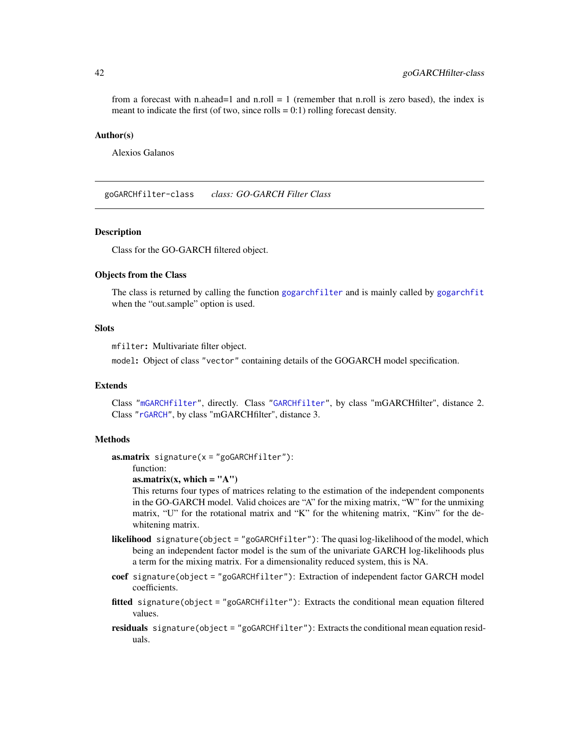from a forecast with n.ahead=1 and n.roll = 1 (remember that n.roll is zero based), the index is meant to indicate the first (of two, since rolls = 0:1) rolling forecast density.

### Author(s)

Alexios Galanos

---

## goGARCHfilter-class    *class: GO-GARCH Filter Class*

---

### Description

Class for the GO-GARCH filtered object.

### Objects from the Class

The class is returned by calling the function `gogarchfilter` and is mainly called by `gogarchfit` when the "out.sample" option is used.

### Slots

`mfilter`: Multivariate filter object.

`model`: Object of class `"vector"` containing details of the GOGARCH model specification.

### Extends

Class `"mGARCHfilter"`, directly. Class `"GARCHfilter"`, by class "mGARCHfilter", distance 2. Class `"rGARCH"`, by class "mGARCHfilter", distance 3.

### Methods

**as.matrix** `signature(x = "goGARCHfilter")`:
function:
**as.matrix(x, which = "A")**
This returns four types of matrices relating to the estimation of the independent components in the GO-GARCH model. Valid choices are "A" for the mixing matrix, "W" for the unmixing matrix, "U" for the rotational matrix and "K" for the whitening matrix, "Kinv" for the de-whitening matrix.

**likelihood** `signature(object = "goGARCHfilter")`: The quasi log-likelihood of the model, which being an independent factor model is the sum of the univariate GARCH log-likelihoods plus a term for the mixing matrix. For a dimensionality reduced system, this is NA.

**coef** `signature(object = "goGARCHfilter")`: Extraction of independent factor GARCH model coefficients.

**fitted** `signature(object = "goGARCHfilter")`: Extracts the conditional mean equation filtered values.

**residuals** `signature(object = "goGARCHfilter")`: Extracts the conditional mean equation residuals.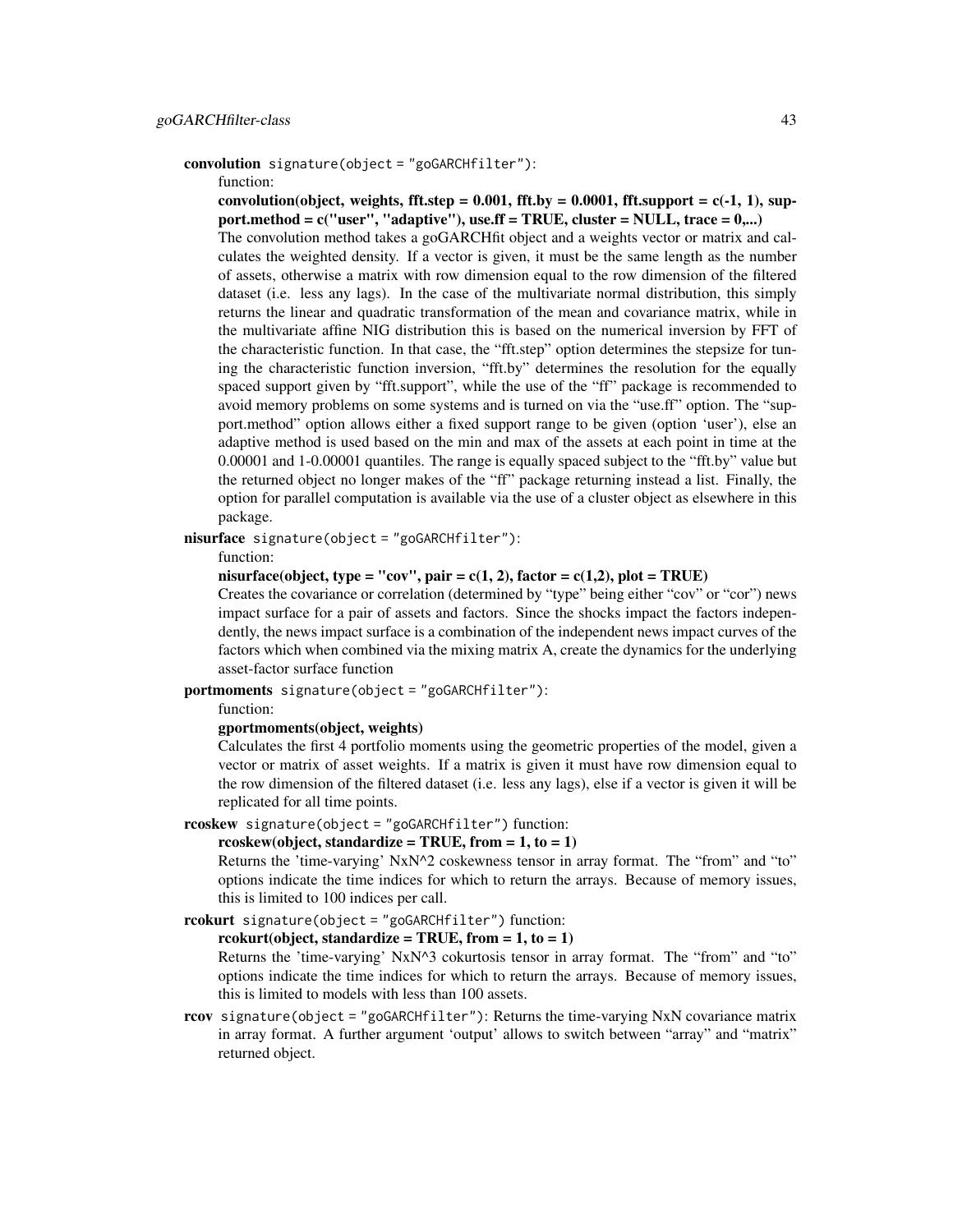**convolution** `signature(object = "goGARCHfilter")`:

function:

**convolution(object, weights, fft.step = 0.001, fft.by = 0.0001, fft.support = c(-1, 1), support.method = c("user", "adaptive"), use.ff = TRUE, cluster = NULL, trace = 0,...)**

The convolution method takes a goGARCHfit object and a weights vector or matrix and calculates the weighted density. If a vector is given, it must be the same length as the number of assets, otherwise a matrix with row dimension equal to the row dimension of the filtered dataset (i.e. less any lags). In the case of the multivariate normal distribution, this simply returns the linear and quadratic transformation of the mean and covariance matrix, while in the multivariate affine NIG distribution this is based on the numerical inversion by FFT of the characteristic function. In that case, the "fft.step" option determines the stepsize for tuning the characteristic function inversion, "fft.by" determines the resolution for the equally spaced support given by "fft.support", while the use of the "ff" package is recommended to avoid memory problems on some systems and is turned on via the "use.ff" option. The "support.method" option allows either a fixed support range to be given (option 'user'), else an adaptive method is used based on the min and max of the assets at each point in time at the 0.00001 and 1-0.00001 quantiles. The range is equally spaced subject to the "fft.by" value but the returned object no longer makes of the "ff" package returning instead a list. Finally, the option for parallel computation is available via the use of a cluster object as elsewhere in this package.

**nisurface** `signature(object = "goGARCHfilter")`:

function:

**nisurface(object, type = "cov", pair = c(1, 2), factor = c(1,2), plot = TRUE)**

Creates the covariance or correlation (determined by "type" being either "cov" or "cor") news impact surface for a pair of assets and factors. Since the shocks impact the factors independently, the news impact surface is a combination of the independent news impact curves of the factors which when combined via the mixing matrix A, create the dynamics for the underlying asset-factor surface function

**portmoments** `signature(object = "goGARCHfilter")`:

function:

**gportmoments(object, weights)**

Calculates the first 4 portfolio moments using the geometric properties of the model, given a vector or matrix of asset weights. If a matrix is given it must have row dimension equal to the row dimension of the filtered dataset (i.e. less any lags), else if a vector is given it will be replicated for all time points.

**rcoskew** `signature(object = "goGARCHfilter")` function:

**rcoskew(object, standardize = TRUE, from = 1, to = 1)**

Returns the 'time-varying' NxN^2 coskewness tensor in array format. The "from" and "to" options indicate the time indices for which to return the arrays. Because of memory issues, this is limited to 100 indices per call.

**rcokurt** `signature(object = "goGARCHfilter")` function:

**rcokurt(object, standardize = TRUE, from = 1, to = 1)**

Returns the 'time-varying' NxN^3 cokurtosis tensor in array format. The "from" and "to" options indicate the time indices for which to return the arrays. Because of memory issues, this is limited to models with less than 100 assets.

**rcov** `signature(object = "goGARCHfilter")`: Returns the time-varying NxN covariance matrix in array format. A further argument 'output' allows to switch between "array" and "matrix" returned object.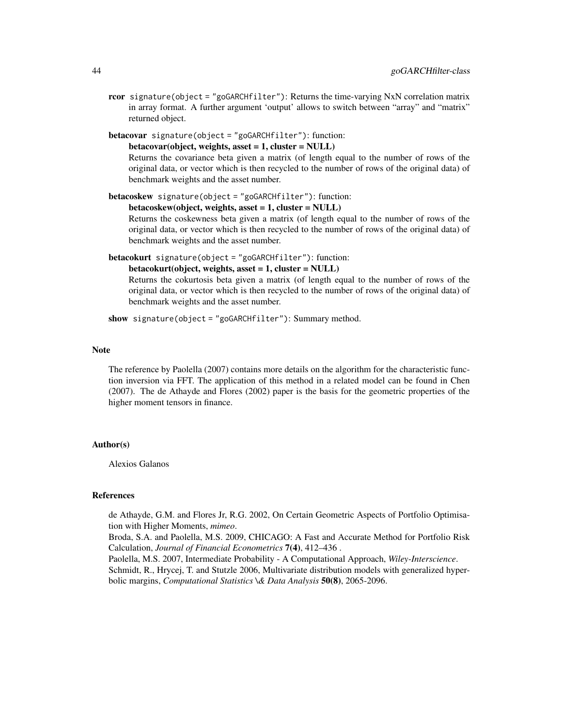**rcor** `signature(object = "goGARCHfilter")`: Returns the time-varying NxN correlation matrix in array format. A further argument 'output' allows to switch between "array" and "matrix" returned object.

**betacovar** `signature(object = "goGARCHfilter")`: function:
**betacovar(object, weights, asset = 1, cluster = NULL)**
Returns the covariance beta given a matrix (of length equal to the number of rows of the original data, or vector which is then recycled to the number of rows of the original data) of benchmark weights and the asset number.

**betacoskew** `signature(object = "goGARCHfilter")`: function:
**betacoskew(object, weights, asset = 1, cluster = NULL)**
Returns the coskewness beta given a matrix (of length equal to the number of rows of the original data, or vector which is then recycled to the number of rows of the original data) of benchmark weights and the asset number.

**betacokurt** `signature(object = "goGARCHfilter")`: function:
**betacokurt(object, weights, asset = 1, cluster = NULL)**
Returns the cokurtosis beta given a matrix (of length equal to the number of rows of the original data, or vector which is then recycled to the number of rows of the original data) of benchmark weights and the asset number.

**show** `signature(object = "goGARCHfilter")`: Summary method.

## Note

The reference by Paolella (2007) contains more details on the algorithm for the characteristic function inversion via FFT. The application of this method in a related model can be found in Chen (2007). The de Athayde and Flores (2002) paper is the basis for the geometric properties of the higher moment tensors in finance.

## Author(s)

Alexios Galanos

## References

de Athayde, G.M. and Flores Jr, R.G. 2002, On Certain Geometric Aspects of Portfolio Optimisation with Higher Moments, *mimeo*.
Broda, S.A. and Paolella, M.S. 2009, CHICAGO: A Fast and Accurate Method for Portfolio Risk Calculation, *Journal of Financial Econometrics* **7(4)**, 412–436 .
Paolella, M.S. 2007, Intermediate Probability - A Computational Approach, *Wiley-Interscience*.
Schmidt, R., Hrycej, T. and Stutzle 2006, Multivariate distribution models with generalized hyperbolic margins, *Computational Statistics \& Data Analysis* **50(8)**, 2065-2096.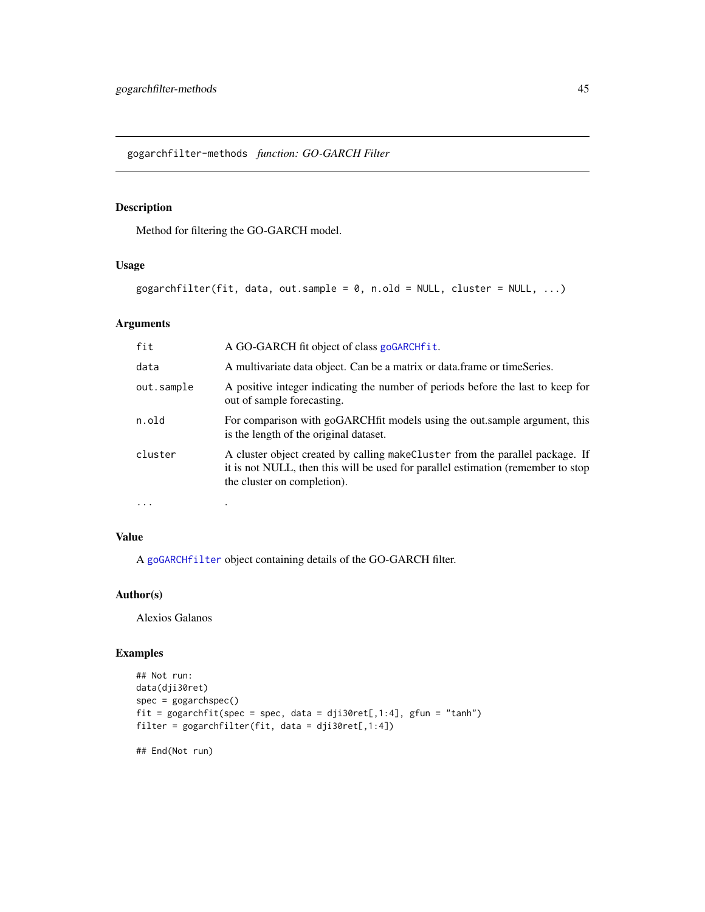## gogarchfilter-methods *function: GO-GARCH Filter*

### Description

Method for filtering the GO-GARCH model.

### Usage

```
gogarchfilter(fit, data, out.sample = 0, n.old = NULL, cluster = NULL, ...)
```

### Arguments

| | |
|---|---|
| fit | A GO-GARCH fit object of class `goGARCHfit`. |
| data | A multivariate data object. Can be a matrix or data.frame or timeSeries. |
| out.sample | A positive integer indicating the number of periods before the last to keep for out of sample forecasting. |
| n.old | For comparison with goGARCHfit models using the out.sample argument, this is the length of the original dataset. |
| cluster | A cluster object created by calling `makeCluster` from the parallel package. If it is not NULL, then this will be used for parallel estimation (remember to stop the cluster on completion). |
| ... | . |

### Value

A `goGARCHfilter` object containing details of the GO-GARCH filter.

### Author(s)

Alexios Galanos

### Examples

```
## Not run:
data(dji30ret)
spec = gogarchspec()
fit = gogarchfit(spec = spec, data = dji30ret[,1:4], gfun = "tanh")
filter = gogarchfilter(fit, data = dji30ret[,1:4])

## End(Not run)
```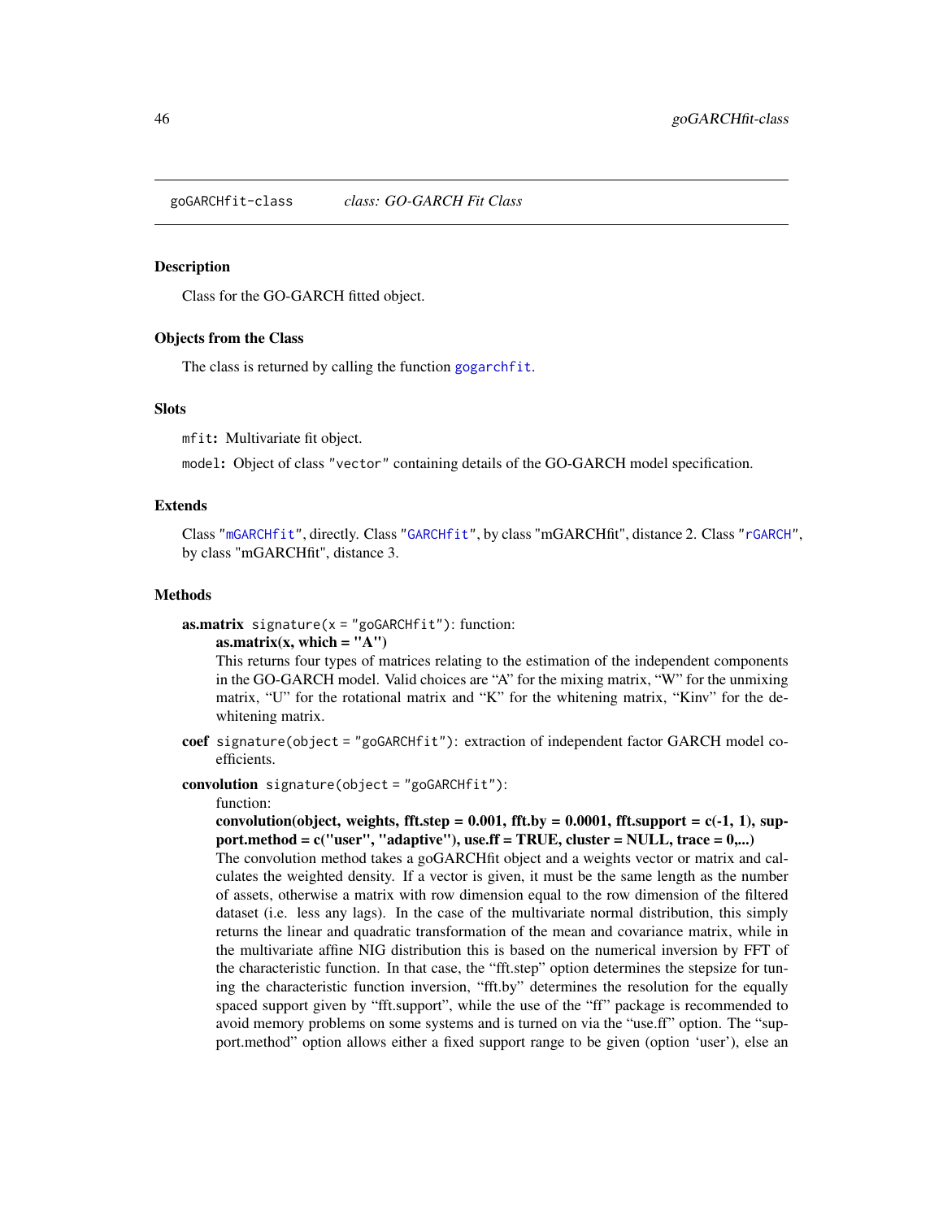## goGARCHfit-class *class: GO-GARCH Fit Class*

### Description

Class for the GO-GARCH fitted object.

### Objects from the Class

The class is returned by calling the function `gogarchfit`.

### Slots

`mfit`: Multivariate fit object.

`model`: Object of class `"vector"` containing details of the GO-GARCH model specification.

### Extends

Class `"mGARCHfit"`, directly. Class `"GARCHfit"`, by class "mGARCHfit", distance 2. Class `"rGARCH"`, by class "mGARCHfit", distance 3.

### Methods

**as.matrix** `signature(x = "goGARCHfit")`: function:

**as.matrix(x, which = "A")**

This returns four types of matrices relating to the estimation of the independent components in the GO-GARCH model. Valid choices are "A" for the mixing matrix, "W" for the unmixing matrix, "U" for the rotational matrix and "K" for the whitening matrix, "Kinv" for the de-whitening matrix.

**coef** `signature(object = "goGARCHfit")`: extraction of independent factor GARCH model coefficients.

**convolution** `signature(object = "goGARCHfit")`:

function:

**convolution(object, weights, fft.step = 0.001, fft.by = 0.0001, fft.support = c(-1, 1), support.method = c("user", "adaptive"), use.ff = TRUE, cluster = NULL, trace = 0,...)**

The convolution method takes a goGARCHfit object and a weights vector or matrix and calculates the weighted density. If a vector is given, it must be the same length as the number of assets, otherwise a matrix with row dimension equal to the row dimension of the filtered dataset (i.e. less any lags). In the case of the multivariate normal distribution, this simply returns the linear and quadratic transformation of the mean and covariance matrix, while in the multivariate affine NIG distribution this is based on the numerical inversion by FFT of the characteristic function. In that case, the "fft.step" option determines the stepsize for tuning the characteristic function inversion, "fft.by" determines the resolution for the equally spaced support given by "fft.support", while the use of the "ff" package is recommended to avoid memory problems on some systems and is turned on via the "use.ff" option. The "support.method" option allows either a fixed support range to be given (option 'user'), else an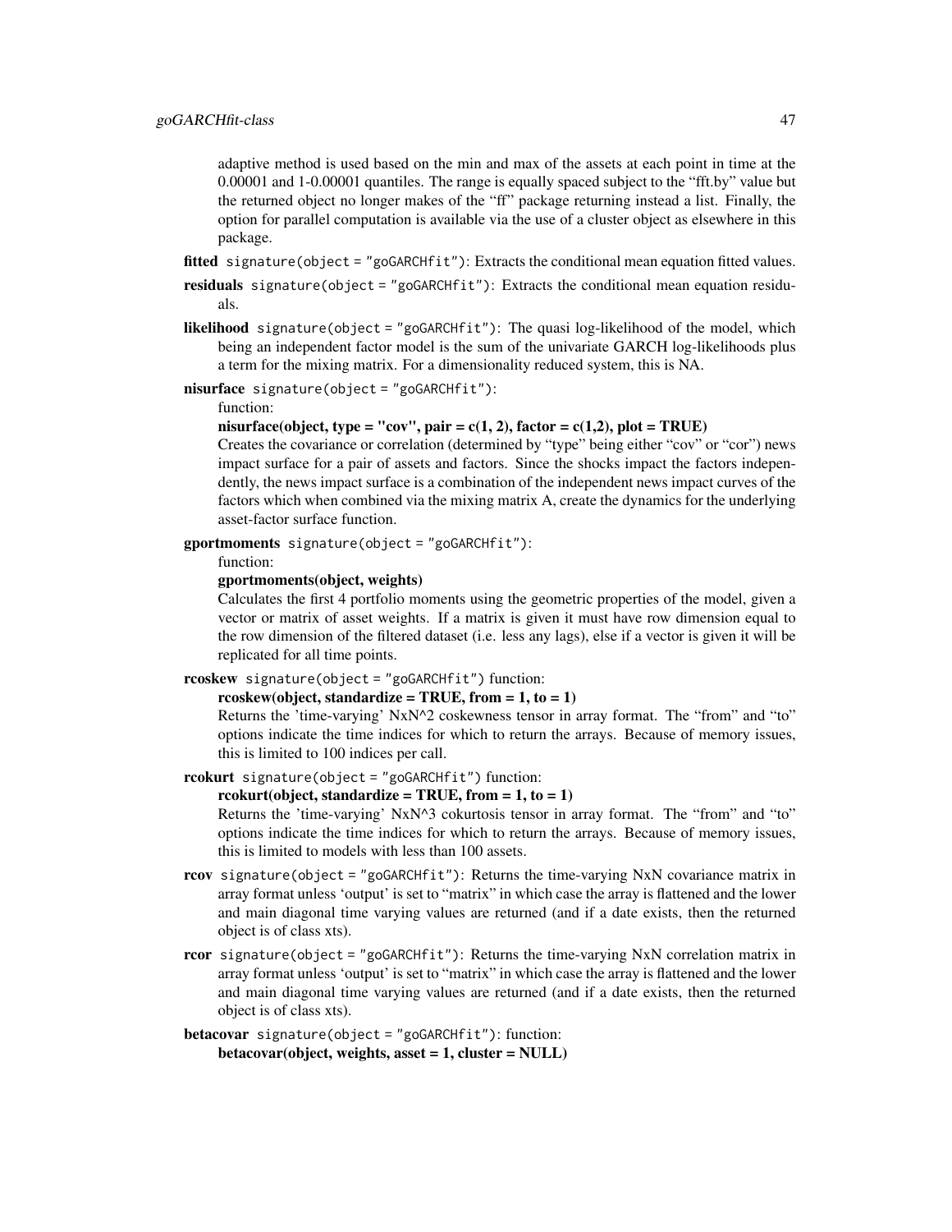adaptive method is used based on the min and max of the assets at each point in time at the 0.00001 and 1-0.00001 quantiles. The range is equally spaced subject to the "fft.by" value but the returned object no longer makes of the "ff" package returning instead a list. Finally, the option for parallel computation is available via the use of a cluster object as elsewhere in this package.

**fitted** `signature(object = "goGARCHfit")`: Extracts the conditional mean equation fitted values.

**residuals** `signature(object = "goGARCHfit")`: Extracts the conditional mean equation residuals.

**likelihood** `signature(object = "goGARCHfit")`: The quasi log-likelihood of the model, which being an independent factor model is the sum of the univariate GARCH log-likelihoods plus a term for the mixing matrix. For a dimensionality reduced system, this is NA.

**nisurface** `signature(object = "goGARCHfit")`:
function:
**nisurface(object, type = "cov", pair = c(1, 2), factor = c(1,2), plot = TRUE)**
Creates the covariance or correlation (determined by "type" being either "cov" or "cor") news impact surface for a pair of assets and factors. Since the shocks impact the factors independently, the news impact surface is a combination of the independent news impact curves of the factors which when combined via the mixing matrix A, create the dynamics for the underlying asset-factor surface function.

**gportmoments** `signature(object = "goGARCHfit")`:
function:
**gportmoments(object, weights)**
Calculates the first 4 portfolio moments using the geometric properties of the model, given a vector or matrix of asset weights. If a matrix is given it must have row dimension equal to the row dimension of the filtered dataset (i.e. less any lags), else if a vector is given it will be replicated for all time points.

**rcoskew** `signature(object = "goGARCHfit")` function:
**rcoskew(object, standardize = TRUE, from = 1, to = 1)**
Returns the 'time-varying' NxN^2 coskewness tensor in array format. The "from" and "to" options indicate the time indices for which to return the arrays. Because of memory issues, this is limited to 100 indices per call.

**rcokurt** `signature(object = "goGARCHfit")` function:
**rcokurt(object, standardize = TRUE, from = 1, to = 1)**
Returns the 'time-varying' NxN^3 cokurtosis tensor in array format. The "from" and "to" options indicate the time indices for which to return the arrays. Because of memory issues, this is limited to models with less than 100 assets.

**rcov** `signature(object = "goGARCHfit")`: Returns the time-varying NxN covariance matrix in array format unless 'output' is set to "matrix" in which case the array is flattened and the lower and main diagonal time varying values are returned (and if a date exists, then the returned object is of class xts).

**rcor** `signature(object = "goGARCHfit")`: Returns the time-varying NxN correlation matrix in array format unless 'output' is set to "matrix" in which case the array is flattened and the lower and main diagonal time varying values are returned (and if a date exists, then the returned object is of class xts).

**betacovar** `signature(object = "goGARCHfit")`: function:
**betacovar(object, weights, asset = 1, cluster = NULL)**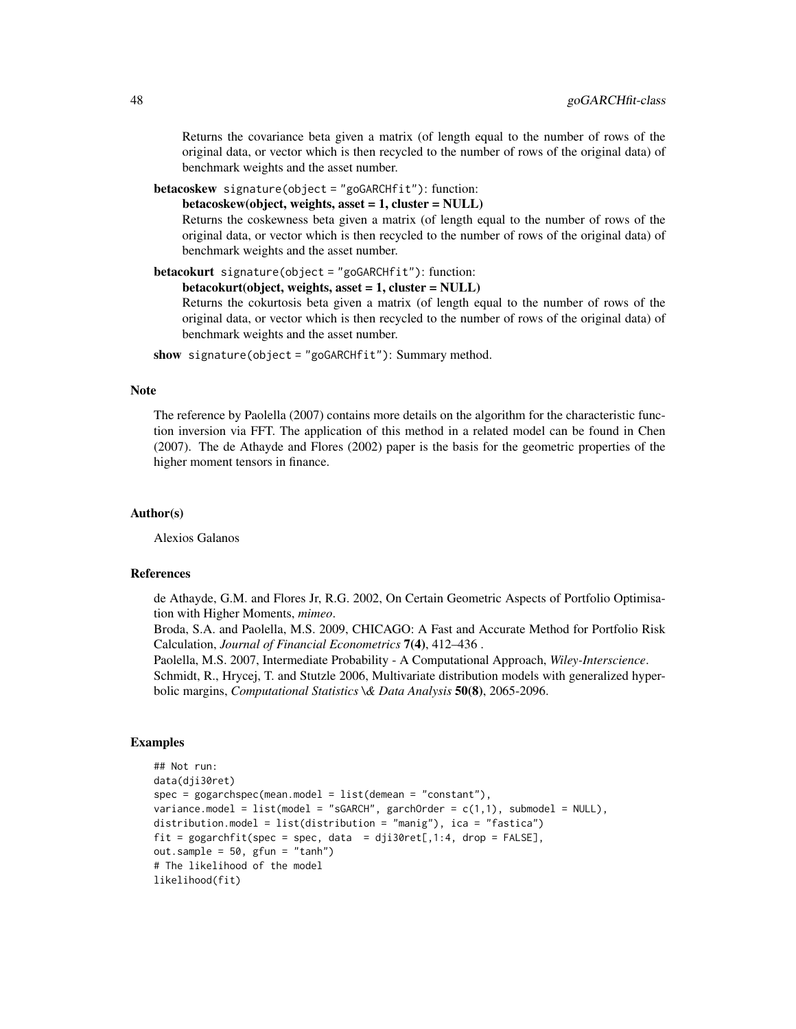Returns the covariance beta given a matrix (of length equal to the number of rows of the original data, or vector which is then recycled to the number of rows of the original data) of benchmark weights and the asset number.

**betacoskew** `signature(object = "goGARCHfit")`: function:

**betacoskew(object, weights, asset = 1, cluster = NULL)**

Returns the coskewness beta given a matrix (of length equal to the number of rows of the original data, or vector which is then recycled to the number of rows of the original data) of benchmark weights and the asset number.

**betacokurt** `signature(object = "goGARCHfit")`: function:

**betacokurt(object, weights, asset = 1, cluster = NULL)**

Returns the cokurtosis beta given a matrix (of length equal to the number of rows of the original data, or vector which is then recycled to the number of rows of the original data) of benchmark weights and the asset number.

**show** `signature(object = "goGARCHfit")`: Summary method.

## Note

The reference by Paolella (2007) contains more details on the algorithm for the characteristic function inversion via FFT. The application of this method in a related model can be found in Chen (2007). The de Athayde and Flores (2002) paper is the basis for the geometric properties of the higher moment tensors in finance.

## Author(s)

Alexios Galanos

## References

de Athayde, G.M. and Flores Jr, R.G. 2002, On Certain Geometric Aspects of Portfolio Optimisation with Higher Moments, *mimeo*.
Broda, S.A. and Paolella, M.S. 2009, CHICAGO: A Fast and Accurate Method for Portfolio Risk Calculation, *Journal of Financial Econometrics* **7(4)**, 412–436 .
Paolella, M.S. 2007, Intermediate Probability - A Computational Approach, *Wiley-Interscience*.
Schmidt, R., Hrycej, T. and Stutzle 2006, Multivariate distribution models with generalized hyperbolic margins, *Computational Statistics \& Data Analysis* **50(8)**, 2065-2096.

## Examples

```
## Not run:
data(dji30ret)
spec = gogarchspec(mean.model = list(demean = "constant"),
variance.model = list(model = "sGARCH", garchOrder = c(1,1), submodel = NULL),
distribution.model = list(distribution = "manig"), ica = "fastica")
fit = gogarchfit(spec = spec, data  = dji30ret[,1:4, drop = FALSE],
out.sample = 50, gfun = "tanh")
# The likelihood of the model
likelihood(fit)
```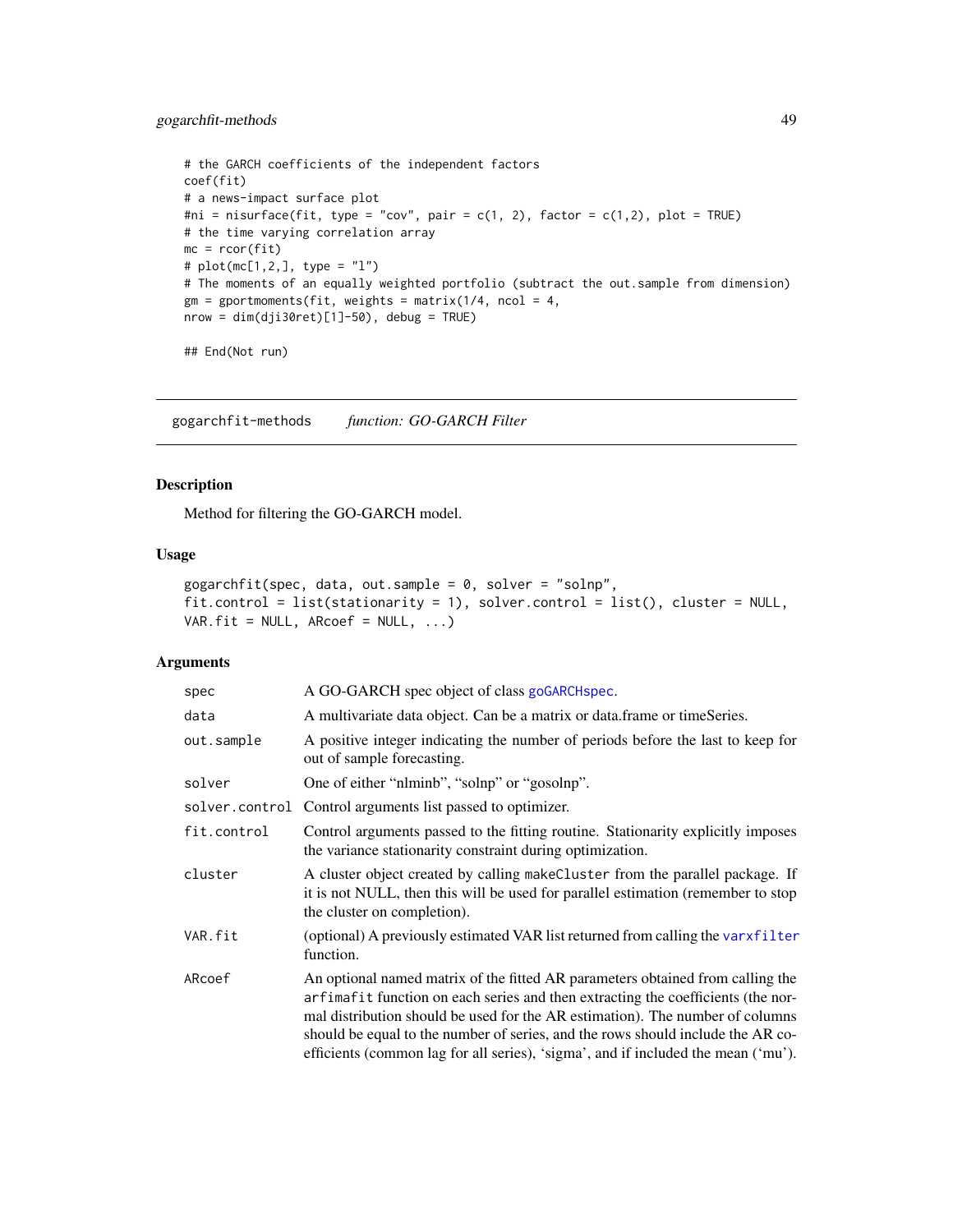```
# the GARCH coefficients of the independent factors
coef(fit)
# a news-impact surface plot
#ni = nisurface(fit, type = "cov", pair = c(1, 2), factor = c(1,2), plot = TRUE)
# the time varying correlation array
mc = rcor(fit)
# plot(mc[1,2,], type = "l")
# The moments of an equally weighted portfolio (subtract the out.sample from dimension)
gm = gportmoments(fit, weights = matrix(1/4, ncol = 4,
nrow = dim(dji30ret)[1]-50), debug = TRUE)

## End(Not run)
```

---

## gogarchfit-methods    *function: GO-GARCH Filter*

### Description

Method for filtering the GO-GARCH model.

### Usage

```
gogarchfit(spec, data, out.sample = 0, solver = "solnp",
fit.control = list(stationarity = 1), solver.control = list(), cluster = NULL,
VAR.fit = NULL, ARcoef = NULL, ...)
```

### Arguments

| | |
|---|---|
| `spec` | A GO-GARCH spec object of class goGARCHspec. |
| `data` | A multivariate data object. Can be a matrix or data.frame or timeSeries. |
| `out.sample` | A positive integer indicating the number of periods before the last to keep for out of sample forecasting. |
| `solver` | One of either "nlminb", "solnp" or "gosolnp". |
| `solver.control` | Control arguments list passed to optimizer. |
| `fit.control` | Control arguments passed to the fitting routine. Stationarity explicitly imposes the variance stationarity constraint during optimization. |
| `cluster` | A cluster object created by calling `makeCluster` from the parallel package. If it is not NULL, then this will be used for parallel estimation (remember to stop the cluster on completion). |
| `VAR.fit` | (optional) A previously estimated VAR list returned from calling the `varxfilter` function. |
| `ARcoef` | An optional named matrix of the fitted AR parameters obtained from calling the `arfimafit` function on each series and then extracting the coefficients (the normal distribution should be used for the AR estimation). The number of columns should be equal to the number of series, and the rows should include the AR coefficients (common lag for all series), 'sigma', and if included the mean ('mu'). |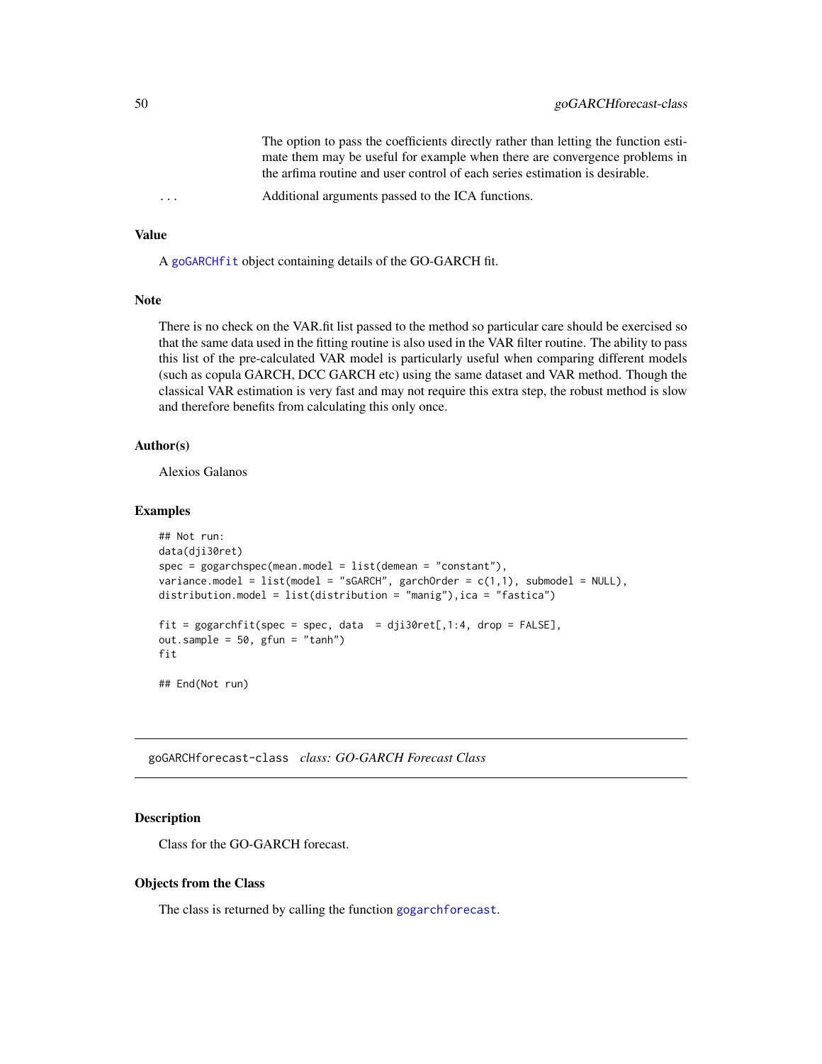The option to pass the coefficients directly rather than letting the function estimate them may be useful for example when there are convergence problems in the arfima routine and user control of each series estimation is desirable.

... Additional arguments passed to the ICA functions.

### Value

A `goGARCHfit` object containing details of the GO-GARCH fit.

### Note

There is no check on the VAR.fit list passed to the method so particular care should be exercised so that the same data used in the fitting routine is also used in the VAR filter routine. The ability to pass this list of the pre-calculated VAR model is particularly useful when comparing different models (such as copula GARCH, DCC GARCH etc) using the same dataset and VAR method. Though the classical VAR estimation is very fast and may not require this extra step, the robust method is slow and therefore benefits from calculating this only once.

### Author(s)

Alexios Galanos

### Examples

```
## Not run:
data(dji30ret)
spec = gogarchspec(mean.model = list(demean = "constant"),
variance.model = list(model = "sGARCH", garchOrder = c(1,1), submodel = NULL),
distribution.model = list(distribution = "manig"),ica = "fastica")

fit = gogarchfit(spec = spec, data  = dji30ret[,1:4, drop = FALSE],
out.sample = 50, gfun = "tanh")
fit

## End(Not run)
```

---

## goGARCHforecast-class *class: GO-GARCH Forecast Class*

### Description

Class for the GO-GARCH forecast.

### Objects from the Class

The class is returned by calling the function `gogarchforecast`.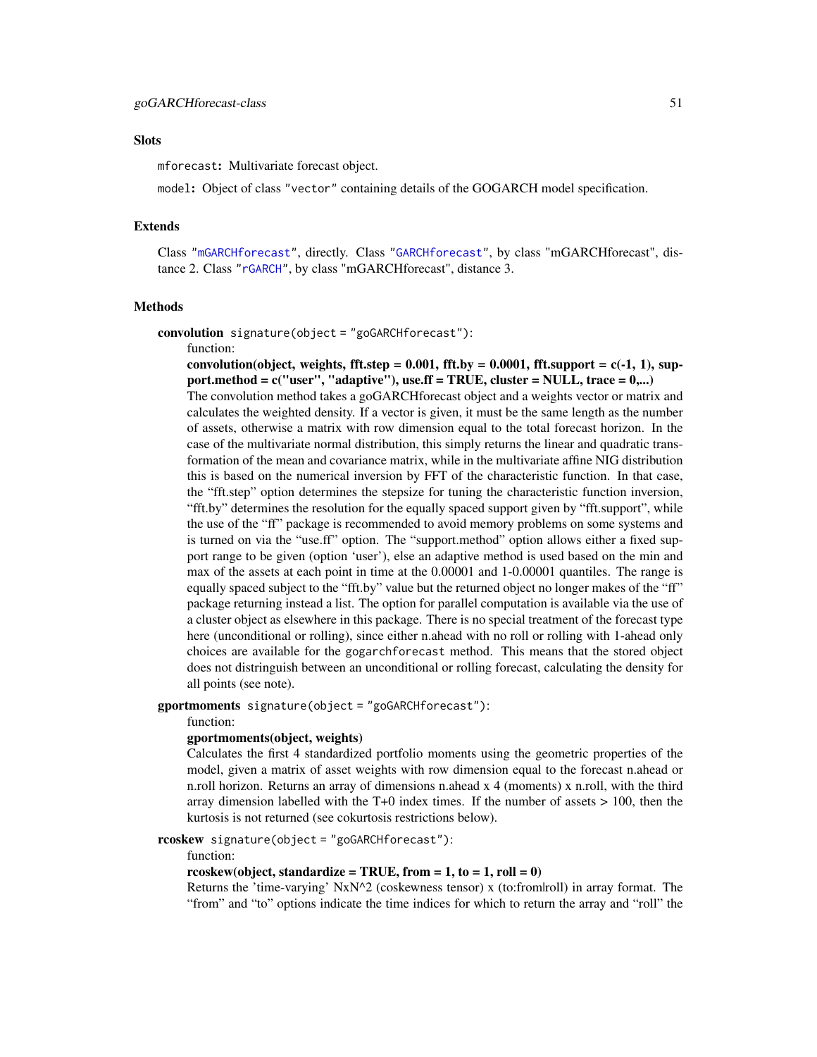### Slots

`mforecast`: Multivariate forecast object.

`model`: Object of class "vector" containing details of the GOGARCH model specification.

### Extends

Class "mGARCHforecast", directly. Class "GARCHforecast", by class "mGARCHforecast", distance 2. Class "rGARCH", by class "mGARCHforecast", distance 3.

### Methods

**convolution** `signature(object = "goGARCHforecast")`:

function:

**convolution(object, weights, fft.step = 0.001, fft.by = 0.0001, fft.support = c(-1, 1), support.method = c("user", "adaptive"), use.ff = TRUE, cluster = NULL, trace = 0,...)**

The convolution method takes a goGARCHforecast object and a weights vector or matrix and calculates the weighted density. If a vector is given, it must be the same length as the number of assets, otherwise a matrix with row dimension equal to the total forecast horizon. In the case of the multivariate normal distribution, this simply returns the linear and quadratic transformation of the mean and covariance matrix, while in the multivariate affine NIG distribution this is based on the numerical inversion by FFT of the characteristic function. In that case, the "fft.step" option determines the stepsize for tuning the characteristic function inversion, "fft.by" determines the resolution for the equally spaced support given by "fft.support", while the use of the "ff" package is recommended to avoid memory problems on some systems and is turned on via the "use.ff" option. The "support.method" option allows either a fixed support range to be given (option 'user'), else an adaptive method is used based on the min and max of the assets at each point in time at the 0.00001 and 1-0.00001 quantiles. The range is equally spaced subject to the "fft.by" value but the returned object no longer makes of the "ff" package returning instead a list. The option for parallel computation is available via the use of a cluster object as elsewhere in this package. There is no special treatment of the forecast type here (unconditional or rolling), since either n.ahead with no roll or rolling with 1-ahead only choices are available for the `gogarchforecast` method. This means that the stored object does not distringuish between an unconditional or rolling forecast, calculating the density for all points (see note).

**gportmoments** `signature(object = "goGARCHforecast")`:

function:

**gportmoments(object, weights)**

Calculates the first 4 standardized portfolio moments using the geometric properties of the model, given a matrix of asset weights with row dimension equal to the forecast n.ahead or n.roll horizon. Returns an array of dimensions n.ahead x 4 (moments) x n.roll, with the third array dimension labelled with the T+0 index times. If the number of assets > 100, then the kurtosis is not returned (see cokurtosis restrictions below).

**rcoskew** `signature(object = "goGARCHforecast")`:

function:

**rcoskew(object, standardize = TRUE, from = 1, to = 1, roll = 0)**

Returns the 'time-varying' NxN^2 (coskewness tensor) x (to:from|roll) in array format. The "from" and "to" options indicate the time indices for which to return the array and "roll" the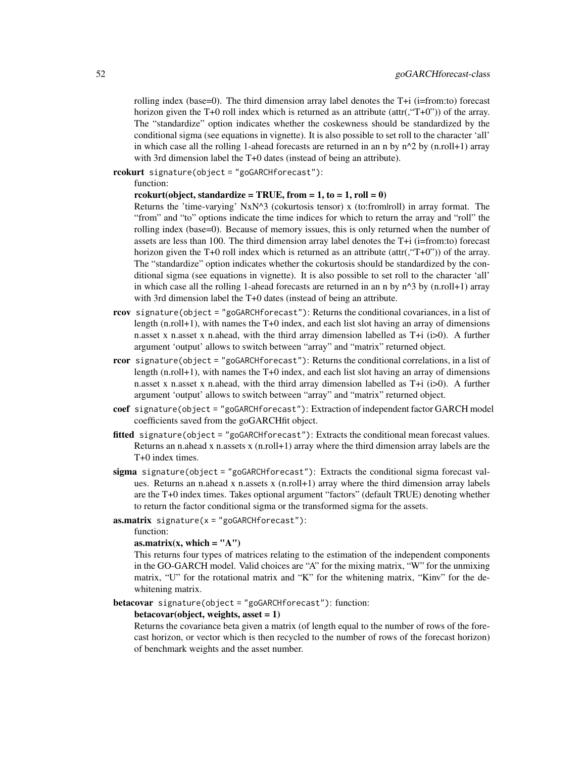rolling index (base=0). The third dimension array label denotes the T+i (i=from:to) forecast horizon given the T+0 roll index which is returned as an attribute (attr(,"T+0")) of the array. The "standardize" option indicates whether the coskewness should be standardized by the conditional sigma (see equations in vignette). It is also possible to set roll to the character 'all' in which case all the rolling 1-ahead forecasts are returned in an n by n^2 by (n.roll+1) array with 3rd dimension label the T+0 dates (instead of being an attribute).

**rcokurt** `signature(object = "goGARCHforecast")`:

function:

**rcokurt(object, standardize = TRUE, from = 1, to = 1, roll = 0)**

Returns the 'time-varying' NxN^3 (cokurtosis tensor) x (to:from|roll) in array format. The "from" and "to" options indicate the time indices for which to return the array and "roll" the rolling index (base=0). Because of memory issues, this is only returned when the number of assets are less than 100. The third dimension array label denotes the T+i (i=from:to) forecast horizon given the T+0 roll index which is returned as an attribute (attr(,"T+0")) of the array. The "standardize" option indicates whether the cokurtosis should be standardized by the conditional sigma (see equations in vignette). It is also possible to set roll to the character 'all' in which case all the rolling 1-ahead forecasts are returned in an n by n^3 by (n.roll+1) array with 3rd dimension label the T+0 dates (instead of being an attribute.

**rcov** `signature(object = "goGARCHforecast")`: Returns the conditional covariances, in a list of length (n.roll+1), with names the T+0 index, and each list slot having an array of dimensions n.asset x n.asset x n.ahead, with the third array dimension labelled as T+i (i>0). A further argument 'output' allows to switch between "array" and "matrix" returned object.

**rcor** `signature(object = "goGARCHforecast")`: Returns the conditional correlations, in a list of length (n.roll+1), with names the T+0 index, and each list slot having an array of dimensions n.asset x n.asset x n.ahead, with the third array dimension labelled as T+i (i>0). A further argument 'output' allows to switch between "array" and "matrix" returned object.

**coef** `signature(object = "goGARCHforecast")`: Extraction of independent factor GARCH model coefficients saved from the goGARCHfit object.

**fitted** `signature(object = "goGARCHforecast")`: Extracts the conditional mean forecast values. Returns an n.ahead x n.assets x (n.roll+1) array where the third dimension array labels are the T+0 index times.

**sigma** `signature(object = "goGARCHforecast")`: Extracts the conditional sigma forecast values. Returns an n.ahead x n.assets x (n.roll+1) array where the third dimension array labels are the T+0 index times. Takes optional argument "factors" (default TRUE) denoting whether to return the factor conditional sigma or the transformed sigma for the assets.

**as.matrix** `signature(x = "goGARCHforecast")`:

function:

**as.matrix(x, which = "A")**

This returns four types of matrices relating to the estimation of the independent components in the GO-GARCH model. Valid choices are "A" for the mixing matrix, "W" for the unmixing matrix, "U" for the rotational matrix and "K" for the whitening matrix, "Kinv" for the dewhitening matrix.

**betacovar** `signature(object = "goGARCHforecast")`: function:

**betacovar(object, weights, asset = 1)**

Returns the covariance beta given a matrix (of length equal to the number of rows of the forecast horizon, or vector which is then recycled to the number of rows of the forecast horizon) of benchmark weights and the asset number.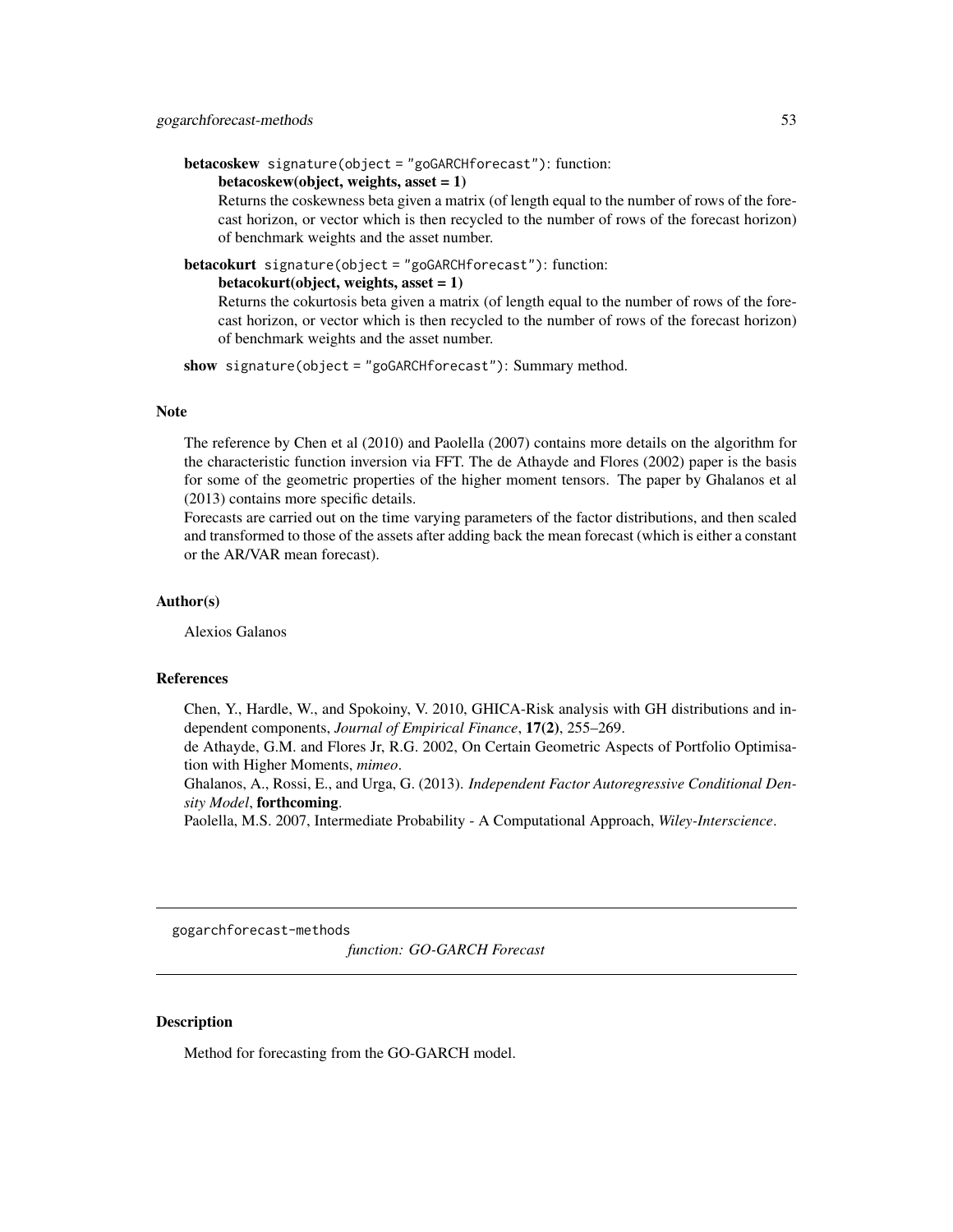**betacoskew** `signature(object = "goGARCHforecast")`: function:

**betacoskew(object, weights, asset = 1)**

Returns the coskewness beta given a matrix (of length equal to the number of rows of the forecast horizon, or vector which is then recycled to the number of rows of the forecast horizon) of benchmark weights and the asset number.

**betacokurt** `signature(object = "goGARCHforecast")`: function:

**betacokurt(object, weights, asset = 1)**

Returns the cokurtosis beta given a matrix (of length equal to the number of rows of the forecast horizon, or vector which is then recycled to the number of rows of the forecast horizon) of benchmark weights and the asset number.

**show** `signature(object = "goGARCHforecast")`: Summary method.

## Note

The reference by Chen et al (2010) and Paolella (2007) contains more details on the algorithm for the characteristic function inversion via FFT. The de Athayde and Flores (2002) paper is the basis for some of the geometric properties of the higher moment tensors. The paper by Ghalanos et al (2013) contains more specific details.

Forecasts are carried out on the time varying parameters of the factor distributions, and then scaled and transformed to those of the assets after adding back the mean forecast (which is either a constant or the AR/VAR mean forecast).

## Author(s)

Alexios Galanos

## References

Chen, Y., Hardle, W., and Spokoiny, V. 2010, GHICA-Risk analysis with GH distributions and independent components, *Journal of Empirical Finance*, **17(2)**, 255–269.

de Athayde, G.M. and Flores Jr, R.G. 2002, On Certain Geometric Aspects of Portfolio Optimisation with Higher Moments, *mimeo*.

Ghalanos, A., Rossi, E., and Urga, G. (2013). *Independent Factor Autoregressive Conditional Density Model*, **forthcoming**.

Paolella, M.S. 2007, Intermediate Probability - A Computational Approach, *Wiley-Interscience*.

---

`gogarchforecast-methods` *function: GO-GARCH Forecast*

---

## Description

Method for forecasting from the GO-GARCH model.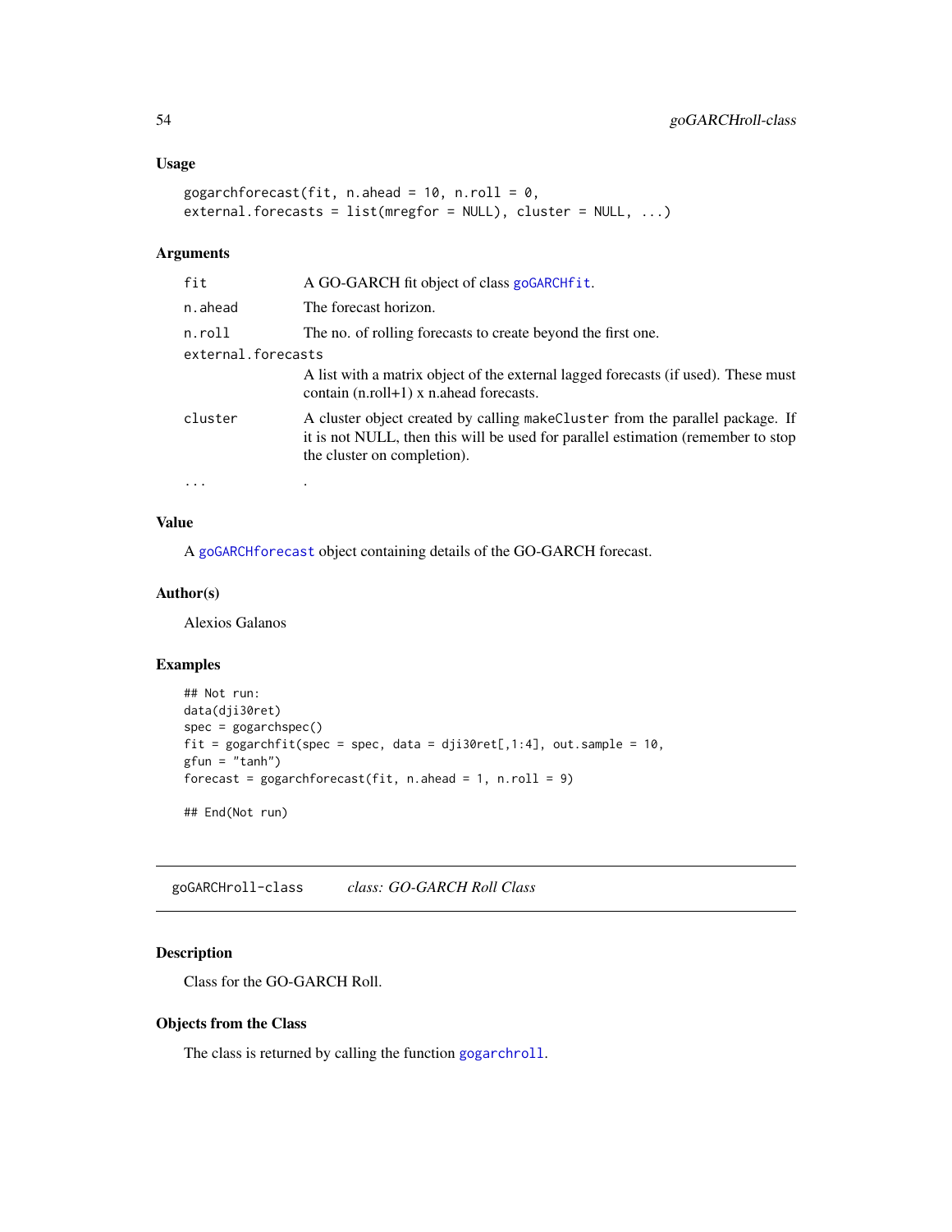### Usage

```
gogarchforecast(fit, n.ahead = 10, n.roll = 0,
external.forecasts = list(mregfor = NULL), cluster = NULL, ...)
```

### Arguments

| | |
|---|---|
| fit | A GO-GARCH fit object of class goGARCHfit. |
| n.ahead | The forecast horizon. |
| n.roll | The no. of rolling forecasts to create beyond the first one. |
| external.forecasts | A list with a matrix object of the external lagged forecasts (if used). These must contain (n.roll+1) x n.ahead forecasts. |
| cluster | A cluster object created by calling makeCluster from the parallel package. If it is not NULL, then this will be used for parallel estimation (remember to stop the cluster on completion). |
| ... | . |

### Value

A goGARCHforecast object containing details of the GO-GARCH forecast.

### Author(s)

Alexios Galanos

### Examples

```
## Not run:
data(dji30ret)
spec = gogarchspec()
fit = gogarchfit(spec = spec, data = dji30ret[,1:4], out.sample = 10,
gfun = "tanh")
forecast = gogarchforecast(fit, n.ahead = 1, n.roll = 9)

## End(Not run)
```

---

## goGARCHroll-class &nbsp;&nbsp;&nbsp; *class: GO-GARCH Roll Class*

---

### Description

Class for the GO-GARCH Roll.

### Objects from the Class

The class is returned by calling the function gogarchroll.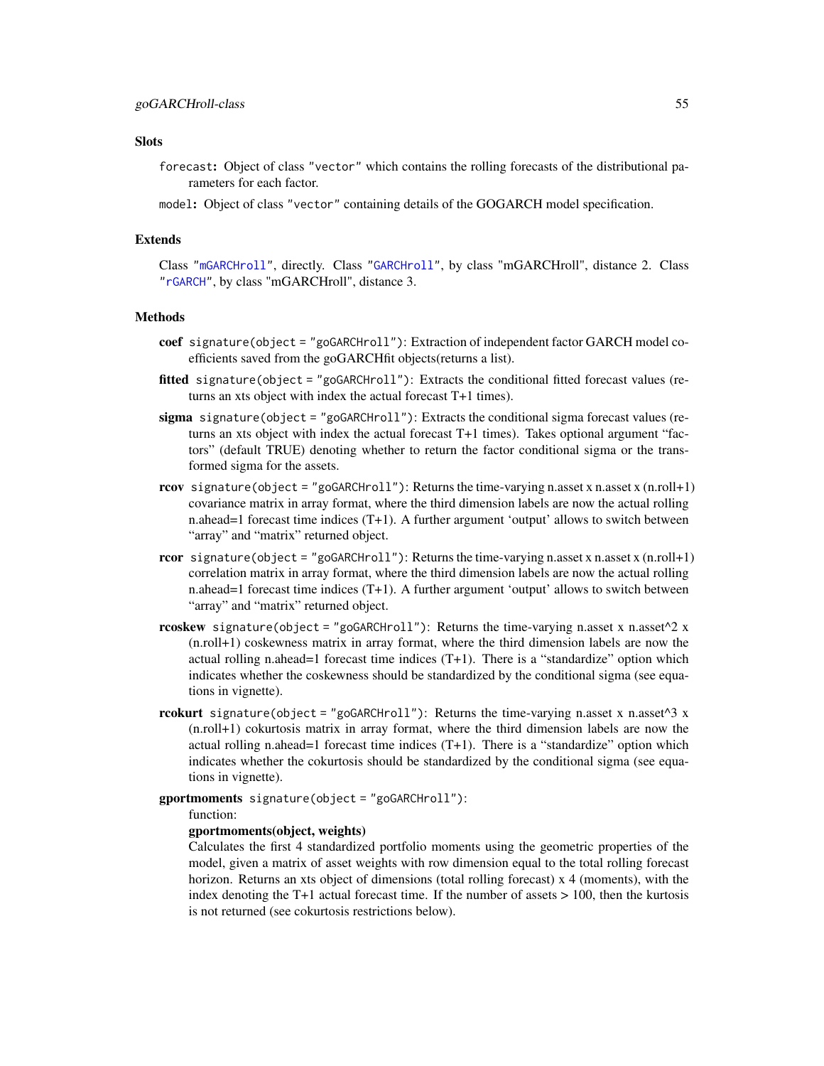### Slots

`forecast`: Object of class `"vector"` which contains the rolling forecasts of the distributional parameters for each factor.

`model`: Object of class `"vector"` containing details of the GOGARCH model specification.

### Extends

Class `"mGARCHroll"`, directly. Class `"GARCHroll"`, by class "mGARCHroll", distance 2. Class `"rGARCH"`, by class "mGARCHroll", distance 3.

### Methods

**coef** `signature(object = "goGARCHroll")`: Extraction of independent factor GARCH model coefficients saved from the goGARCHfit objects(returns a list).

**fitted** `signature(object = "goGARCHroll")`: Extracts the conditional fitted forecast values (returns an xts object with index the actual forecast T+1 times).

**sigma** `signature(object = "goGARCHroll")`: Extracts the conditional sigma forecast values (returns an xts object with index the actual forecast T+1 times). Takes optional argument "factors" (default TRUE) denoting whether to return the factor conditional sigma or the transformed sigma for the assets.

**rcov** `signature(object = "goGARCHroll")`: Returns the time-varying n.asset x n.asset x (n.roll+1) covariance matrix in array format, where the third dimension labels are now the actual rolling n.ahead=1 forecast time indices (T+1). A further argument 'output' allows to switch between "array" and "matrix" returned object.

**rcor** `signature(object = "goGARCHroll")`: Returns the time-varying n.asset x n.asset x (n.roll+1) correlation matrix in array format, where the third dimension labels are now the actual rolling n.ahead=1 forecast time indices (T+1). A further argument 'output' allows to switch between "array" and "matrix" returned object.

**rcoskew** `signature(object = "goGARCHroll")`: Returns the time-varying n.asset x n.asset^2 x (n.roll+1) coskewness matrix in array format, where the third dimension labels are now the actual rolling n.ahead=1 forecast time indices (T+1). There is a "standardize" option which indicates whether the coskewness should be standardized by the conditional sigma (see equations in vignette).

**rcokurt** `signature(object = "goGARCHroll")`: Returns the time-varying n.asset x n.asset^3 x (n.roll+1) cokurtosis matrix in array format, where the third dimension labels are now the actual rolling n.ahead=1 forecast time indices (T+1). There is a "standardize" option which indicates whether the cokurtosis should be standardized by the conditional sigma (see equations in vignette).

**gportmoments** `signature(object = "goGARCHroll")`:
function:
**gportmoments(object, weights)**
Calculates the first 4 standardized portfolio moments using the geometric properties of the model, given a matrix of asset weights with row dimension equal to the total rolling forecast horizon. Returns an xts object of dimensions (total rolling forecast) x 4 (moments), with the index denoting the T+1 actual forecast time. If the number of assets > 100, then the kurtosis is not returned (see cokurtosis restrictions below).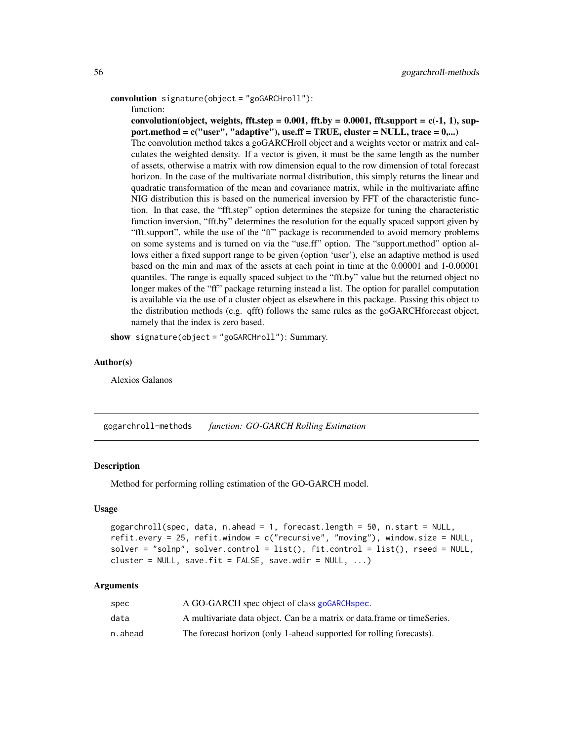**convolution** `signature(object = "goGARCHroll")`:

function:

**convolution(object, weights, fft.step = 0.001, fft.by = 0.0001, fft.support = c(-1, 1), support.method = c("user", "adaptive"), use.ff = TRUE, cluster = NULL, trace = 0,...)**

The convolution method takes a goGARCHroll object and a weights vector or matrix and calculates the weighted density. If a vector is given, it must be the same length as the number of assets, otherwise a matrix with row dimension equal to the row dimension of total forecast horizon. In the case of the multivariate normal distribution, this simply returns the linear and quadratic transformation of the mean and covariance matrix, while in the multivariate affine NIG distribution this is based on the numerical inversion by FFT of the characteristic function. In that case, the "fft.step" option determines the stepsize for tuning the characteristic function inversion, "fft.by" determines the resolution for the equally spaced support given by "fft.support", while the use of the "ff" package is recommended to avoid memory problems on some systems and is turned on via the "use.ff" option. The "support.method" option allows either a fixed support range to be given (option 'user'), else an adaptive method is used based on the min and max of the assets at each point in time at the 0.00001 and 1-0.00001 quantiles. The range is equally spaced subject to the "fft.by" value but the returned object no longer makes of the "ff" package returning instead a list. The option for parallel computation is available via the use of a cluster object as elsewhere in this package. Passing this object to the distribution methods (e.g. qfft) follows the same rules as the goGARCHforecast object, namely that the index is zero based.

**show** `signature(object = "goGARCHroll")`: Summary.

### Author(s)

Alexios Galanos

---

## gogarchroll-methods *function: GO-GARCH Rolling Estimation*

### Description

Method for performing rolling estimation of the GO-GARCH model.

### Usage

```
gogarchroll(spec, data, n.ahead = 1, forecast.length = 50, n.start = NULL,
refit.every = 25, refit.window = c("recursive", "moving"), window.size = NULL,
solver = "solnp", solver.control = list(), fit.control = list(), rseed = NULL,
cluster = NULL, save.fit = FALSE, save.wdir = NULL, ...)
```

### Arguments

| | |
|---|---|
| `spec` | A GO-GARCH spec object of class `goGARCHspec`. |
| `data` | A multivariate data object. Can be a matrix or data.frame or timeSeries. |
| `n.ahead` | The forecast horizon (only 1-ahead supported for rolling forecasts). |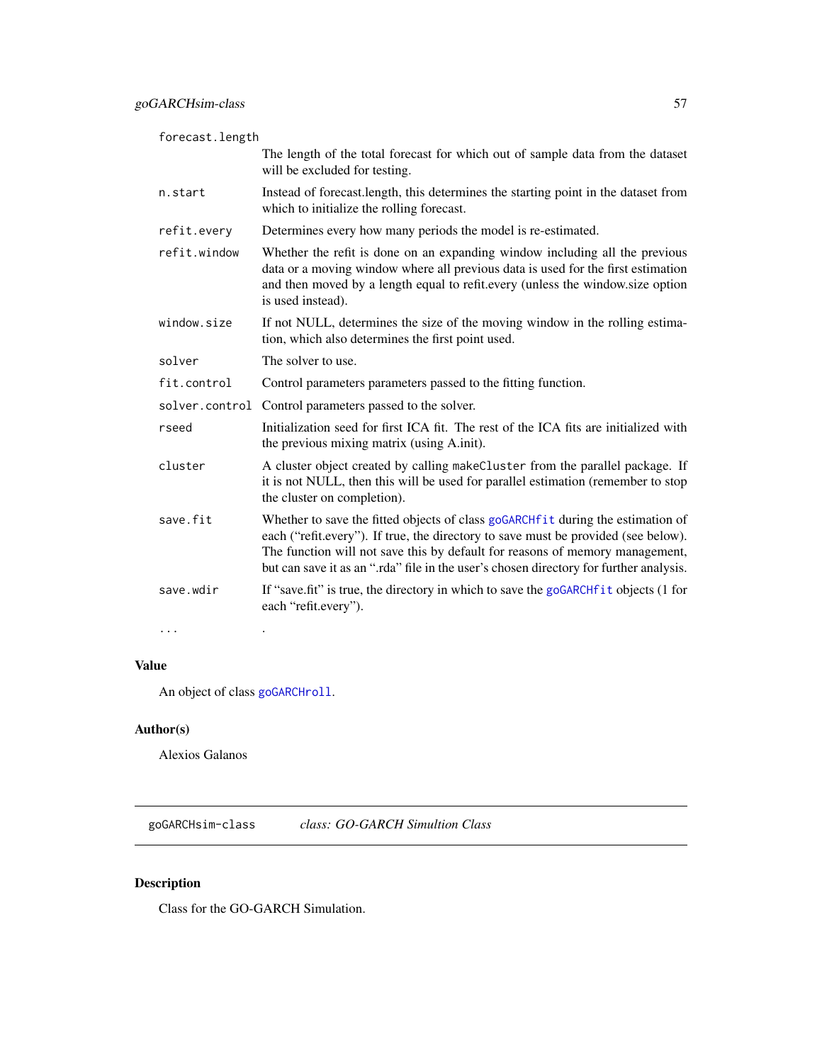| | |
|---|---|
| forecast.length | The length of the total forecast for which out of sample data from the dataset will be excluded for testing. |
| n.start | Instead of forecast.length, this determines the starting point in the dataset from which to initialize the rolling forecast. |
| refit.every | Determines every how many periods the model is re-estimated. |
| refit.window | Whether the refit is done on an expanding window including all the previous data or a moving window where all previous data is used for the first estimation and then moved by a length equal to refit.every (unless the window.size option is used instead). |
| window.size | If not NULL, determines the size of the moving window in the rolling estimation, which also determines the first point used. |
| solver | The solver to use. |
| fit.control | Control parameters parameters passed to the fitting function. |
| solver.control | Control parameters passed to the solver. |
| rseed | Initialization seed for first ICA fit. The rest of the ICA fits are initialized with the previous mixing matrix (using A.init). |
| cluster | A cluster object created by calling `makeCluster` from the parallel package. If it is not NULL, then this will be used for parallel estimation (remember to stop the cluster on completion). |
| save.fit | Whether to save the fitted objects of class `goGARCHfit` during the estimation of each ("refit.every"). If true, the directory to save must be provided (see below). The function will not save this by default for reasons of memory management, but can save it as an ".rda" file in the user's chosen directory for further analysis. |
| save.wdir | If "save.fit" is true, the directory in which to save the `goGARCHfit` objects (1 for each "refit.every"). |
| ... | . |

## Value

An object of class `goGARCHroll`.

## Author(s)

Alexios Galanos

---

# goGARCHsim-class    *class: GO-GARCH Simultion Class*

---

## Description

Class for the GO-GARCH Simulation.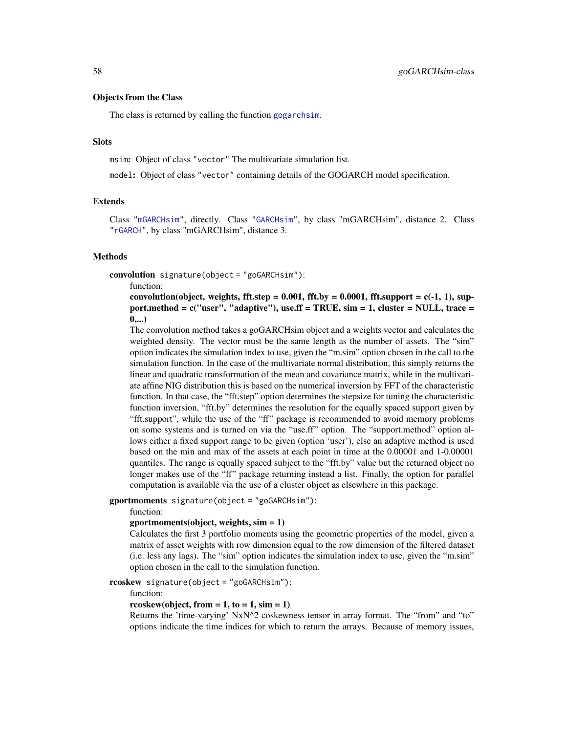### Objects from the Class

The class is returned by calling the function `gogarchsim`.

### Slots

`msim`: Object of class `"vector"` The multivariate simulation list.

`model`: Object of class `"vector"` containing details of the GOGARCH model specification.

### Extends

Class `"mGARCHsim"`, directly. Class `"GARCHsim"`, by class "mGARCHsim", distance 2. Class `"rGARCH"`, by class "mGARCHsim", distance 3.

### Methods

**convolution** `signature(object = "goGARCHsim")`:

function:

**convolution(object, weights, fft.step = 0.001, fft.by = 0.0001, fft.support = c(-1, 1), support.method = c("user", "adaptive"), use.ff = TRUE, sim = 1, cluster = NULL, trace = 0,...)**

The convolution method takes a goGARCHsim object and a weights vector and calculates the weighted density. The vector must be the same length as the number of assets. The "sim" option indicates the simulation index to use, given the "m.sim" option chosen in the call to the simulation function. In the case of the multivariate normal distribution, this simply returns the linear and quadratic transformation of the mean and covariance matrix, while in the multivariate affine NIG distribution this is based on the numerical inversion by FFT of the characteristic function. In that case, the "fft.step" option determines the stepsize for tuning the characteristic function inversion, "fft.by" determines the resolution for the equally spaced support given by "fft.support", while the use of the "ff" package is recommended to avoid memory problems on some systems and is turned on via the "use.ff" option. The "support.method" option allows either a fixed support range to be given (option 'user'), else an adaptive method is used based on the min and max of the assets at each point in time at the 0.00001 and 1-0.00001 quantiles. The range is equally spaced subject to the "fft.by" value but the returned object no longer makes use of the "ff" package returning instead a list. Finally, the option for parallel computation is available via the use of a cluster object as elsewhere in this package.

**gportmoments** `signature(object = "goGARCHsim")`:

function:

**gportmoments(object, weights, sim = 1)**

Calculates the first 3 portfolio moments using the geometric properties of the model, given a matrix of asset weights with row dimension equal to the row dimension of the filtered dataset (i.e. less any lags). The "sim" option indicates the simulation index to use, given the "m.sim" option chosen in the call to the simulation function.

**rcoskew** `signature(object = "goGARCHsim")`:

function:

**rcoskew(object, from = 1, to = 1, sim = 1)**

Returns the 'time-varying' NxN^2 coskewness tensor in array format. The "from" and "to" options indicate the time indices for which to return the arrays. Because of memory issues,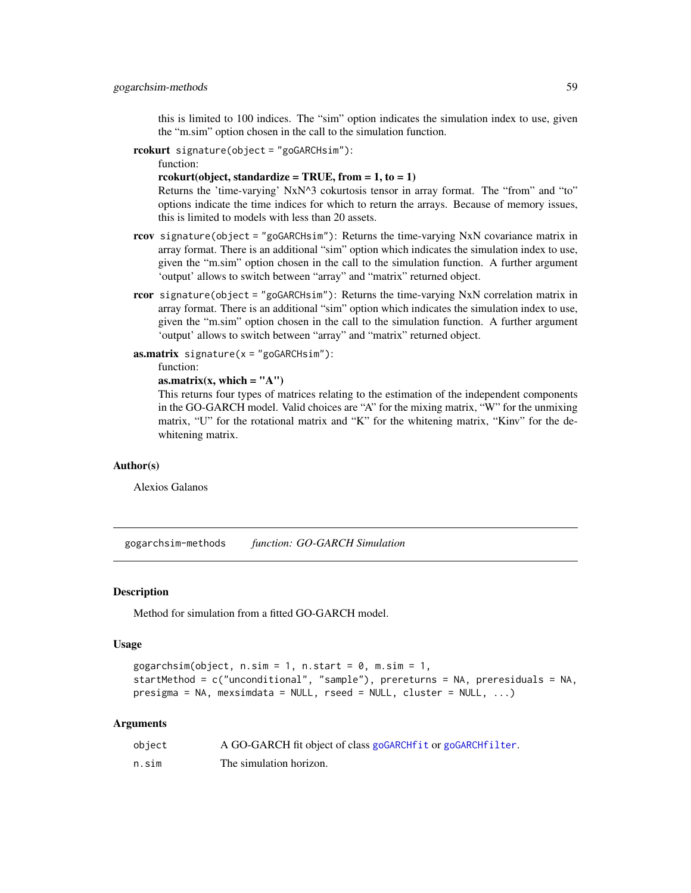this is limited to 100 indices. The "sim" option indicates the simulation index to use, given the "m.sim" option chosen in the call to the simulation function.

**rcokurt** `signature(object = "goGARCHsim")`:
function:
**rcokurt(object, standardize = TRUE, from = 1, to = 1)**
Returns the 'time-varying' NxN^3 cokurtosis tensor in array format. The "from" and "to" options indicate the time indices for which to return the arrays. Because of memory issues, this is limited to models with less than 20 assets.

**rcov** `signature(object = "goGARCHsim")`: Returns the time-varying NxN covariance matrix in array format. There is an additional "sim" option which indicates the simulation index to use, given the "m.sim" option chosen in the call to the simulation function. A further argument 'output' allows to switch between "array" and "matrix" returned object.

**rcor** `signature(object = "goGARCHsim")`: Returns the time-varying NxN correlation matrix in array format. There is an additional "sim" option which indicates the simulation index to use, given the "m.sim" option chosen in the call to the simulation function. A further argument 'output' allows to switch between "array" and "matrix" returned object.

**as.matrix** `signature(x = "goGARCHsim")`:
function:
**as.matrix(x, which = "A")**
This returns four types of matrices relating to the estimation of the independent components in the GO-GARCH model. Valid choices are "A" for the mixing matrix, "W" for the unmixing matrix, "U" for the rotational matrix and "K" for the whitening matrix, "Kinv" for the de-whitening matrix.

## Author(s)

Alexios Galanos

---

# gogarchsim-methods — *function: GO-GARCH Simulation*

## Description

Method for simulation from a fitted GO-GARCH model.

## Usage

```
gogarchsim(object, n.sim = 1, n.start = 0, m.sim = 1,
startMethod = c("unconditional", "sample"), prereturns = NA, preresiduals = NA,
presigma = NA, mexsimdata = NULL, rseed = NULL, cluster = NULL, ...)
```

## Arguments

| | |
|---|---|
| `object` | A GO-GARCH fit object of class goGARCHfit or goGARCHfilter. |
| `n.sim` | The simulation horizon. |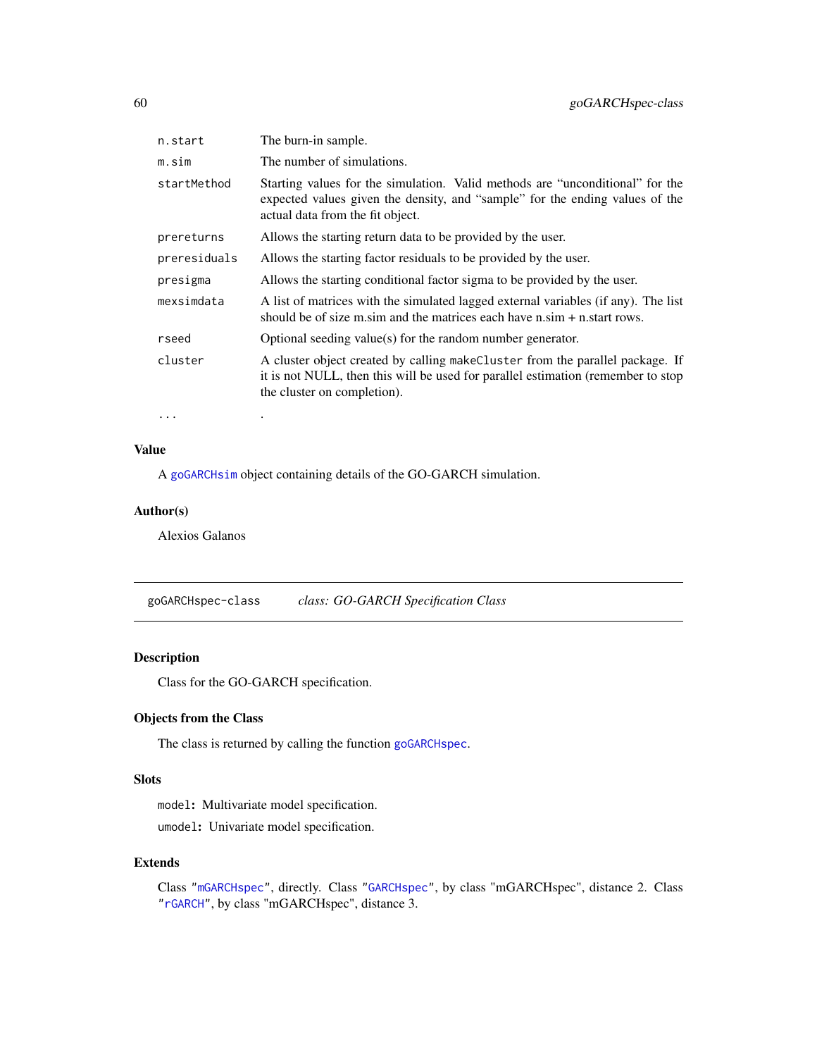| | |
|---|---|
| `n.start` | The burn-in sample. |
| `m.sim` | The number of simulations. |
| `startMethod` | Starting values for the simulation. Valid methods are “unconditional” for the expected values given the density, and “sample” for the ending values of the actual data from the fit object. |
| `prereturns` | Allows the starting return data to be provided by the user. |
| `preresiduals` | Allows the starting factor residuals to be provided by the user. |
| `presigma` | Allows the starting conditional factor sigma to be provided by the user. |
| `mexsimdata` | A list of matrices with the simulated lagged external variables (if any). The list should be of size m.sim and the matrices each have n.sim + n.start rows. |
| `rseed` | Optional seeding value(s) for the random number generator. |
| `cluster` | A cluster object created by calling `makeCluster` from the parallel package. If it is not NULL, then this will be used for parallel estimation (remember to stop the cluster on completion). |
| `...` | . |

### Value

A `goGARCHsim` object containing details of the GO-GARCH simulation.

### Author(s)

Alexios Galanos

---

## goGARCHspec-class *class: GO-GARCH Specification Class*

### Description

Class for the GO-GARCH specification.

### Objects from the Class

The class is returned by calling the function `goGARCHspec`.

### Slots

`model`: Multivariate model specification.

`umodel`: Univariate model specification.

### Extends

Class "`mGARCHspec`", directly. Class "`GARCHspec`", by class "mGARCHspec", distance 2. Class "`rGARCH`", by class "mGARCHspec", distance 3.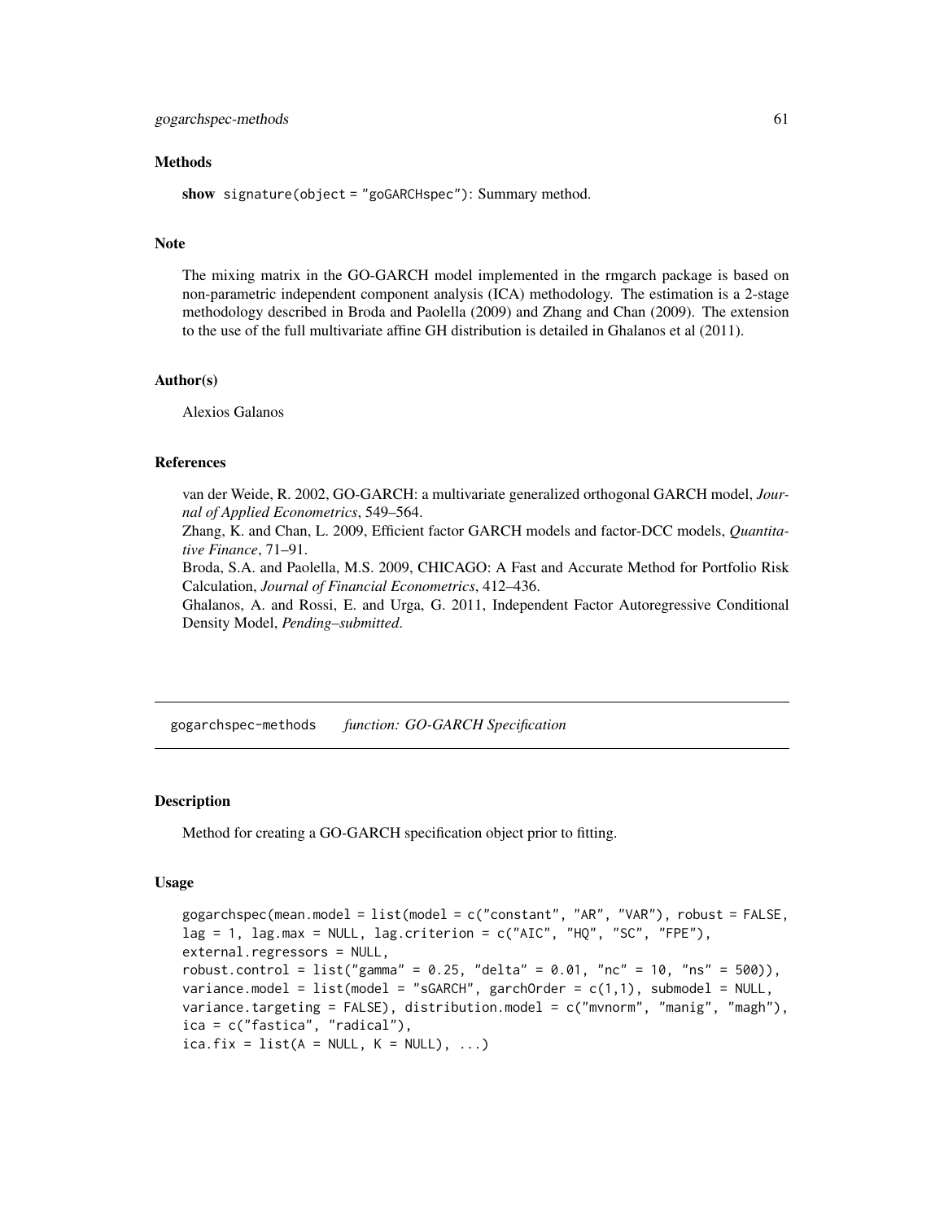### Methods

**show** `signature(object = "goGARCHspec")`: Summary method.

### Note

The mixing matrix in the GO-GARCH model implemented in the rmgarch package is based on non-parametric independent component analysis (ICA) methodology. The estimation is a 2-stage methodology described in Broda and Paolella (2009) and Zhang and Chan (2009). The extension to the use of the full multivariate affine GH distribution is detailed in Ghalanos et al (2011).

### Author(s)

Alexios Galanos

### References

van der Weide, R. 2002, GO-GARCH: a multivariate generalized orthogonal GARCH model, *Journal of Applied Econometrics*, 549–564.
Zhang, K. and Chan, L. 2009, Efficient factor GARCH models and factor-DCC models, *Quantitative Finance*, 71–91.
Broda, S.A. and Paolella, M.S. 2009, CHICAGO: A Fast and Accurate Method for Portfolio Risk Calculation, *Journal of Financial Econometrics*, 412–436.
Ghalanos, A. and Rossi, E. and Urga, G. 2011, Independent Factor Autoregressive Conditional Density Model, *Pending–submitted*.

---

## gogarchspec-methods *function: GO-GARCH Specification*

### Description

Method for creating a GO-GARCH specification object prior to fitting.

### Usage

```
gogarchspec(mean.model = list(model = c("constant", "AR", "VAR"), robust = FALSE,
lag = 1, lag.max = NULL, lag.criterion = c("AIC", "HQ", "SC", "FPE"),
external.regressors = NULL,
robust.control = list("gamma" = 0.25, "delta" = 0.01, "nc" = 10, "ns" = 500)),
variance.model = list(model = "sGARCH", garchOrder = c(1,1), submodel = NULL,
variance.targeting = FALSE), distribution.model = c("mvnorm", "manig", "magh"),
ica = c("fastica", "radical"),
ica.fix = list(A = NULL, K = NULL), ...)
```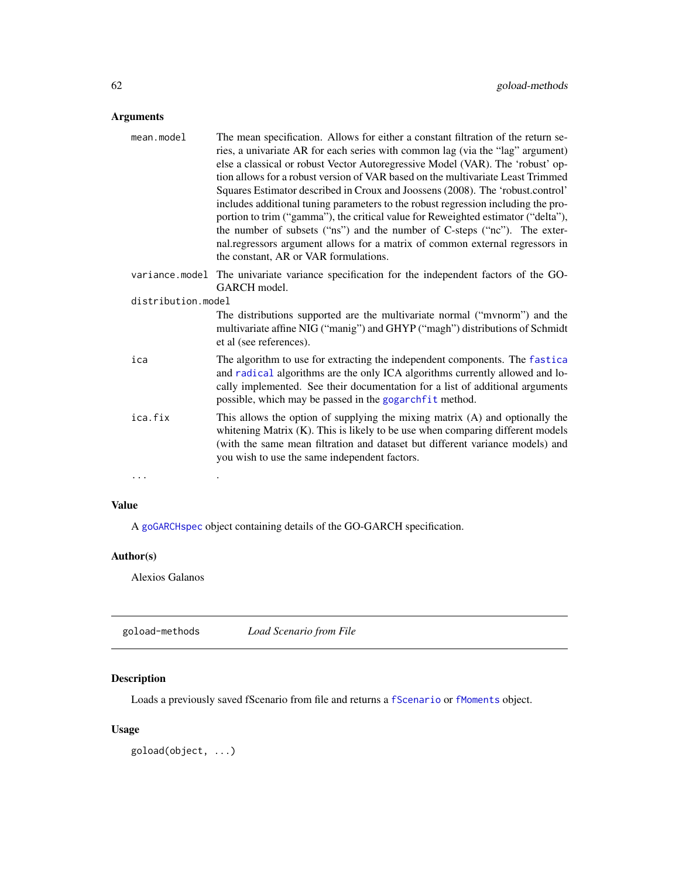### Arguments

- **mean.model**: The mean specification. Allows for either a constant filtration of the return series, a univariate AR for each series with common lag (via the "lag" argument) else a classical or robust Vector Autoregressive Model (VAR). The 'robust' option allows for a robust version of VAR based on the multivariate Least Trimmed Squares Estimator described in Croux and Joossens (2008). The 'robust.control' includes additional tuning parameters to the robust regression including the proportion to trim ("gamma"), the critical value for Reweighted estimator ("delta"), the number of subsets ("ns") and the number of C-steps ("nc"). The external.regressors argument allows for a matrix of common external regressors in the constant, AR or VAR formulations.
- **variance.model**: The univariate variance specification for the independent factors of the GO-GARCH model.
- **distribution.model**: The distributions supported are the multivariate normal ("mvnorm") and the multivariate affine NIG ("manig") and GHYP ("magh") distributions of Schmidt et al (see references).
- **ica**: The algorithm to use for extracting the independent components. The `fastica` and `radical` algorithms are the only ICA algorithms currently allowed and locally implemented. See their documentation for a list of additional arguments possible, which may be passed in the `gogarchfit` method.
- **ica.fix**: This allows the option of supplying the mixing matrix (A) and optionally the whitening Matrix (K). This is likely to be use when comparing different models (with the same mean filtration and dataset but different variance models) and you wish to use the same independent factors.
- **...**: .

### Value

A `goGARCHspec` object containing details of the GO-GARCH specification.

### Author(s)

Alexios Galanos

---

## goload-methods — *Load Scenario from File*

### Description

Loads a previously saved fScenario from file and returns a `fScenario` or `fMoments` object.

### Usage

```
goload(object, ...)
```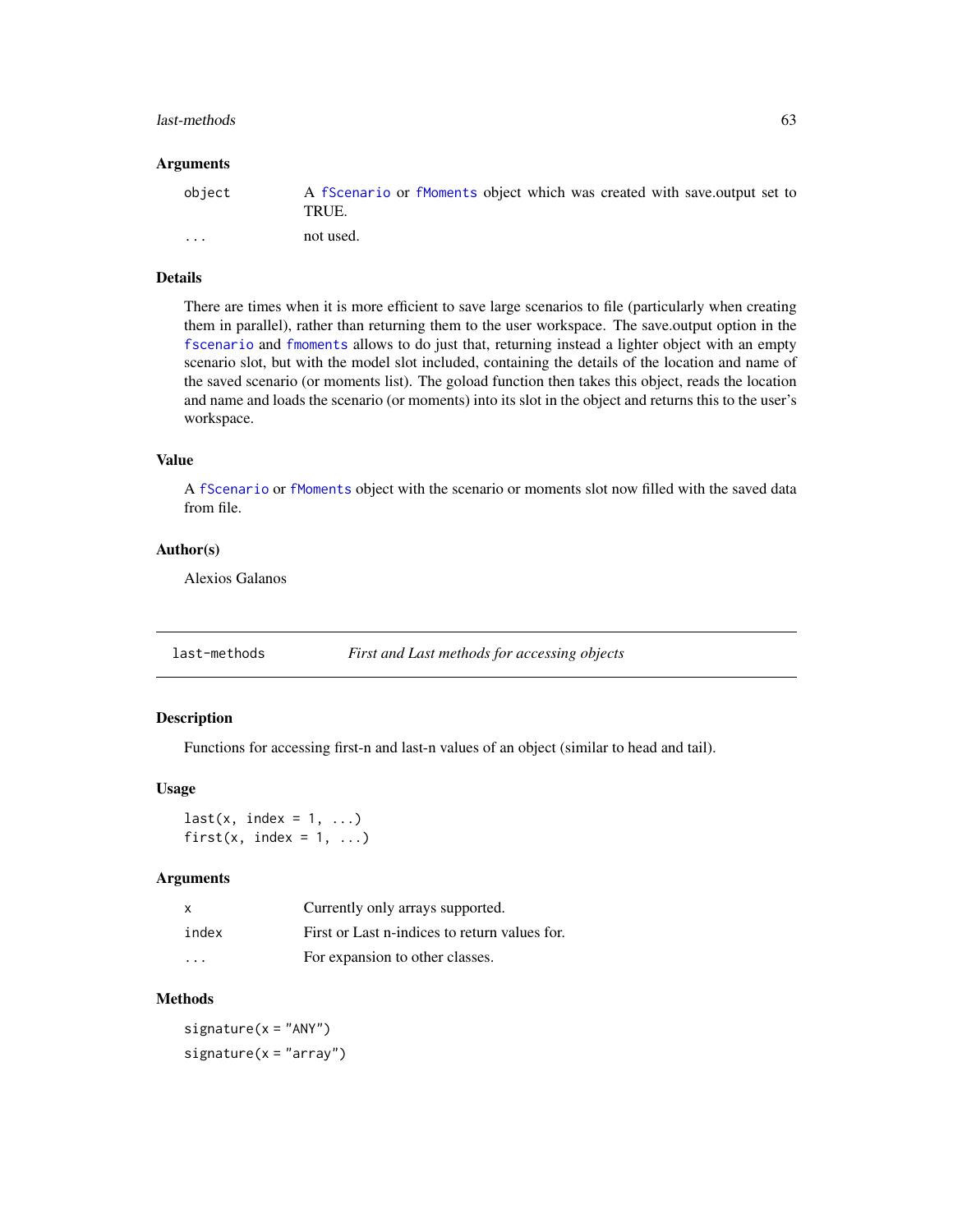### Arguments

| | |
|---|---|
| `object` | A `fScenario` or `fMoments` object which was created with save.output set to TRUE. |
| `...` | not used. |

### Details

There are times when it is more efficient to save large scenarios to file (particularly when creating them in parallel), rather than returning them to the user workspace. The save.output option in the `fscenario` and `fmoments` allows to do just that, returning instead a lighter object with an empty scenario slot, but with the model slot included, containing the details of the location and name of the saved scenario (or moments list). The goload function then takes this object, reads the location and name and loads the scenario (or moments) into its slot in the object and returns this to the user's workspace.

### Value

A `fScenario` or `fMoments` object with the scenario or moments slot now filled with the saved data from file.

### Author(s)

Alexios Galanos

---

## last-methods — *First and Last methods for accessing objects*

### Description

Functions for accessing first-n and last-n values of an object (similar to head and tail).

### Usage

```
last(x, index = 1, ...)
first(x, index = 1, ...)
```

### Arguments

| | |
|---|---|
| `x` | Currently only arrays supported. |
| `index` | First or Last n-indices to return values for. |
| `...` | For expansion to other classes. |

### Methods

```
signature(x = "ANY")
signature(x = "array")
```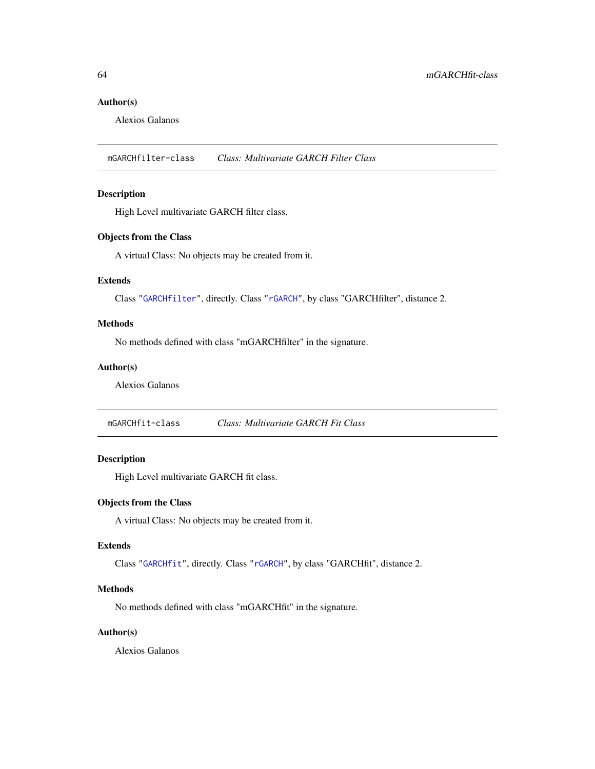### Author(s)

Alexios Galanos

---

## mGARCHfilter-class    *Class: Multivariate GARCH Filter Class*

---

### Description

High Level multivariate GARCH filter class.

### Objects from the Class

A virtual Class: No objects may be created from it.

### Extends

Class "`GARCHfilter`", directly. Class "`rGARCH`", by class "GARCHfilter", distance 2.

### Methods

No methods defined with class "mGARCHfilter" in the signature.

### Author(s)

Alexios Galanos

---

## mGARCHfit-class    *Class: Multivariate GARCH Fit Class*

---

### Description

High Level multivariate GARCH fit class.

### Objects from the Class

A virtual Class: No objects may be created from it.

### Extends

Class "`GARCHfit`", directly. Class "`rGARCH`", by class "GARCHfit", distance 2.

### Methods

No methods defined with class "mGARCHfit" in the signature.

### Author(s)

Alexios Galanos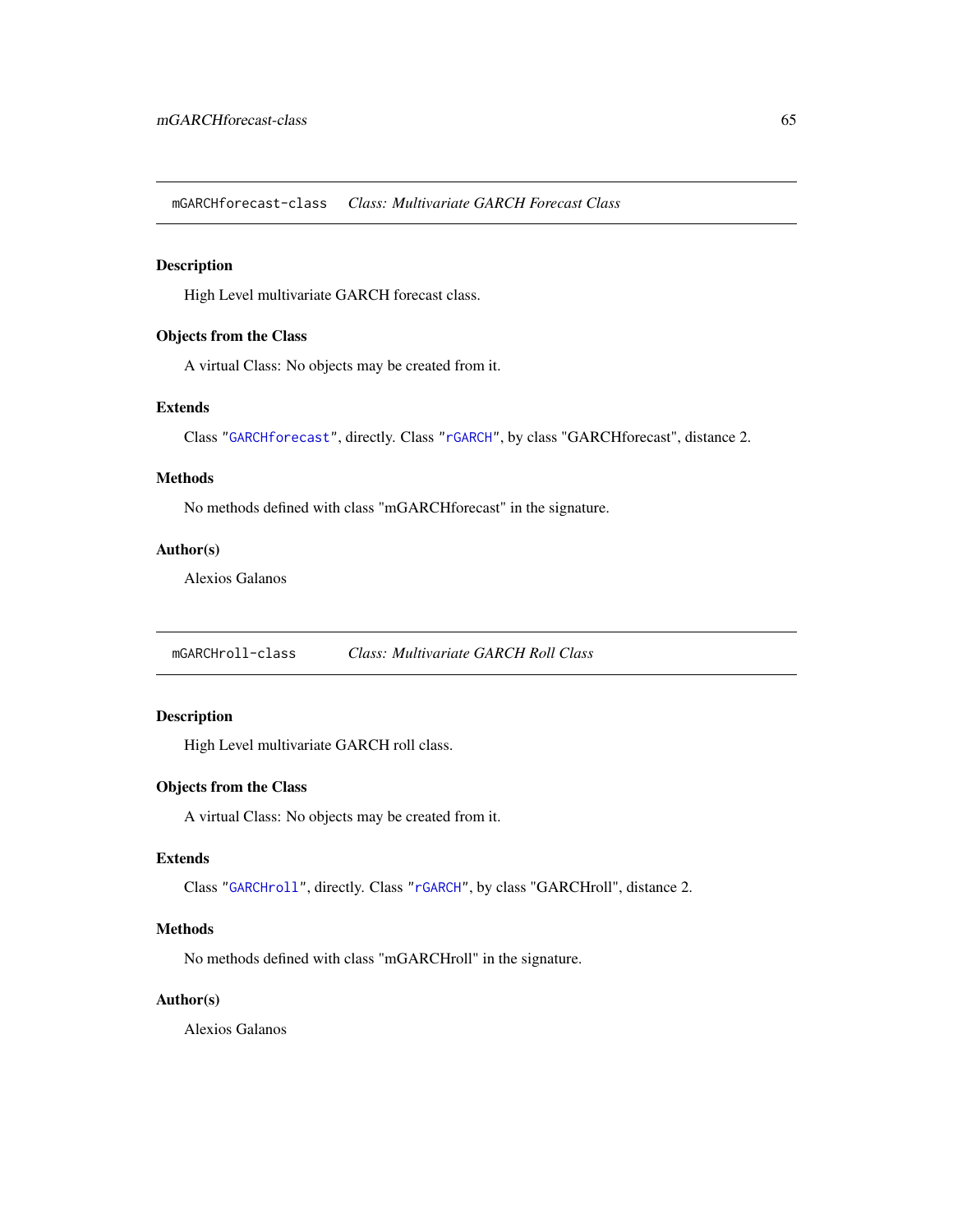## mGARCHforecast-class    *Class: Multivariate GARCH Forecast Class*

### Description

High Level multivariate GARCH forecast class.

### Objects from the Class

A virtual Class: No objects may be created from it.

### Extends

Class "`GARCHforecast`", directly. Class "`rGARCH`", by class "GARCHforecast", distance 2.

### Methods

No methods defined with class "mGARCHforecast" in the signature.

### Author(s)

Alexios Galanos

## mGARCHroll-class    *Class: Multivariate GARCH Roll Class*

### Description

High Level multivariate GARCH roll class.

### Objects from the Class

A virtual Class: No objects may be created from it.

### Extends

Class "`GARCHroll`", directly. Class "`rGARCH`", by class "GARCHroll", distance 2.

### Methods

No methods defined with class "mGARCHroll" in the signature.

### Author(s)

Alexios Galanos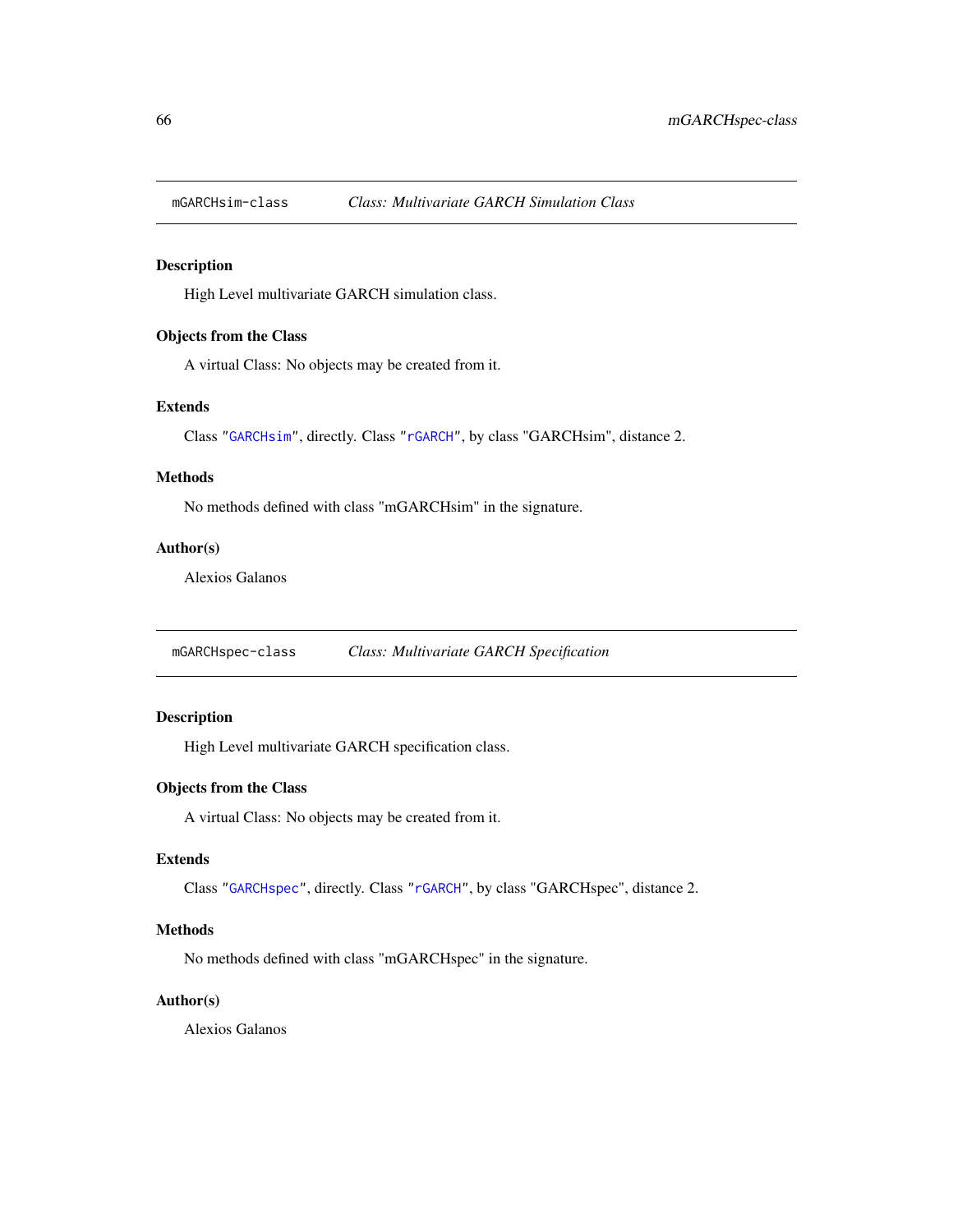## mGARCHsim-class — *Class: Multivariate GARCH Simulation Class*

### Description

High Level multivariate GARCH simulation class.

### Objects from the Class

A virtual Class: No objects may be created from it.

### Extends

Class "GARCHsim", directly. Class "rGARCH", by class "GARCHsim", distance 2.

### Methods

No methods defined with class "mGARCHsim" in the signature.

### Author(s)

Alexios Galanos

## mGARCHspec-class — *Class: Multivariate GARCH Specification*

### Description

High Level multivariate GARCH specification class.

### Objects from the Class

A virtual Class: No objects may be created from it.

### Extends

Class "GARCHspec", directly. Class "rGARCH", by class "GARCHspec", distance 2.

### Methods

No methods defined with class "mGARCHspec" in the signature.

### Author(s)

Alexios Galanos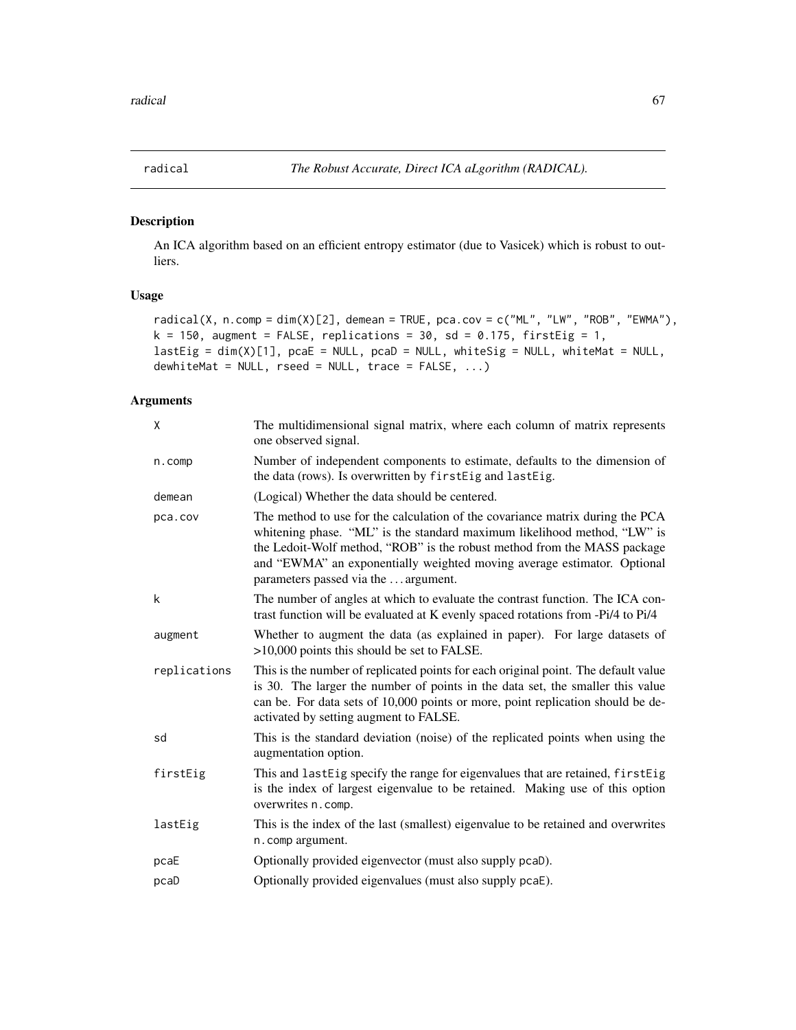# radical — *The Robust Accurate, Direct ICA aLgorithm (RADICAL).*

## Description

An ICA algorithm based on an efficient entropy estimator (due to Vasicek) which is robust to outliers.

## Usage

```
radical(X, n.comp = dim(X)[2], demean = TRUE, pca.cov = c("ML", "LW", "ROB", "EWMA"),
k = 150, augment = FALSE, replications = 30, sd = 0.175, firstEig = 1,
lastEig = dim(X)[1], pcaE = NULL, pcaD = NULL, whiteSig = NULL, whiteMat = NULL,
dewhiteMat = NULL, rseed = NULL, trace = FALSE, ...)
```

## Arguments

| | |
|---|---|
| `X` | The multidimensional signal matrix, where each column of matrix represents one observed signal. |
| `n.comp` | Number of independent components to estimate, defaults to the dimension of the data (rows). Is overwritten by `firstEig` and `lastEig`. |
| `demean` | (Logical) Whether the data should be centered. |
| `pca.cov` | The method to use for the calculation of the covariance matrix during the PCA whitening phase. "ML" is the standard maximum likelihood method, "LW" is the Ledoit-Wolf method, "ROB" is the robust method from the MASS package and "EWMA" an exponentially weighted moving average estimator. Optional parameters passed via the ... argument. |
| `k` | The number of angles at which to evaluate the contrast function. The ICA contrast function will be evaluated at K evenly spaced rotations from -Pi/4 to Pi/4 |
| `augment` | Whether to augment the data (as explained in paper). For large datasets of >10,000 points this should be set to FALSE. |
| `replications` | This is the number of replicated points for each original point. The default value is 30. The larger the number of points in the data set, the smaller this value can be. For data sets of 10,000 points or more, point replication should be deactivated by setting augment to FALSE. |
| `sd` | This is the standard deviation (noise) of the replicated points when using the augmentation option. |
| `firstEig` | This and `lastEig` specify the range for eigenvalues that are retained, `firstEig` is the index of largest eigenvalue to be retained. Making use of this option overwrites `n.comp`. |
| `lastEig` | This is the index of the last (smallest) eigenvalue to be retained and overwrites `n.comp` argument. |
| `pcaE` | Optionally provided eigenvector (must also supply `pcaD`). |
| `pcaD` | Optionally provided eigenvalues (must also supply `pcaE`). |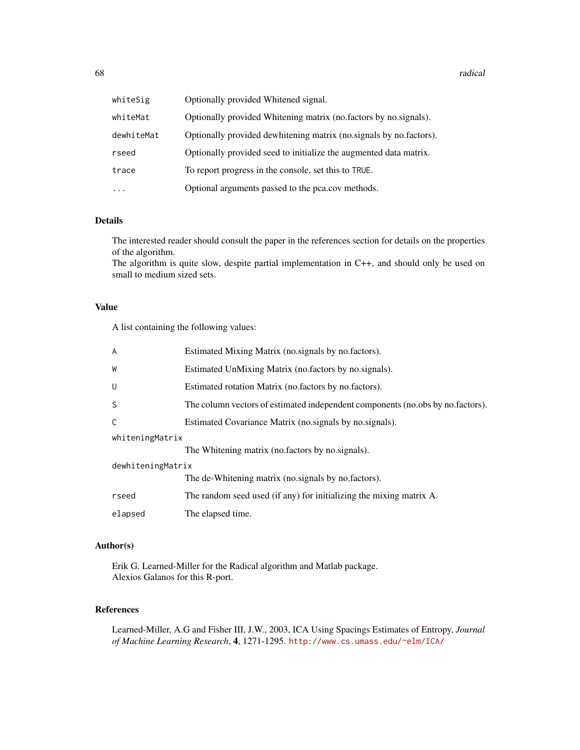| | |
|---|---|
| whiteSig | Optionally provided Whitened signal. |
| whiteMat | Optionally provided Whitening matrix (no.factors by no.signals). |
| dewhiteMat | Optionally provided dewhitening matrix (no.signals by no.factors). |
| rseed | Optionally provided seed to initialize the augmented data matrix. |
| trace | To report progress in the console, set this to TRUE. |
| ... | Optional arguments passed to the pca.cov methods. |

## Details

The interested reader should consult the paper in the references section for details on the properties of the algorithm.
The algorithm is quite slow, despite partial implementation in C++, and should only be used on small to medium sized sets.

## Value

A list containing the following values:

| | |
|---|---|
| A | Estimated Mixing Matrix (no.signals by no.factors). |
| W | Estimated UnMixing Matrix (no.factors by no.signals). |
| U | Estimated rotation Matrix (no.factors by no.factors). |
| S | The column vectors of estimated independent components (no.obs by no.factors). |
| C | Estimated Covariance Matrix (no.signals by no.signals). |
| whiteningMatrix | The Whitening matrix (no.factors by no.signals). |
| dewhiteningMatrix | The de-Whitening matrix (no.signals by no.factors). |
| rseed | The random seed used (if any) for initializing the mixing matrix A. |
| elapsed | The elapsed time. |

## Author(s)

Erik G. Learned-Miller for the Radical algorithm and Matlab package.
Alexios Galanos for this R-port.

## References

Learned-Miller, A.G and Fisher III, J.W., 2003, ICA Using Spacings Estimates of Entropy, *Journal of Machine Learning Research*, **4**, 1271-1295. http://www.cs.umass.edu/~elm/ICA/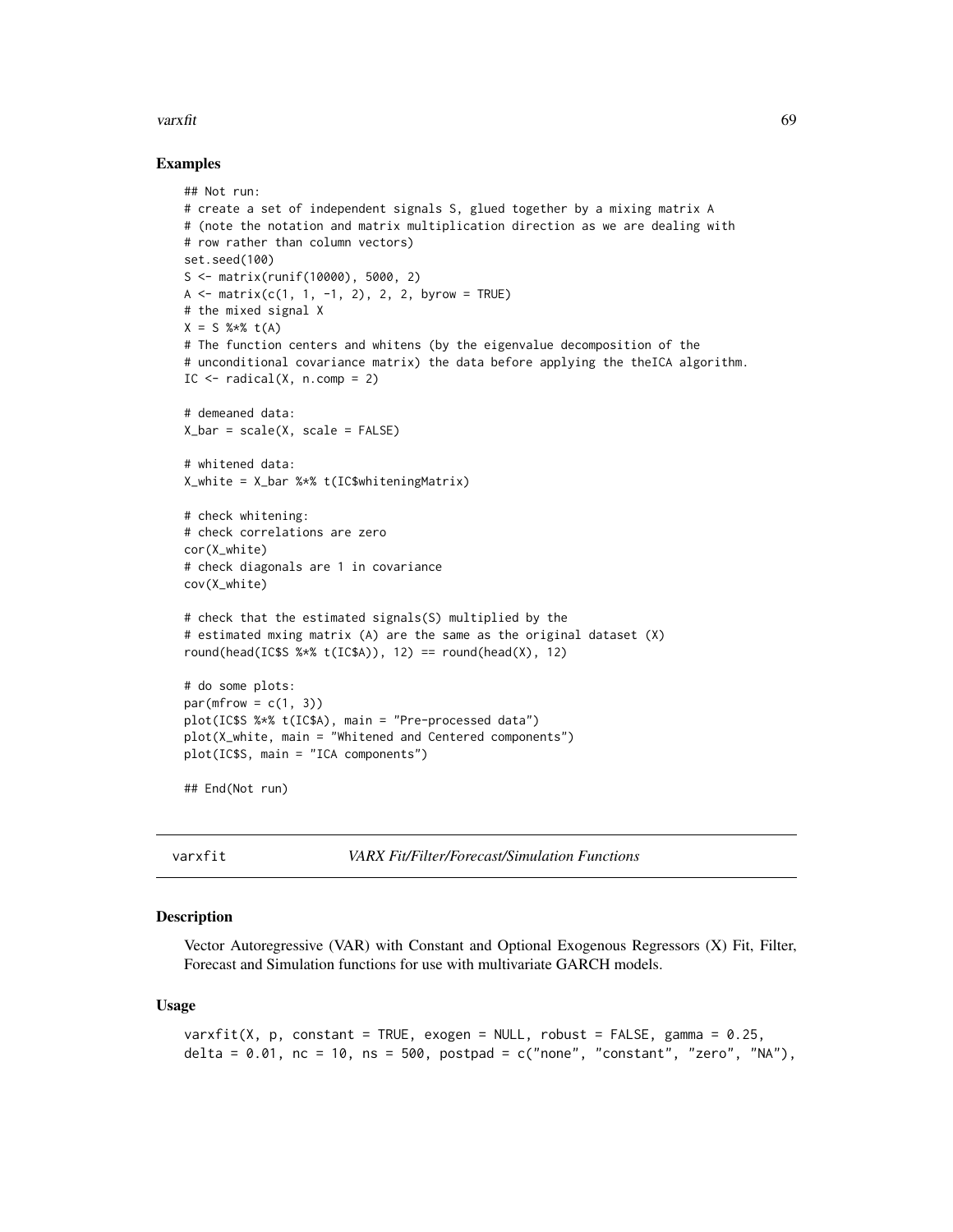### Examples

```
## Not run:
# create a set of independent signals S, glued together by a mixing matrix A
# (note the notation and matrix multiplication direction as we are dealing with
# row rather than column vectors)
set.seed(100)
S <- matrix(runif(10000), 5000, 2)
A <- matrix(c(1, 1, -1, 2), 2, 2, byrow = TRUE)
# the mixed signal X
X = S %*% t(A)
# The function centers and whitens (by the eigenvalue decomposition of the
# unconditional covariance matrix) the data before applying the theICA algorithm.
IC <- radical(X, n.comp = 2)

# demeaned data:
X_bar = scale(X, scale = FALSE)

# whitened data:
X_white = X_bar %*% t(IC$whiteningMatrix)

# check whitening:
# check correlations are zero
cor(X_white)
# check diagonals are 1 in covariance
cov(X_white)

# check that the estimated signals(S) multiplied by the
# estimated mxing matrix (A) are the same as the original dataset (X)
round(head(IC$S %*% t(IC$A)), 12) == round(head(X), 12)

# do some plots:
par(mfrow = c(1, 3))
plot(IC$S %*% t(IC$A), main = "Pre-processed data")
plot(X_white, main = "Whitened and Centered components")
plot(IC$S, main = "ICA components")

## End(Not run)
```

---

## varxfit — *VARX Fit/Filter/Forecast/Simulation Functions*

### Description

Vector Autoregressive (VAR) with Constant and Optional Exogenous Regressors (X) Fit, Filter, Forecast and Simulation functions for use with multivariate GARCH models.

### Usage

```
varxfit(X, p, constant = TRUE, exogen = NULL, robust = FALSE, gamma = 0.25,
delta = 0.01, nc = 10, ns = 500, postpad = c("none", "constant", "zero", "NA"),
```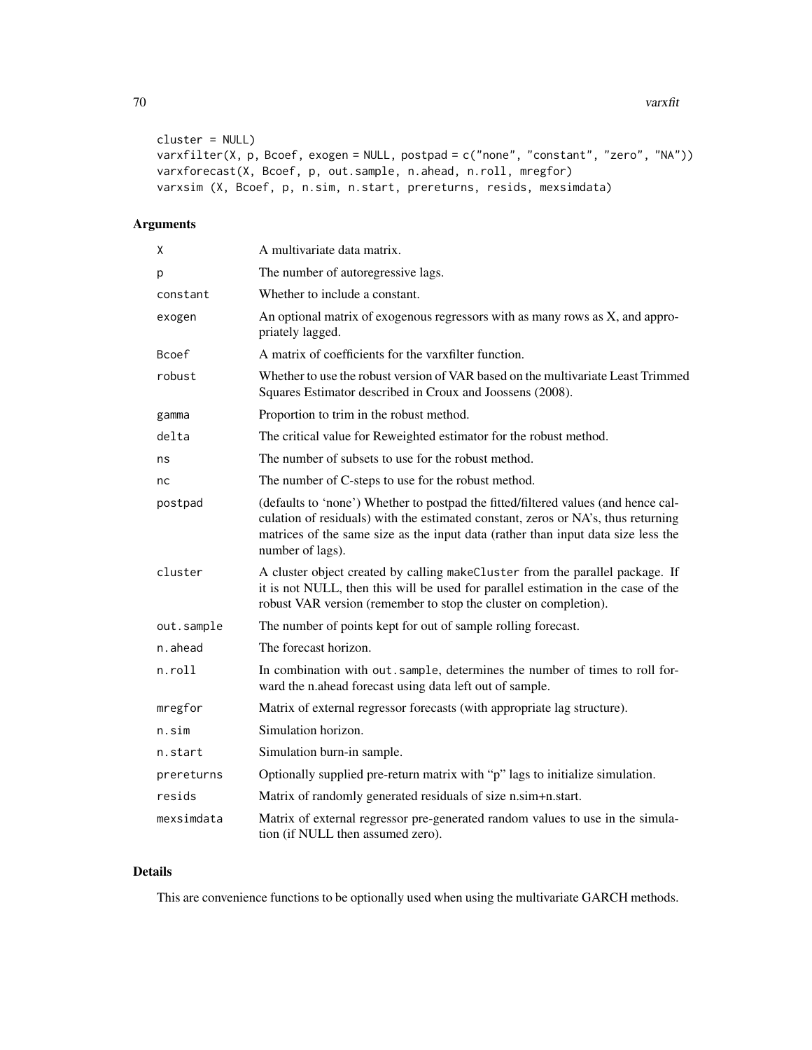```
cluster = NULL)
varxfilter(X, p, Bcoef, exogen = NULL, postpad = c("none", "constant", "zero", "NA"))
varxforecast(X, Bcoef, p, out.sample, n.ahead, n.roll, mregfor)
varxsim (X, Bcoef, p, n.sim, n.start, prereturns, resids, mexsimdata)
```

## Arguments

| | |
|---|---|
| `X` | A multivariate data matrix. |
| `p` | The number of autoregressive lags. |
| `constant` | Whether to include a constant. |
| `exogen` | An optional matrix of exogenous regressors with as many rows as X, and appropriately lagged. |
| `Bcoef` | A matrix of coefficients for the varxfilter function. |
| `robust` | Whether to use the robust version of VAR based on the multivariate Least Trimmed Squares Estimator described in Croux and Joossens (2008). |
| `gamma` | Proportion to trim in the robust method. |
| `delta` | The critical value for Reweighted estimator for the robust method. |
| `ns` | The number of subsets to use for the robust method. |
| `nc` | The number of C-steps to use for the robust method. |
| `postpad` | (defaults to 'none') Whether to postpad the fitted/filtered values (and hence calculation of residuals) with the estimated constant, zeros or NA's, thus returning matrices of the same size as the input data (rather than input data size less the number of lags). |
| `cluster` | A cluster object created by calling `makeCluster` from the parallel package. If it is not NULL, then this will be used for parallel estimation in the case of the robust VAR version (remember to stop the cluster on completion). |
| `out.sample` | The number of points kept for out of sample rolling forecast. |
| `n.ahead` | The forecast horizon. |
| `n.roll` | In combination with `out.sample`, determines the number of times to roll forward the n.ahead forecast using data left out of sample. |
| `mregfor` | Matrix of external regressor forecasts (with appropriate lag structure). |
| `n.sim` | Simulation horizon. |
| `n.start` | Simulation burn-in sample. |
| `prereturns` | Optionally supplied pre-return matrix with "p" lags to initialize simulation. |
| `resids` | Matrix of randomly generated residuals of size n.sim+n.start. |
| `mexsimdata` | Matrix of external regressor pre-generated random values to use in the simulation (if NULL then assumed zero). |

## Details

This are convenience functions to be optionally used when using the multivariate GARCH methods.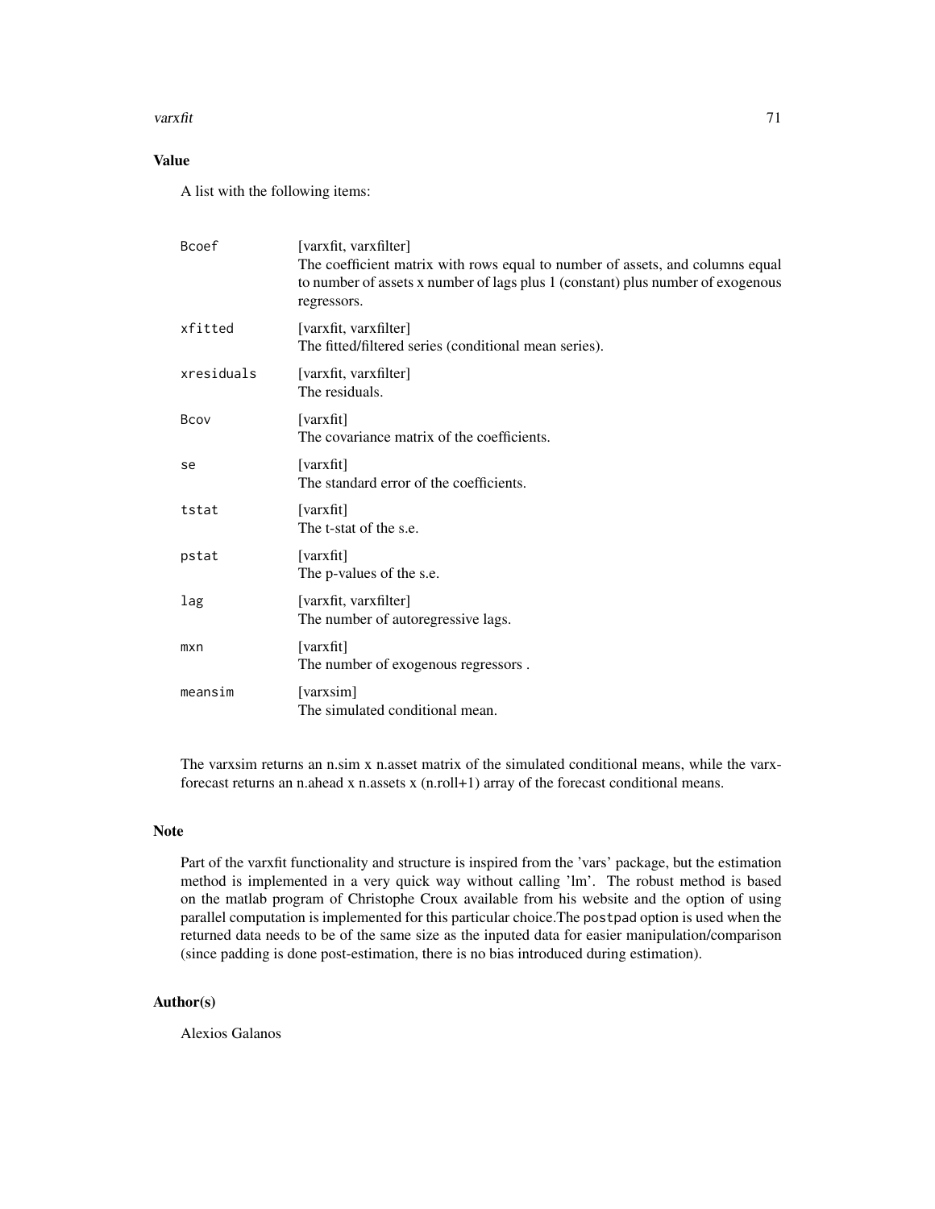## Value

A list with the following items:

| | |
|---|---|
| `Bcoef` | [varxfit, varxfilter]<br>The coefficient matrix with rows equal to number of assets, and columns equal to number of assets x number of lags plus 1 (constant) plus number of exogenous regressors. |
| `xfitted` | [varxfit, varxfilter]<br>The fitted/filtered series (conditional mean series). |
| `xresiduals` | [varxfit, varxfilter]<br>The residuals. |
| `Bcov` | [varxfit]<br>The covariance matrix of the coefficients. |
| `se` | [varxfit]<br>The standard error of the coefficients. |
| `tstat` | [varxfit]<br>The t-stat of the s.e. |
| `pstat` | [varxfit]<br>The p-values of the s.e. |
| `lag` | [varxfit, varxfilter]<br>The number of autoregressive lags. |
| `mxn` | [varxfit]<br>The number of exogenous regressors . |
| `meansim` | [varxsim]<br>The simulated conditional mean. |

The varxsim returns an n.sim x n.asset matrix of the simulated conditional means, while the varxforecast returns an n.ahead x n.assets x (n.roll+1) array of the forecast conditional means.

## Note

Part of the varxfit functionality and structure is inspired from the 'vars' package, but the estimation method is implemented in a very quick way without calling 'lm'. The robust method is based on the matlab program of Christophe Croux available from his website and the option of using parallel computation is implemented for this particular choice.The `postpad` option is used when the returned data needs to be of the same size as the inputed data for easier manipulation/comparison (since padding is done post-estimation, there is no bias introduced during estimation).

## Author(s)

Alexios Galanos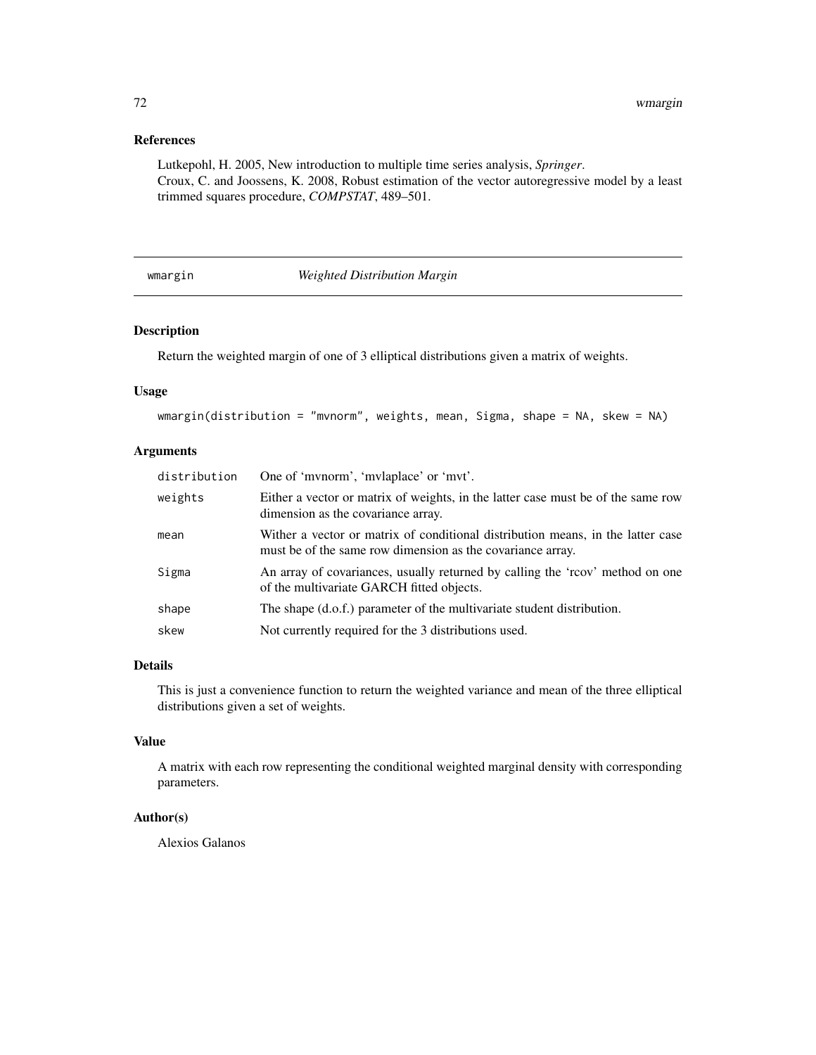## References

Lutkepohl, H. 2005, New introduction to multiple time series analysis, *Springer*.
Croux, C. and Joossens, K. 2008, Robust estimation of the vector autoregressive model by a least trimmed squares procedure, *COMPSTAT*, 489–501.

---

# wmargin — *Weighted Distribution Margin*

## Description

Return the weighted margin of one of 3 elliptical distributions given a matrix of weights.

## Usage

```
wmargin(distribution = "mvnorm", weights, mean, Sigma, shape = NA, skew = NA)
```

## Arguments

| | |
|---|---|
| distribution | One of 'mvnorm', 'mvlaplace' or 'mvt'. |
| weights | Either a vector or matrix of weights, in the latter case must be of the same row dimension as the covariance array. |
| mean | Wither a vector or matrix of conditional distribution means, in the latter case must be of the same row dimension as the covariance array. |
| Sigma | An array of covariances, usually returned by calling the 'rcov' method on one of the multivariate GARCH fitted objects. |
| shape | The shape (d.o.f.) parameter of the multivariate student distribution. |
| skew | Not currently required for the 3 distributions used. |

## Details

This is just a convenience function to return the weighted variance and mean of the three elliptical distributions given a set of weights.

## Value

A matrix with each row representing the conditional weighted marginal density with corresponding parameters.

## Author(s)

Alexios Galanos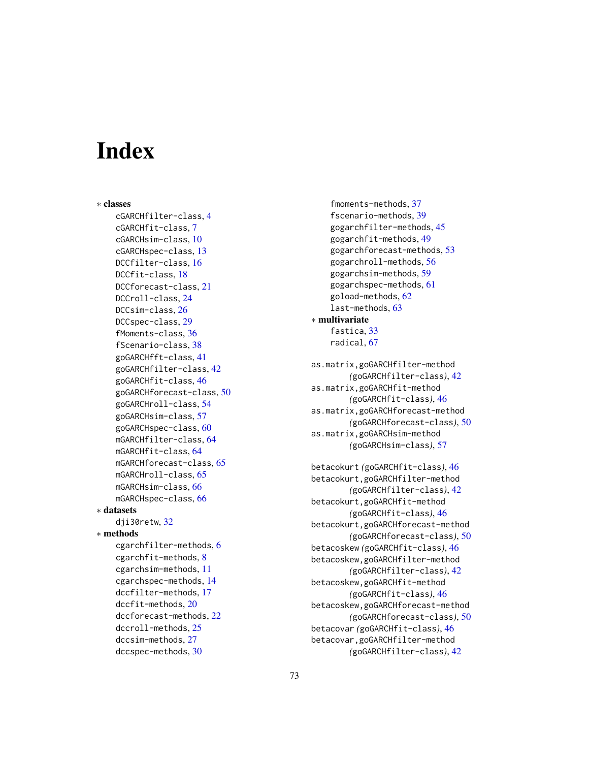# Index

∗ **classes**

cGARCHfilter-class, 4
cGARCHfit-class, 7
cGARCHsim-class, 10
cGARCHspec-class, 13
DCCfilter-class, 16
DCCfit-class, 18
DCCforecast-class, 21
DCCroll-class, 24
DCCsim-class, 26
DCCspec-class, 29
fMoments-class, 36
fScenario-class, 38
goGARCHfft-class, 41
goGARCHfilter-class, 42
goGARCHfit-class, 46
goGARCHforecast-class, 50
goGARCHroll-class, 54
goGARCHsim-class, 57
goGARCHspec-class, 60
mGARCHfilter-class, 64
mGARCHfit-class, 64
mGARCHforecast-class, 65
mGARCHroll-class, 65
mGARCHsim-class, 66
mGARCHspec-class, 66

∗ **datasets**

dji30retw, 32

∗ **methods**

cgarchfilter-methods, 6
cgarchfit-methods, 8
cgarchsim-methods, 11
cgarchspec-methods, 14
dccfilter-methods, 17
dccfit-methods, 20
dccforecast-methods, 22
dccroll-methods, 25
dccsim-methods, 27
dccspec-methods, 30
fmoments-methods, 37
fscenario-methods, 39
gogarchfilter-methods, 45
gogarchfit-methods, 49
gogarchforecast-methods, 53
gogarchroll-methods, 56
gogarchsim-methods, 59
gogarchspec-methods, 61
goload-methods, 62
last-methods, 63

∗ **multivariate**

fastica, 33
radical, 67

as.matrix,goGARCHfilter-method *(goGARCHfilter-class)*, 42
as.matrix,goGARCHfit-method *(goGARCHfit-class)*, 46
as.matrix,goGARCHforecast-method *(goGARCHforecast-class)*, 50
as.matrix,goGARCHsim-method *(goGARCHsim-class)*, 57

betacokurt *(goGARCHfit-class)*, 46
betacokurt,goGARCHfilter-method *(goGARCHfilter-class)*, 42
betacokurt,goGARCHfit-method *(goGARCHfit-class)*, 46
betacokurt,goGARCHforecast-method *(goGARCHforecast-class)*, 50
betacoskew *(goGARCHfit-class)*, 46
betacoskew,goGARCHfilter-method *(goGARCHfilter-class)*, 42
betacoskew,goGARCHfit-method *(goGARCHfit-class)*, 46
betacoskew,goGARCHforecast-method *(goGARCHforecast-class)*, 50
betacovar *(goGARCHfit-class)*, 46
betacovar,goGARCHfilter-method *(goGARCHfilter-class)*, 42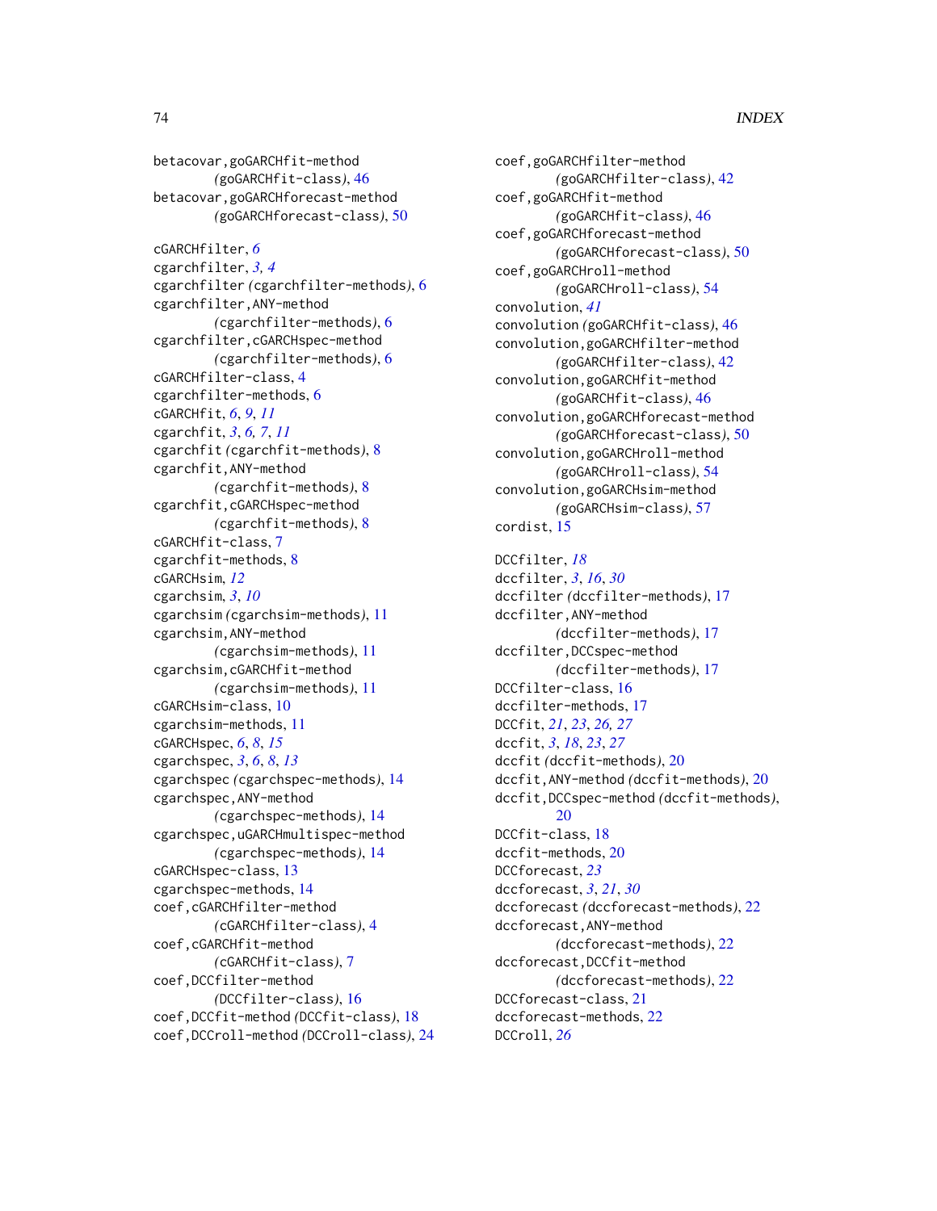betacovar,goGARCHfit-method
    (goGARCHfit-class), 46
betacovar,goGARCHforecast-method
    (goGARCHforecast-class), 50

cGARCHfilter, *6*
cgarchfilter, *3, 4*
cgarchfilter (cgarchfilter-methods), 6
cgarchfilter,ANY-method
    (cgarchfilter-methods), 6
cgarchfilter,cGARCHspec-method
    (cgarchfilter-methods), 6
cGARCHfilter-class, 4
cgarchfilter-methods, 6
cGARCHfit, *6*, *9*, *11*
cgarchfit, *3*, *6, 7*, *11*
cgarchfit (cgarchfit-methods), 8
cgarchfit,ANY-method
    (cgarchfit-methods), 8
cgarchfit,cGARCHspec-method
    (cgarchfit-methods), 8
cGARCHfit-class, 7
cgarchfit-methods, 8
cGARCHsim, *12*
cgarchsim, *3*, *10*
cgarchsim (cgarchsim-methods), 11
cgarchsim,ANY-method
    (cgarchsim-methods), 11
cgarchsim,cGARCHfit-method
    (cgarchsim-methods), 11
cGARCHsim-class, 10
cgarchsim-methods, 11
cGARCHspec, *6*, *8*, *15*
cgarchspec, *3*, *6*, *8*, *13*
cgarchspec (cgarchspec-methods), 14
cgarchspec,ANY-method
    (cgarchspec-methods), 14
cgarchspec,uGARCHmultispec-method
    (cgarchspec-methods), 14
cGARCHspec-class, 13
cgarchspec-methods, 14
coef,cGARCHfilter-method
    (cGARCHfilter-class), 4
coef,cGARCHfit-method
    (cGARCHfit-class), 7
coef,DCCfilter-method
    (DCCfilter-class), 16
coef,DCCfit-method (DCCfit-class), 18
coef,DCCroll-method (DCCroll-class), 24
coef,goGARCHfilter-method
    (goGARCHfilter-class), 42
coef,goGARCHfit-method
    (goGARCHfit-class), 46
coef,goGARCHforecast-method
    (goGARCHforecast-class), 50
coef,goGARCHroll-method
    (goGARCHroll-class), 54
convolution, *41*
convolution (goGARCHfit-class), 46
convolution,goGARCHfilter-method
    (goGARCHfilter-class), 42
convolution,goGARCHfit-method
    (goGARCHfit-class), 46
convolution,goGARCHforecast-method
    (goGARCHforecast-class), 50
convolution,goGARCHroll-method
    (goGARCHroll-class), 54
convolution,goGARCHsim-method
    (goGARCHsim-class), 57
cordist, 15

DCCfilter, *18*
dccfilter, *3*, *16*, *30*
dccfilter (dccfilter-methods), 17
dccfilter,ANY-method
    (dccfilter-methods), 17
dccfilter,DCCspec-method
    (dccfilter-methods), 17
DCCfilter-class, 16
dccfilter-methods, 17
DCCfit, *21*, *23*, *26, 27*
dccfit, *3*, *18*, *23*, *27*
dccfit (dccfit-methods), 20
dccfit,ANY-method (dccfit-methods), 20
dccfit,DCCspec-method (dccfit-methods),
    20
DCCfit-class, 18
dccfit-methods, 20
DCCforecast, *23*
dccforecast, *3*, *21*, *30*
dccforecast (dccforecast-methods), 22
dccforecast,ANY-method
    (dccforecast-methods), 22
dccforecast,DCCfit-method
    (dccforecast-methods), 22
DCCforecast-class, 21
dccforecast-methods, 22
DCCroll, *26*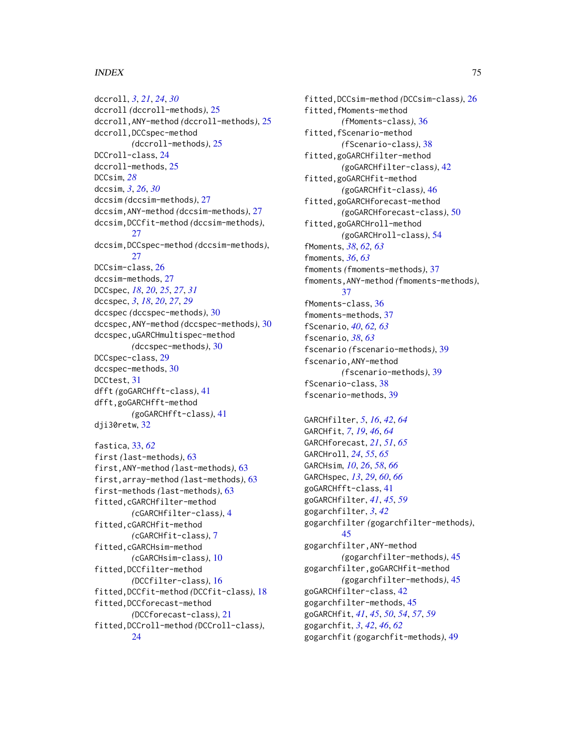dccroll, *3*, *21*, *24*, *30*
dccroll *(dccroll-methods)*, 25
dccroll,ANY-method *(dccroll-methods)*, 25
dccroll,DCCspec-method *(dccroll-methods)*, 25
DCCroll-class, 24
dccroll-methods, 25
DCCsim, *28*
dccsim, *3*, *26*, *30*
dccsim *(dccsim-methods)*, 27
dccsim,ANY-method *(dccsim-methods)*, 27
dccsim,DCCfit-method *(dccsim-methods)*, 27
dccsim,DCCspec-method *(dccsim-methods)*, 27
DCCsim-class, 26
dccsim-methods, 27
DCCspec, *18*, *20*, *25*, *27*, *31*
dccspec, *3*, *18*, *20*, *27*, *29*
dccspec *(dccspec-methods)*, 30
dccspec,ANY-method *(dccspec-methods)*, 30
dccspec,uGARCHmultispec-method *(dccspec-methods)*, 30
DCCspec-class, 29
dccspec-methods, 30
DCCtest, 31
dfft *(goGARCHfft-class)*, 41
dfft,goGARCHfft-method *(goGARCHfft-class)*, 41
dji30retw, 32

fastica, 33, *62*
first *(last-methods)*, 63
first,ANY-method *(last-methods)*, 63
first,array-method *(last-methods)*, 63
first-methods *(last-methods)*, 63
fitted,cGARCHfilter-method *(cGARCHfilter-class)*, 4
fitted,cGARCHfit-method *(cGARCHfit-class)*, 7
fitted,cGARCHsim-method *(cGARCHsim-class)*, 10
fitted,DCCfilter-method *(DCCfilter-class)*, 16
fitted,DCCfit-method *(DCCfit-class)*, 18
fitted,DCCforecast-method *(DCCforecast-class)*, 21
fitted,DCCroll-method *(DCCroll-class)*, 24
fitted,DCCsim-method *(DCCsim-class)*, 26
fitted,fMoments-method *(fMoments-class)*, 36
fitted,fScenario-method *(fScenario-class)*, 38
fitted,goGARCHfilter-method *(goGARCHfilter-class)*, 42
fitted,goGARCHfit-method *(goGARCHfit-class)*, 46
fitted,goGARCHforecast-method *(goGARCHforecast-class)*, 50
fitted,goGARCHroll-method *(goGARCHroll-class)*, 54
fMoments, *38*, *62, 63*
fmoments, *36*, *63*
fmoments *(fmoments-methods)*, 37
fmoments,ANY-method *(fmoments-methods)*, 37
fMoments-class, 36
fmoments-methods, 37
fScenario, *40*, *62, 63*
fscenario, *38*, *63*
fscenario *(fscenario-methods)*, 39
fscenario,ANY-method *(fscenario-methods)*, 39
fScenario-class, 38
fscenario-methods, 39

GARCHfilter, *5*, *16*, *42*, *64*
GARCHfit, *7*, *19*, *46*, *64*
GARCHforecast, *21*, *51*, *65*
GARCHroll, *24*, *55*, *65*
GARCHsim, *10*, *26*, *58*, *66*
GARCHspec, *13*, *29*, *60*, *66*
goGARCHfft-class, 41
goGARCHfilter, *41*, *45*, *59*
gogarchfilter, *3*, *42*
gogarchfilter *(gogarchfilter-methods)*, 45
gogarchfilter,ANY-method *(gogarchfilter-methods)*, 45
gogarchfilter,goGARCHfit-method *(gogarchfilter-methods)*, 45
goGARCHfilter-class, 42
gogarchfilter-methods, 45
goGARCHfit, *41*, *45*, *50*, *54*, *57*, *59*
gogarchfit, *3*, *42*, *46*, *62*
gogarchfit *(gogarchfit-methods)*, 49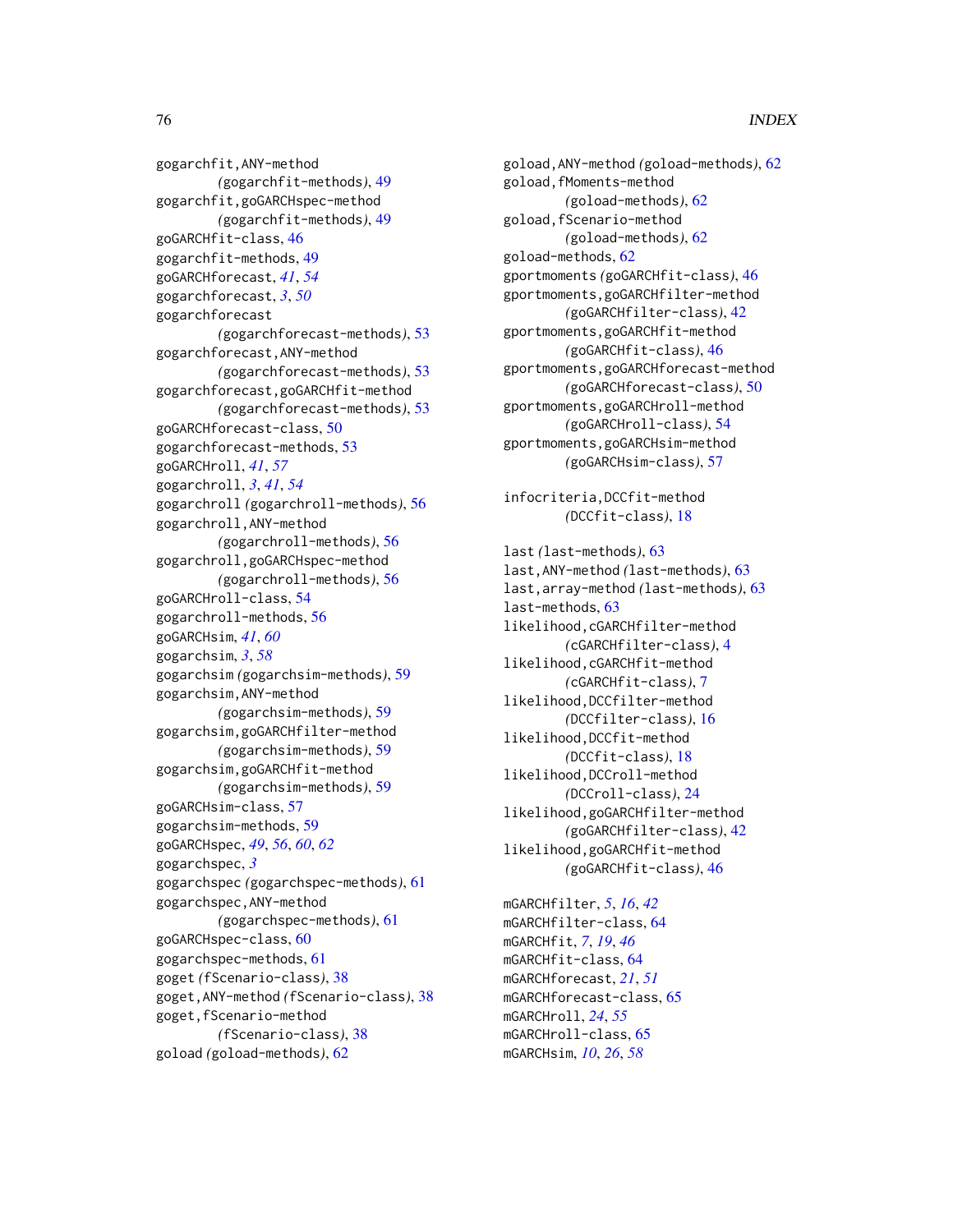gogarchfit,ANY-method
*(gogarchfit-methods)*, 49
gogarchfit,goGARCHspec-method
*(gogarchfit-methods)*, 49
goGARCHfit-class, 46
gogarchfit-methods, 49
goGARCHforecast, *41*, *54*
gogarchforecast, *3*, *50*
gogarchforecast
*(gogarchforecast-methods)*, 53
gogarchforecast,ANY-method
*(gogarchforecast-methods)*, 53
gogarchforecast,goGARCHfit-method
*(gogarchforecast-methods)*, 53
goGARCHforecast-class, 50
gogarchforecast-methods, 53
goGARCHroll, *41*, *57*
gogarchroll, *3*, *41*, *54*
gogarchroll *(gogarchroll-methods)*, 56
gogarchroll,ANY-method
*(gogarchroll-methods)*, 56
gogarchroll,goGARCHspec-method
*(gogarchroll-methods)*, 56
goGARCHroll-class, 54
gogarchroll-methods, 56
goGARCHsim, *41*, *60*
gogarchsim, *3*, *58*
gogarchsim *(gogarchsim-methods)*, 59
gogarchsim,ANY-method
*(gogarchsim-methods)*, 59
gogarchsim,goGARCHfilter-method
*(gogarchsim-methods)*, 59
gogarchsim,goGARCHfit-method
*(gogarchsim-methods)*, 59
goGARCHsim-class, 57
gogarchsim-methods, 59
goGARCHspec, *49*, *56*, *60*, *62*
gogarchspec, *3*
gogarchspec *(gogarchspec-methods)*, 61
gogarchspec,ANY-method
*(gogarchspec-methods)*, 61
goGARCHspec-class, 60
gogarchspec-methods, 61
goget *(fScenario-class)*, 38
goget,ANY-method *(fScenario-class)*, 38
goget,fScenario-method
*(fScenario-class)*, 38
goload *(goload-methods)*, 62
goload,ANY-method *(goload-methods)*, 62
goload,fMoments-method
*(goload-methods)*, 62
goload,fScenario-method
*(goload-methods)*, 62
goload-methods, 62
gportmoments *(goGARCHfit-class)*, 46
gportmoments,goGARCHfilter-method
*(goGARCHfilter-class)*, 42
gportmoments,goGARCHfit-method
*(goGARCHfit-class)*, 46
gportmoments,goGARCHforecast-method
*(goGARCHforecast-class)*, 50
gportmoments,goGARCHroll-method
*(goGARCHroll-class)*, 54
gportmoments,goGARCHsim-method
*(goGARCHsim-class)*, 57

infocriteria,DCCfit-method
*(DCCfit-class)*, 18

last *(last-methods)*, 63
last,ANY-method *(last-methods)*, 63
last,array-method *(last-methods)*, 63
last-methods, 63
likelihood,cGARCHfilter-method
*(cGARCHfilter-class)*, 4
likelihood,cGARCHfit-method
*(cGARCHfit-class)*, 7
likelihood,DCCfilter-method
*(DCCfilter-class)*, 16
likelihood,DCCfit-method
*(DCCfit-class)*, 18
likelihood,DCCroll-method
*(DCCroll-class)*, 24
likelihood,goGARCHfilter-method
*(goGARCHfilter-class)*, 42
likelihood,goGARCHfit-method
*(goGARCHfit-class)*, 46

mGARCHfilter, *5*, *16*, *42*
mGARCHfilter-class, 64
mGARCHfit, *7*, *19*, *46*
mGARCHfit-class, 64
mGARCHforecast, *21*, *51*
mGARCHforecast-class, 65
mGARCHroll, *24*, *55*
mGARCHroll-class, 65
mGARCHsim, *10*, *26*, *58*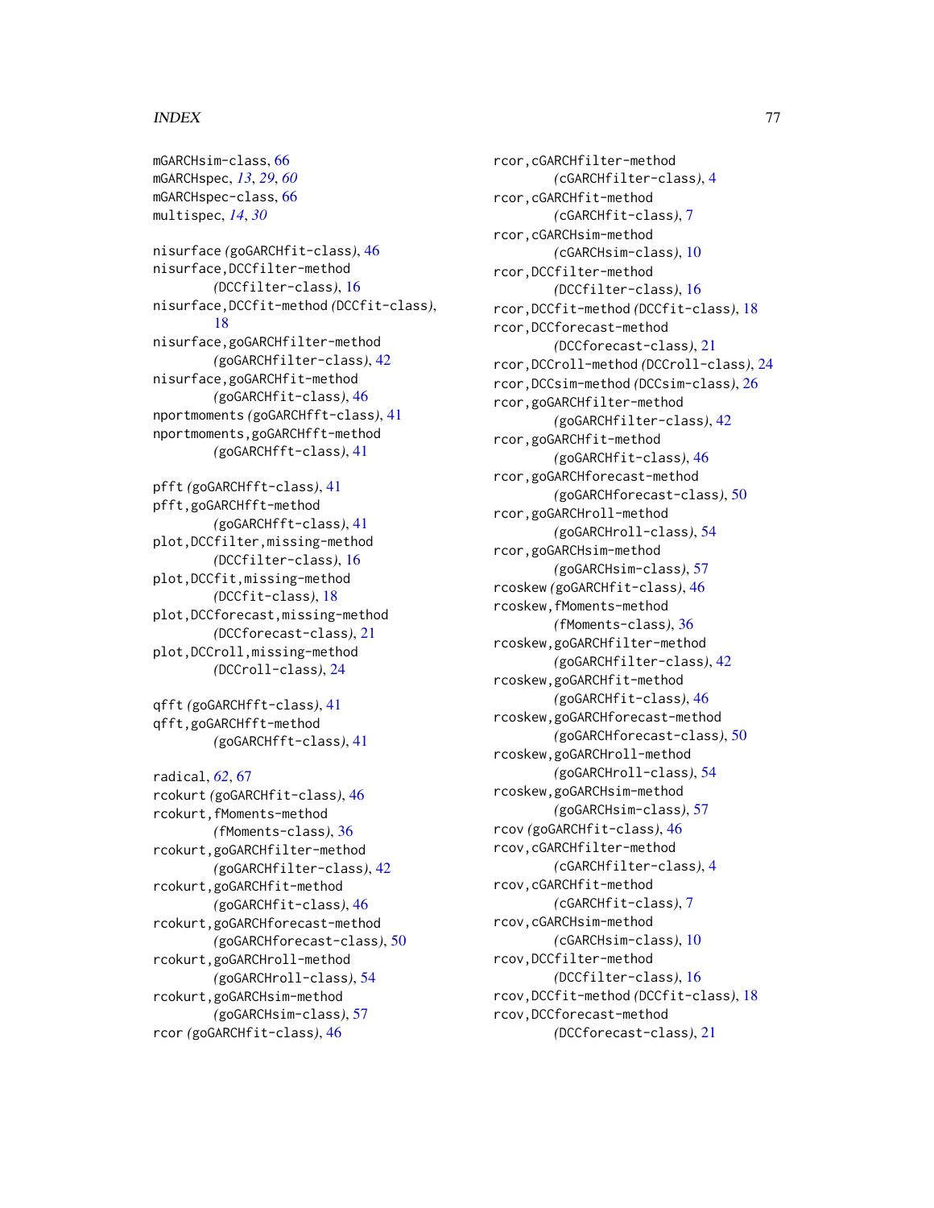mGARCHsim-class, 66
mGARCHspec, *13*, *29*, *60*
mGARCHspec-class, 66
multispec, *14*, *30*

nisurface *(*goGARCHfit-class*)*, 46
nisurface,DCCfilter-method *(*DCCfilter-class*)*, 16
nisurface,DCCfit-method *(*DCCfit-class*)*, 18
nisurface,goGARCHfilter-method *(*goGARCHfilter-class*)*, 42
nisurface,goGARCHfit-method *(*goGARCHfit-class*)*, 46
nportmoments *(*goGARCHfft-class*)*, 41
nportmoments,goGARCHfft-method *(*goGARCHfft-class*)*, 41

pfft *(*goGARCHfft-class*)*, 41
pfft,goGARCHfft-method *(*goGARCHfft-class*)*, 41
plot,DCCfilter,missing-method *(*DCCfilter-class*)*, 16
plot,DCCfit,missing-method *(*DCCfit-class*)*, 18
plot,DCCforecast,missing-method *(*DCCforecast-class*)*, 21
plot,DCCroll,missing-method *(*DCCroll-class*)*, 24

qfft *(*goGARCHfft-class*)*, 41
qfft,goGARCHfft-method *(*goGARCHfft-class*)*, 41

radical, *62*, 67
rcokurt *(*goGARCHfit-class*)*, 46
rcokurt,fMoments-method *(*fMoments-class*)*, 36
rcokurt,goGARCHfilter-method *(*goGARCHfilter-class*)*, 42
rcokurt,goGARCHfit-method *(*goGARCHfit-class*)*, 46
rcokurt,goGARCHforecast-method *(*goGARCHforecast-class*)*, 50
rcokurt,goGARCHroll-method *(*goGARCHroll-class*)*, 54
rcokurt,goGARCHsim-method *(*goGARCHsim-class*)*, 57
rcor *(*goGARCHfit-class*)*, 46
rcor,cGARCHfilter-method *(*cGARCHfilter-class*)*, 4
rcor,cGARCHfit-method *(*cGARCHfit-class*)*, 7
rcor,cGARCHsim-method *(*cGARCHsim-class*)*, 10
rcor,DCCfilter-method *(*DCCfilter-class*)*, 16
rcor,DCCfit-method *(*DCCfit-class*)*, 18
rcor,DCCforecast-method *(*DCCforecast-class*)*, 21
rcor,DCCroll-method *(*DCCroll-class*)*, 24
rcor,DCCsim-method *(*DCCsim-class*)*, 26
rcor,goGARCHfilter-method *(*goGARCHfilter-class*)*, 42
rcor,goGARCHfit-method *(*goGARCHfit-class*)*, 46
rcor,goGARCHforecast-method *(*goGARCHforecast-class*)*, 50
rcor,goGARCHroll-method *(*goGARCHroll-class*)*, 54
rcor,goGARCHsim-method *(*goGARCHsim-class*)*, 57
rcoskew *(*goGARCHfit-class*)*, 46
rcoskew,fMoments-method *(*fMoments-class*)*, 36
rcoskew,goGARCHfilter-method *(*goGARCHfilter-class*)*, 42
rcoskew,goGARCHfit-method *(*goGARCHfit-class*)*, 46
rcoskew,goGARCHforecast-method *(*goGARCHforecast-class*)*, 50
rcoskew,goGARCHroll-method *(*goGARCHroll-class*)*, 54
rcoskew,goGARCHsim-method *(*goGARCHsim-class*)*, 57
rcov *(*goGARCHfit-class*)*, 46
rcov,cGARCHfilter-method *(*cGARCHfilter-class*)*, 4
rcov,cGARCHfit-method *(*cGARCHfit-class*)*, 7
rcov,cGARCHsim-method *(*cGARCHsim-class*)*, 10
rcov,DCCfilter-method *(*DCCfilter-class*)*, 16
rcov,DCCfit-method *(*DCCfit-class*)*, 18
rcov,DCCforecast-method *(*DCCforecast-class*)*, 21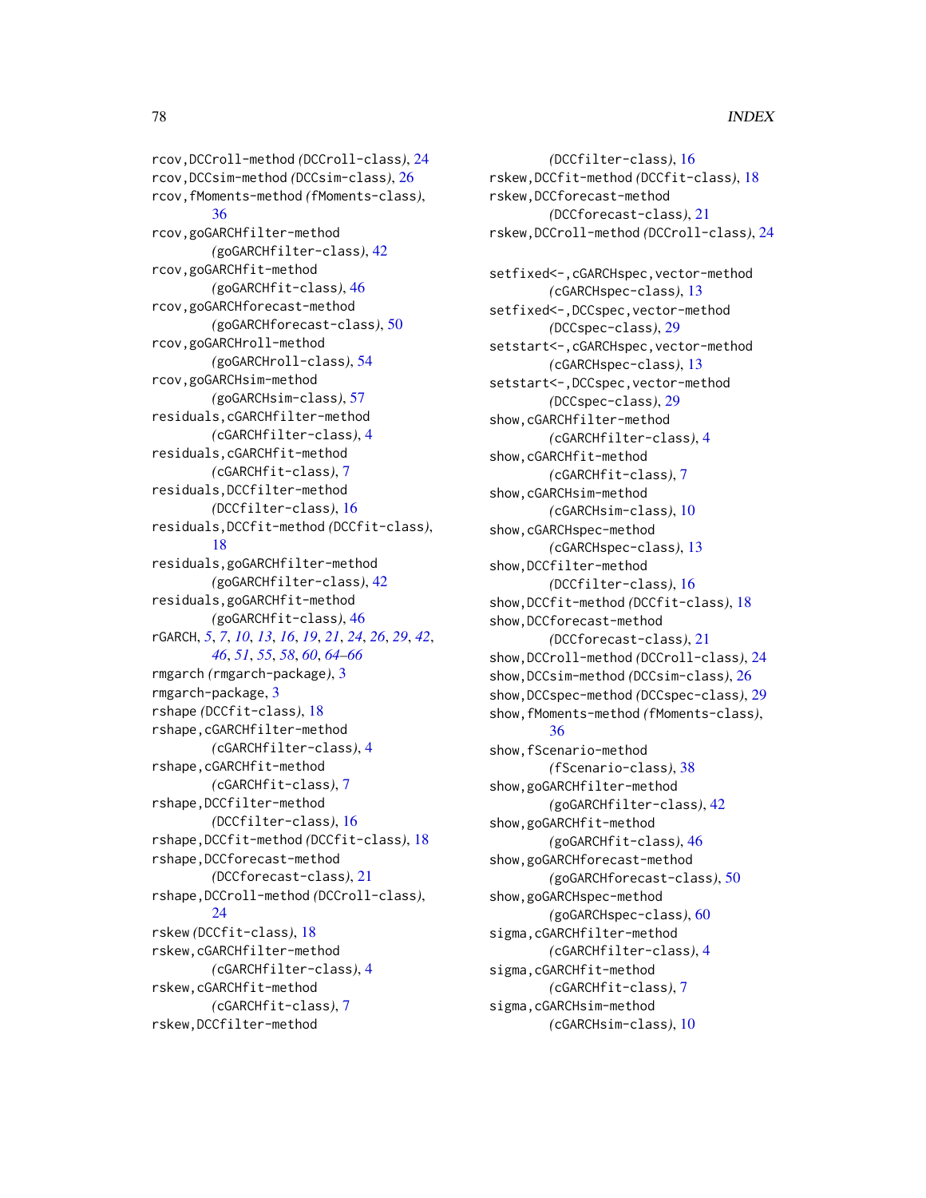rcov,DCCroll-method *(*DCCroll-class*)*, 24
rcov,DCCsim-method *(*DCCsim-class*)*, 26
rcov,fMoments-method *(*fMoments-class*)*, 36
rcov,goGARCHfilter-method *(*goGARCHfilter-class*)*, 42
rcov,goGARCHfit-method *(*goGARCHfit-class*)*, 46
rcov,goGARCHforecast-method *(*goGARCHforecast-class*)*, 50
rcov,goGARCHroll-method *(*goGARCHroll-class*)*, 54
rcov,goGARCHsim-method *(*goGARCHsim-class*)*, 57
residuals,cGARCHfilter-method *(*cGARCHfilter-class*)*, 4
residuals,cGARCHfit-method *(*cGARCHfit-class*)*, 7
residuals,DCCfilter-method *(*DCCfilter-class*)*, 16
residuals,DCCfit-method *(*DCCfit-class*)*, 18
residuals,goGARCHfilter-method *(*goGARCHfilter-class*)*, 42
residuals,goGARCHfit-method *(*goGARCHfit-class*)*, 46
rGARCH, *5*, *7*, *10*, *13*, *16*, *19*, *21*, *24*, *26*, *29*, *42*, *46*, *51*, *55*, *58*, *60*, *64–66*
rmgarch *(*rmgarch-package*)*, 3
rmgarch-package, 3
rshape *(*DCCfit-class*)*, 18
rshape,cGARCHfilter-method *(*cGARCHfilter-class*)*, 4
rshape,cGARCHfit-method *(*cGARCHfit-class*)*, 7
rshape,DCCfilter-method *(*DCCfilter-class*)*, 16
rshape,DCCfit-method *(*DCCfit-class*)*, 18
rshape,DCCforecast-method *(*DCCforecast-class*)*, 21
rshape,DCCroll-method *(*DCCroll-class*)*, 24
rskew *(*DCCfit-class*)*, 18
rskew,cGARCHfilter-method *(*cGARCHfilter-class*)*, 4
rskew,cGARCHfit-method *(*cGARCHfit-class*)*, 7
rskew,DCCfilter-method *(*DCCfilter-class*)*, 16
rskew,DCCfit-method *(*DCCfit-class*)*, 18
rskew,DCCforecast-method *(*DCCforecast-class*)*, 21
rskew,DCCroll-method *(*DCCroll-class*)*, 24

setfixed<-,cGARCHspec,vector-method *(*cGARCHspec-class*)*, 13
setfixed<-,DCCspec,vector-method *(*DCCspec-class*)*, 29
setstart<-,cGARCHspec,vector-method *(*cGARCHspec-class*)*, 13
setstart<-,DCCspec,vector-method *(*DCCspec-class*)*, 29
show,cGARCHfilter-method *(*cGARCHfilter-class*)*, 4
show,cGARCHfit-method *(*cGARCHfit-class*)*, 7
show,cGARCHsim-method *(*cGARCHsim-class*)*, 10
show,cGARCHspec-method *(*cGARCHspec-class*)*, 13
show,DCCfilter-method *(*DCCfilter-class*)*, 16
show,DCCfit-method *(*DCCfit-class*)*, 18
show,DCCforecast-method *(*DCCforecast-class*)*, 21
show,DCCroll-method *(*DCCroll-class*)*, 24
show,DCCsim-method *(*DCCsim-class*)*, 26
show,DCCspec-method *(*DCCspec-class*)*, 29
show,fMoments-method *(*fMoments-class*)*, 36
show,fScenario-method *(*fScenario-class*)*, 38
show,goGARCHfilter-method *(*goGARCHfilter-class*)*, 42
show,goGARCHfit-method *(*goGARCHfit-class*)*, 46
show,goGARCHforecast-method *(*goGARCHforecast-class*)*, 50
show,goGARCHspec-method *(*goGARCHspec-class*)*, 60
sigma,cGARCHfilter-method *(*cGARCHfilter-class*)*, 4
sigma,cGARCHfit-method *(*cGARCHfit-class*)*, 7
sigma,cGARCHsim-method *(*cGARCHsim-class*)*, 10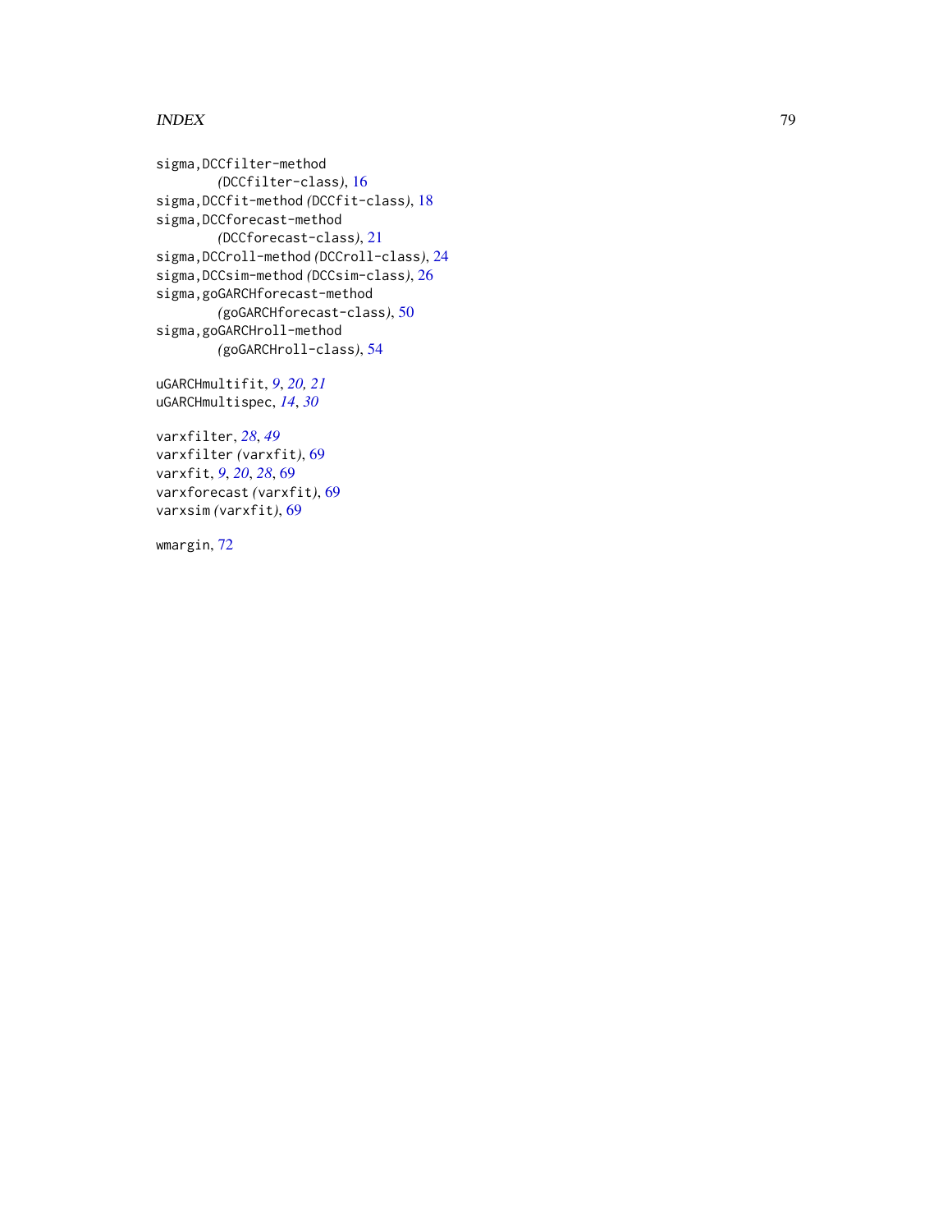sigma,DCCfilter-method
    *(*DCCfilter-class*)*, 16
sigma,DCCfit-method *(*DCCfit-class*)*, 18
sigma,DCCforecast-method
    *(*DCCforecast-class*)*, 21
sigma,DCCroll-method *(*DCCroll-class*)*, 24
sigma,DCCsim-method *(*DCCsim-class*)*, 26
sigma,goGARCHforecast-method
    *(*goGARCHforecast-class*)*, 50
sigma,goGARCHroll-method
    *(*goGARCHroll-class*)*, 54

uGARCHmultifit, *9*, *20, 21*
uGARCHmultispec, *14*, *30*

varxfilter, *28*, *49*
varxfilter *(*varxfit*)*, 69
varxfit, *9*, *20*, *28*, 69
varxforecast *(*varxfit*)*, 69
varxsim *(*varxfit*)*, 69

wmargin, 72